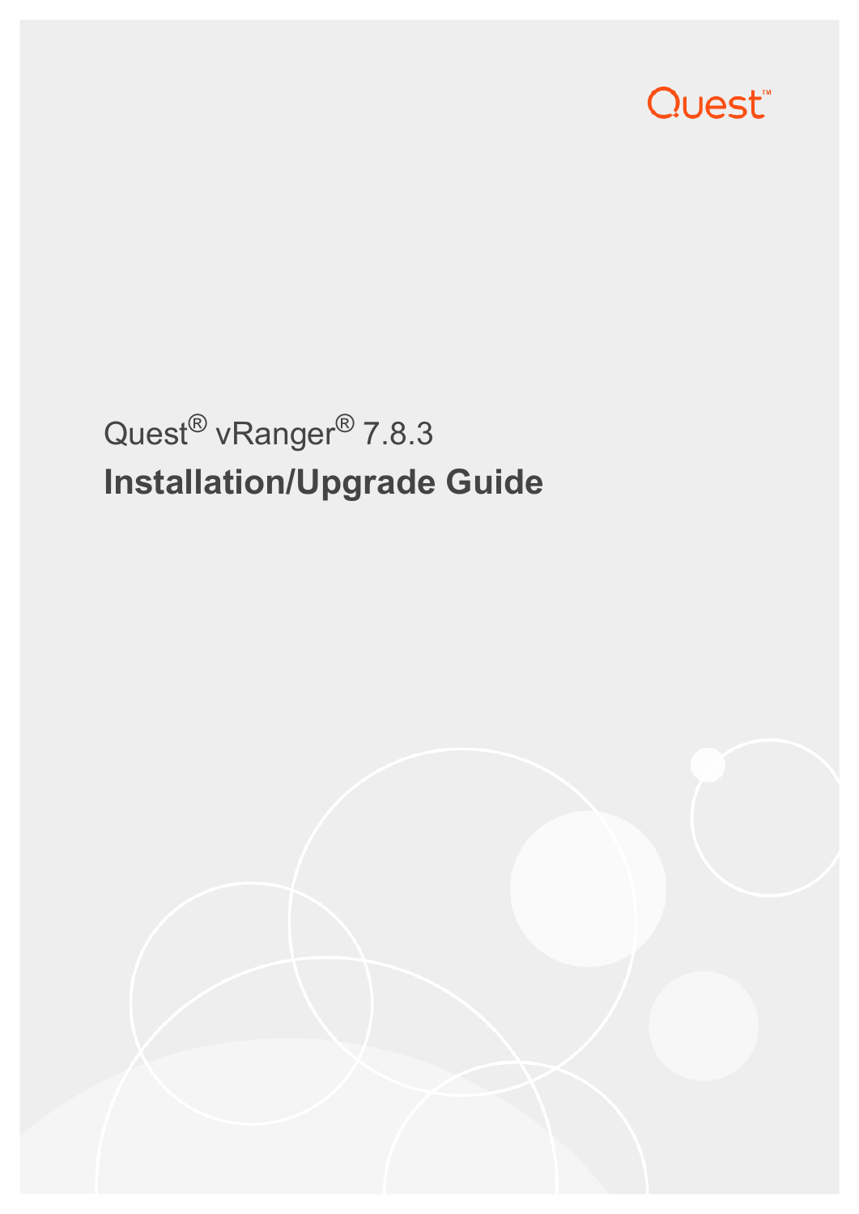Quest™

Quest® vRanger® 7.8.3

# Installation/Upgrade Guide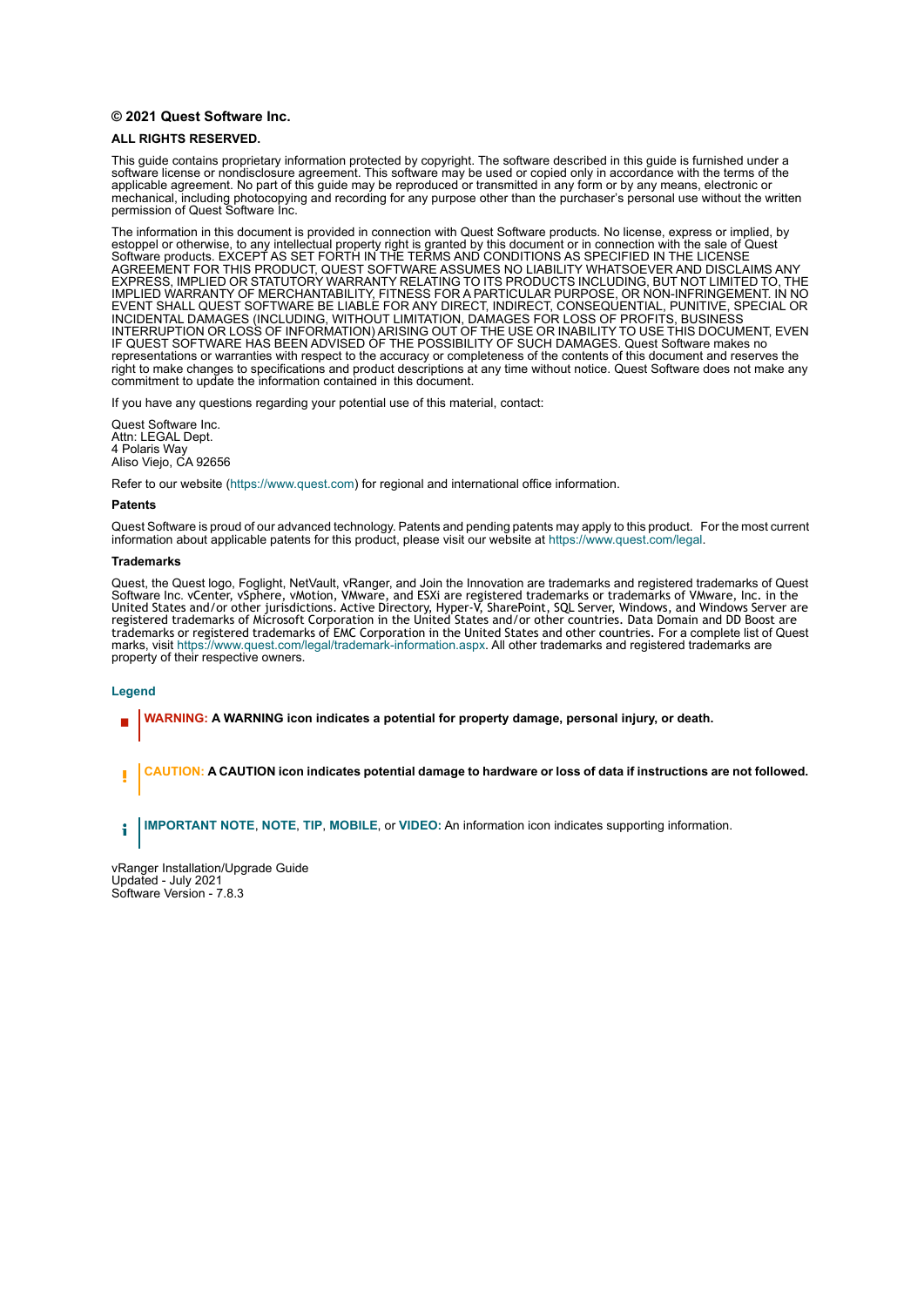**© 2021 Quest Software Inc.**

**ALL RIGHTS RESERVED.**

This guide contains proprietary information protected by copyright. The software described in this guide is furnished under a software license or nondisclosure agreement. This software may be used or copied only in accordance with the terms of the applicable agreement. No part of this guide may be reproduced or transmitted in any form or by any means, electronic or mechanical, including photocopying and recording for any purpose other than the purchaser's personal use without the written permission of Quest Software Inc.

The information in this document is provided in connection with Quest Software products. No license, express or implied, by estoppel or otherwise, to any intellectual property right is granted by this document or in connection with the sale of Quest Software products. EXCEPT AS SET FORTH IN THE TERMS AND CONDITIONS AS SPECIFIED IN THE LICENSE AGREEMENT FOR THIS PRODUCT, QUEST SOFTWARE ASSUMES NO LIABILITY WHATSOEVER AND DISCLAIMS ANY EXPRESS, IMPLIED OR STATUTORY WARRANTY RELATING TO ITS PRODUCTS INCLUDING, BUT NOT LIMITED TO, THE IMPLIED WARRANTY OF MERCHANTABILITY, FITNESS FOR A PARTICULAR PURPOSE, OR NON-INFRINGEMENT. IN NO EVENT SHALL QUEST SOFTWARE BE LIABLE FOR ANY DIRECT, INDIRECT, CONSEQUENTIAL, PUNITIVE, SPECIAL OR INCIDENTAL DAMAGES (INCLUDING, WITHOUT LIMITATION, DAMAGES FOR LOSS OF PROFITS, BUSINESS INTERRUPTION OR LOSS OF INFORMATION) ARISING OUT OF THE USE OR INABILITY TO USE THIS DOCUMENT, EVEN IF QUEST SOFTWARE HAS BEEN ADVISED OF THE POSSIBILITY OF SUCH DAMAGES. Quest Software makes no representations or warranties with respect to the accuracy or completeness of the contents of this document and reserves the right to make changes to specifications and product descriptions at any time without notice. Quest Software does not make any commitment to update the information contained in this document.

If you have any questions regarding your potential use of this material, contact:

Quest Software Inc.
Attn: LEGAL Dept.
4 Polaris Way
Aliso Viejo, CA 92656

Refer to our website (https://www.quest.com) for regional and international office information.

**Patents**

Quest Software is proud of our advanced technology. Patents and pending patents may apply to this product. For the most current information about applicable patents for this product, please visit our website at https://www.quest.com/legal.

**Trademarks**

Quest, the Quest logo, Foglight, NetVault, vRanger, and Join the Innovation are trademarks and registered trademarks of Quest Software Inc. vCenter, vSphere, vMotion, VMware, and ESXi are registered trademarks or trademarks of VMware, Inc. in the United States and/or other jurisdictions. Active Directory, Hyper-V, SharePoint, SQL Server, Windows, and Windows Server are registered trademarks of Microsoft Corporation in the United States and/or other countries. Data Domain and DD Boost are trademarks or registered trademarks of EMC Corporation in the United States and other countries. For a complete list of Quest marks, visit https://www.quest.com/legal/trademark-information.aspx. All other trademarks and registered trademarks are property of their respective owners.

**Legend**

**WARNING: A WARNING icon indicates a potential for property damage, personal injury, or death.**

**CAUTION: A CAUTION icon indicates potential damage to hardware or loss of data if instructions are not followed.**

**IMPORTANT NOTE**, **NOTE**, **TIP**, **MOBILE**, or **VIDEO:** An information icon indicates supporting information.

vRanger Installation/Upgrade Guide
Updated - July 2021
Software Version - 7.8.3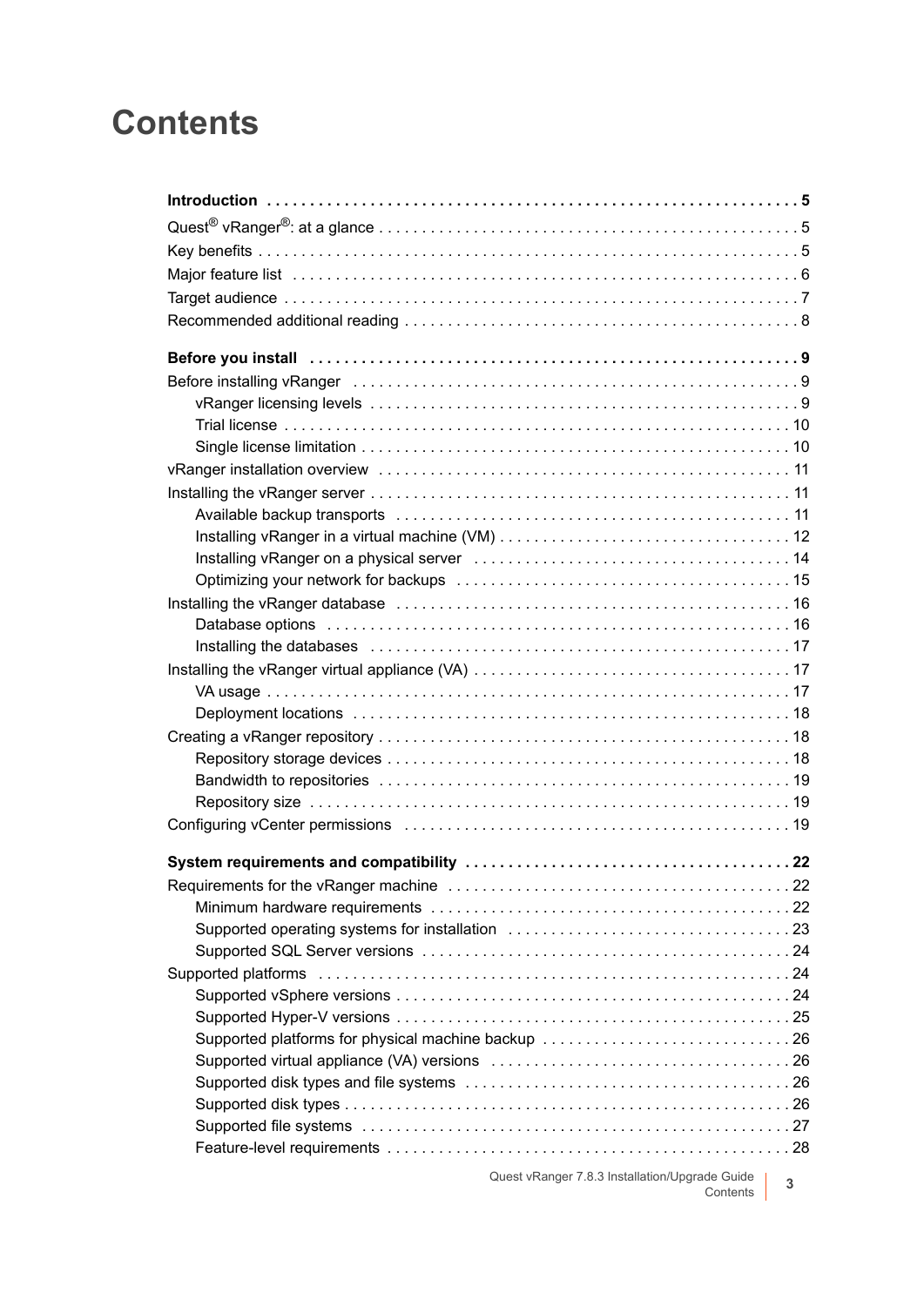# Contents

**Introduction . . . . . . . . . . . . . . . . . . . . . . . . . . . . . . . . . . . . . . . . . . . . . . . . . . . . . . . . . . . . 5**

Quest® vRanger®: at a glance . . . . . . . . . . . . . . . . . . . . . . . . . . . . . . . . . . . . . . . . . . . . . . . 5

Key benefits . . . . . . . . . . . . . . . . . . . . . . . . . . . . . . . . . . . . . . . . . . . . . . . . . . . . . . . . . . . . 5

Major feature list . . . . . . . . . . . . . . . . . . . . . . . . . . . . . . . . . . . . . . . . . . . . . . . . . . . . . . . . . 6

Target audience . . . . . . . . . . . . . . . . . . . . . . . . . . . . . . . . . . . . . . . . . . . . . . . . . . . . . . . . . . 7

Recommended additional reading . . . . . . . . . . . . . . . . . . . . . . . . . . . . . . . . . . . . . . . . . . . . . 8

**Before you install . . . . . . . . . . . . . . . . . . . . . . . . . . . . . . . . . . . . . . . . . . . . . . . . . . . . . . . . 9**

Before installing vRanger . . . . . . . . . . . . . . . . . . . . . . . . . . . . . . . . . . . . . . . . . . . . . . . . . . . 9

- vRanger licensing levels . . . . . . . . . . . . . . . . . . . . . . . . . . . . . . . . . . . . . . . . . . . . . . . . . 9
- Trial license . . . . . . . . . . . . . . . . . . . . . . . . . . . . . . . . . . . . . . . . . . . . . . . . . . . . . . . . . . . 10
- Single license limitation . . . . . . . . . . . . . . . . . . . . . . . . . . . . . . . . . . . . . . . . . . . . . . . . . . 10

vRanger installation overview . . . . . . . . . . . . . . . . . . . . . . . . . . . . . . . . . . . . . . . . . . . . . . . . 11

Installing the vRanger server . . . . . . . . . . . . . . . . . . . . . . . . . . . . . . . . . . . . . . . . . . . . . . . . 11

- Available backup transports . . . . . . . . . . . . . . . . . . . . . . . . . . . . . . . . . . . . . . . . . . . . . . 11
- Installing vRanger in a virtual machine (VM) . . . . . . . . . . . . . . . . . . . . . . . . . . . . . . . . . . 12
- Installing vRanger on a physical server . . . . . . . . . . . . . . . . . . . . . . . . . . . . . . . . . . . . . . 14
- Optimizing your network for backups . . . . . . . . . . . . . . . . . . . . . . . . . . . . . . . . . . . . . . . 15

Installing the vRanger database . . . . . . . . . . . . . . . . . . . . . . . . . . . . . . . . . . . . . . . . . . . . . . 16

- Database options . . . . . . . . . . . . . . . . . . . . . . . . . . . . . . . . . . . . . . . . . . . . . . . . . . . . . . 16
- Installing the databases . . . . . . . . . . . . . . . . . . . . . . . . . . . . . . . . . . . . . . . . . . . . . . . . . 17

Installing the vRanger virtual appliance (VA) . . . . . . . . . . . . . . . . . . . . . . . . . . . . . . . . . . . . . 17

- VA usage . . . . . . . . . . . . . . . . . . . . . . . . . . . . . . . . . . . . . . . . . . . . . . . . . . . . . . . . . . . . 17
- Deployment locations . . . . . . . . . . . . . . . . . . . . . . . . . . . . . . . . . . . . . . . . . . . . . . . . . . . 18

Creating a vRanger repository . . . . . . . . . . . . . . . . . . . . . . . . . . . . . . . . . . . . . . . . . . . . . . . . 18

- Repository storage devices . . . . . . . . . . . . . . . . . . . . . . . . . . . . . . . . . . . . . . . . . . . . . . . 18
- Bandwidth to repositories . . . . . . . . . . . . . . . . . . . . . . . . . . . . . . . . . . . . . . . . . . . . . . . . 19
- Repository size . . . . . . . . . . . . . . . . . . . . . . . . . . . . . . . . . . . . . . . . . . . . . . . . . . . . . . . . 19

Configuring vCenter permissions . . . . . . . . . . . . . . . . . . . . . . . . . . . . . . . . . . . . . . . . . . . . . . 19

**System requirements and compatibility . . . . . . . . . . . . . . . . . . . . . . . . . . . . . . . . . . . . . . 22**

Requirements for the vRanger machine . . . . . . . . . . . . . . . . . . . . . . . . . . . . . . . . . . . . . . . . 22

- Minimum hardware requirements . . . . . . . . . . . . . . . . . . . . . . . . . . . . . . . . . . . . . . . . . . 22
- Supported operating systems for installation . . . . . . . . . . . . . . . . . . . . . . . . . . . . . . . . . 23
- Supported SQL Server versions . . . . . . . . . . . . . . . . . . . . . . . . . . . . . . . . . . . . . . . . . . . 24

Supported platforms . . . . . . . . . . . . . . . . . . . . . . . . . . . . . . . . . . . . . . . . . . . . . . . . . . . . . . . 24

- Supported vSphere versions . . . . . . . . . . . . . . . . . . . . . . . . . . . . . . . . . . . . . . . . . . . . . . 24
- Supported Hyper-V versions . . . . . . . . . . . . . . . . . . . . . . . . . . . . . . . . . . . . . . . . . . . . . . 25
- Supported platforms for physical machine backup . . . . . . . . . . . . . . . . . . . . . . . . . . . . . 26
- Supported virtual appliance (VA) versions . . . . . . . . . . . . . . . . . . . . . . . . . . . . . . . . . . . 26
- Supported disk types and file systems . . . . . . . . . . . . . . . . . . . . . . . . . . . . . . . . . . . . . . 26
- Supported disk types . . . . . . . . . . . . . . . . . . . . . . . . . . . . . . . . . . . . . . . . . . . . . . . . . . . . 26
- Supported file systems . . . . . . . . . . . . . . . . . . . . . . . . . . . . . . . . . . . . . . . . . . . . . . . . . . 27
- Feature-level requirements . . . . . . . . . . . . . . . . . . . . . . . . . . . . . . . . . . . . . . . . . . . . . . . 28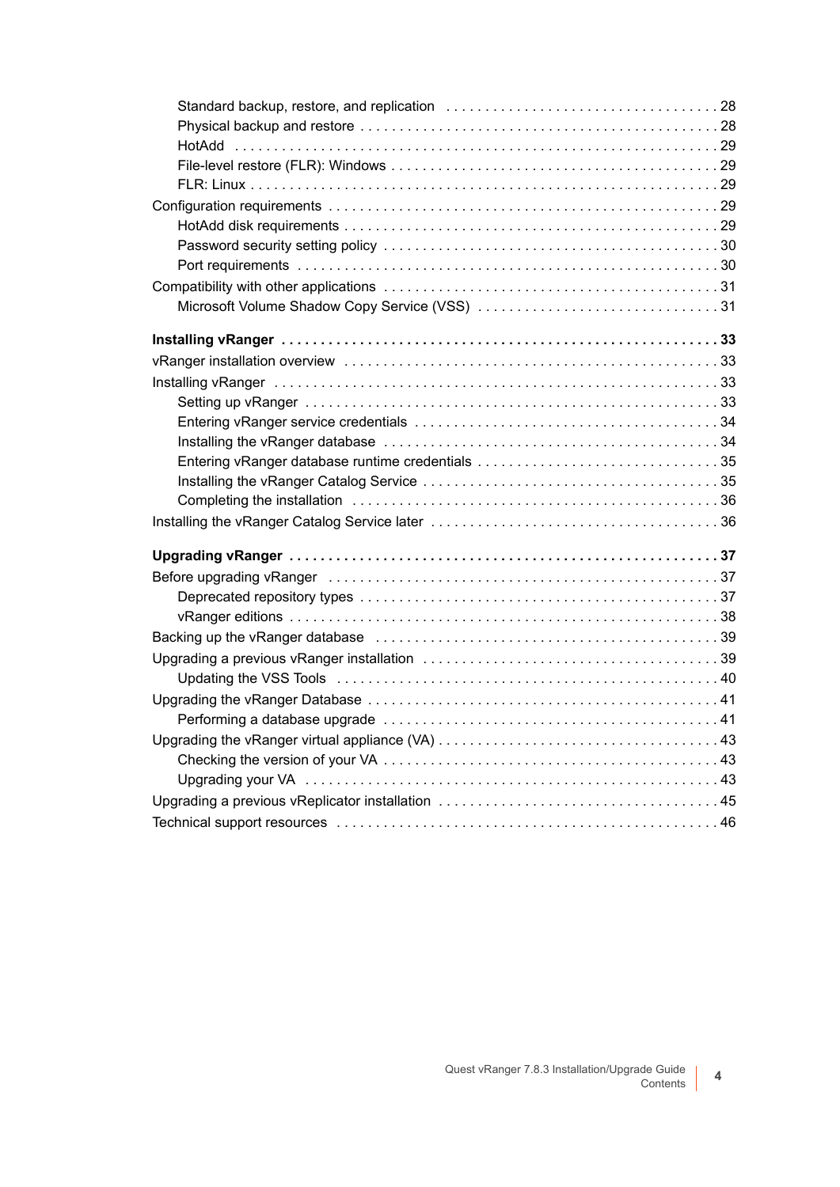- Standard backup, restore, and replication . . . . . . . . . . 28
- Physical backup and restore . . . . . . . . . . 28
- HotAdd . . . . . . . . . . 29
- File-level restore (FLR): Windows . . . . . . . . . . 29
- FLR: Linux . . . . . . . . . . 29

Configuration requirements . . . . . . . . . . 29

- HotAdd disk requirements . . . . . . . . . . 29
- Password security setting policy . . . . . . . . . . 30
- Port requirements . . . . . . . . . . 30

Compatibility with other applications . . . . . . . . . . 31

- Microsoft Volume Shadow Copy Service (VSS) . . . . . . . . . . 31

**Installing vRanger . . . . . . . . . . 33**

vRanger installation overview . . . . . . . . . . 33

Installing vRanger . . . . . . . . . . 33

- Setting up vRanger . . . . . . . . . . 33
- Entering vRanger service credentials . . . . . . . . . . 34
- Installing the vRanger database . . . . . . . . . . 34
- Entering vRanger database runtime credentials . . . . . . . . . . 35
- Installing the vRanger Catalog Service . . . . . . . . . . 35
- Completing the installation . . . . . . . . . . 36

Installing the vRanger Catalog Service later . . . . . . . . . . 36

**Upgrading vRanger . . . . . . . . . . 37**

Before upgrading vRanger . . . . . . . . . . 37

- Deprecated repository types . . . . . . . . . . 37
- vRanger editions . . . . . . . . . . 38

Backing up the vRanger database . . . . . . . . . . 39

Upgrading a previous vRanger installation . . . . . . . . . . 39

- Updating the VSS Tools . . . . . . . . . . 40

Upgrading the vRanger Database . . . . . . . . . . 41

- Performing a database upgrade . . . . . . . . . . 41

Upgrading the vRanger virtual appliance (VA) . . . . . . . . . . 43

- Checking the version of your VA . . . . . . . . . . 43
- Upgrading your VA . . . . . . . . . . 43

Upgrading a previous vReplicator installation . . . . . . . . . . 45

Technical support resources . . . . . . . . . . 46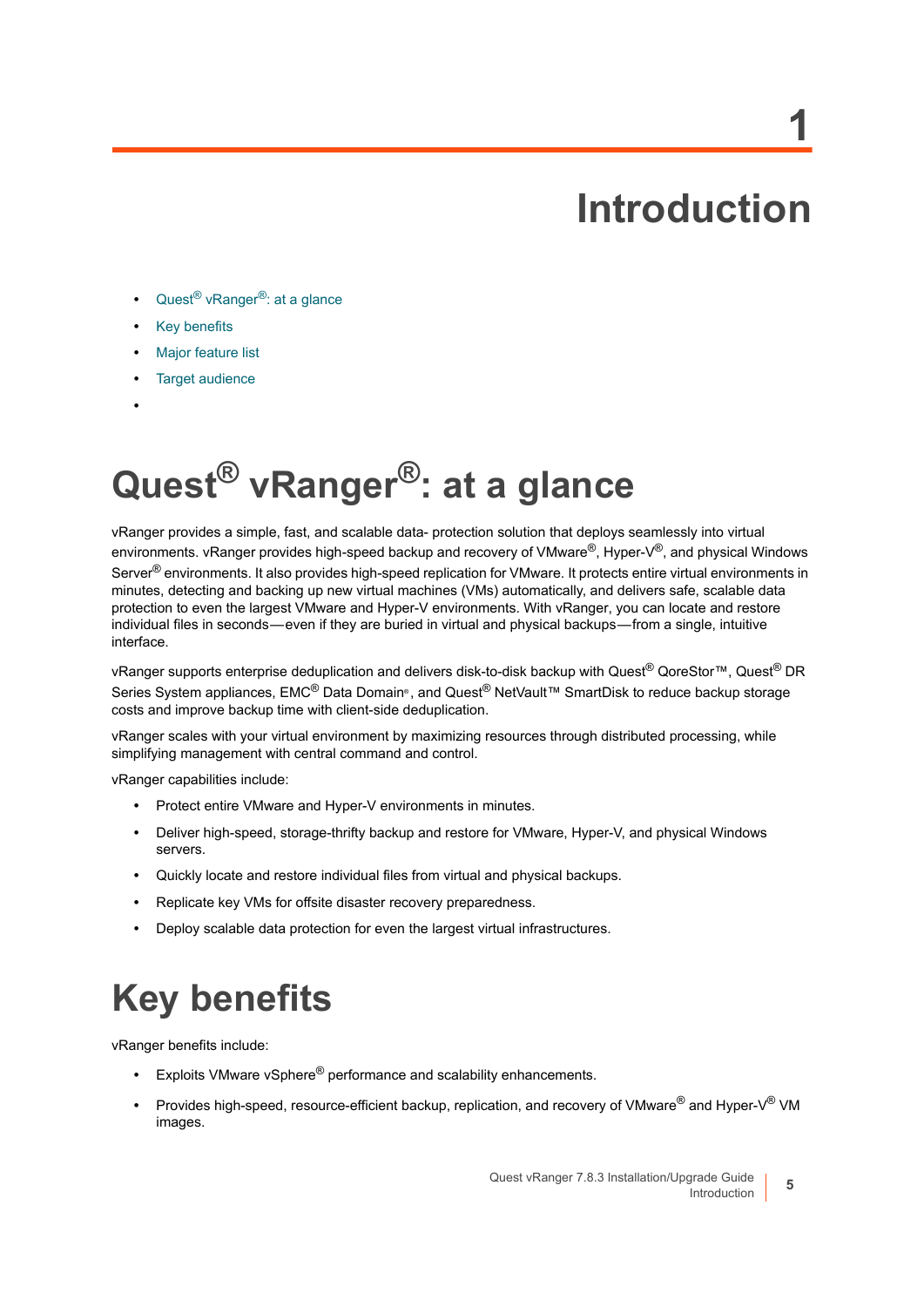# 1 Introduction

- Quest® vRanger®: at a glance
- Key benefits
- Major feature list
- Target audience

## Quest® vRanger®: at a glance

vRanger provides a simple, fast, and scalable data- protection solution that deploys seamlessly into virtual environments. vRanger provides high-speed backup and recovery of VMware®, Hyper-V®, and physical Windows Server® environments. It also provides high-speed replication for VMware. It protects entire virtual environments in minutes, detecting and backing up new virtual machines (VMs) automatically, and delivers safe, scalable data protection to even the largest VMware and Hyper-V environments. With vRanger, you can locate and restore individual files in seconds—even if they are buried in virtual and physical backups—from a single, intuitive interface.

vRanger supports enterprise deduplication and delivers disk-to-disk backup with Quest® QoreStor™, Quest® DR Series System appliances, EMC® Data Domain®, and Quest® NetVault™ SmartDisk to reduce backup storage costs and improve backup time with client-side deduplication.

vRanger scales with your virtual environment by maximizing resources through distributed processing, while simplifying management with central command and control.

vRanger capabilities include:

- Protect entire VMware and Hyper-V environments in minutes.
- Deliver high-speed, storage-thrifty backup and restore for VMware, Hyper-V, and physical Windows servers.
- Quickly locate and restore individual files from virtual and physical backups.
- Replicate key VMs for offsite disaster recovery preparedness.
- Deploy scalable data protection for even the largest virtual infrastructures.

## Key benefits

vRanger benefits include:

- Exploits VMware vSphere® performance and scalability enhancements.
- Provides high-speed, resource-efficient backup, replication, and recovery of VMware® and Hyper-V® VM images.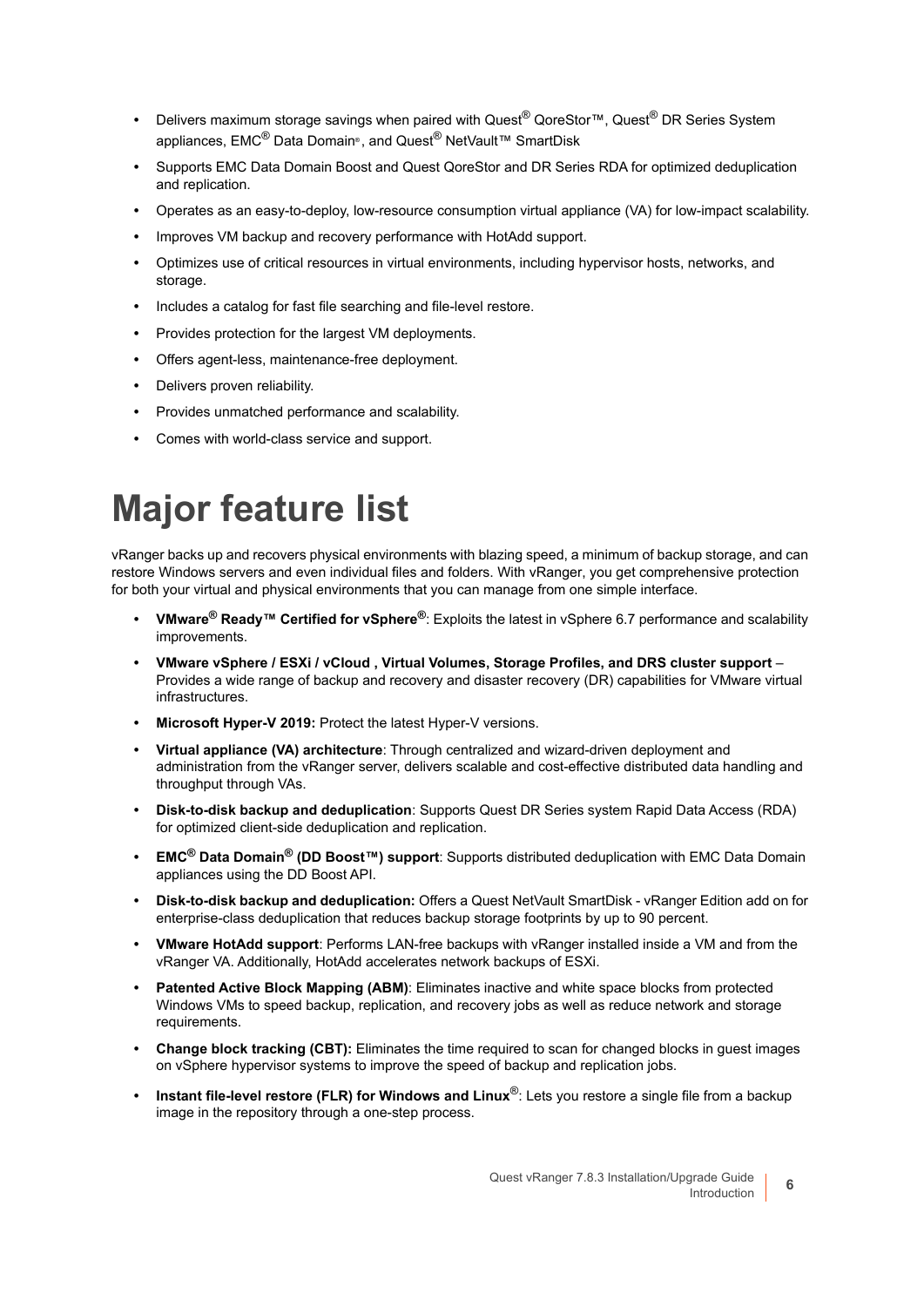- Delivers maximum storage savings when paired with Quest® QoreStor™, Quest® DR Series System appliances, EMC® Data Domain®, and Quest® NetVault™ SmartDisk
- Supports EMC Data Domain Boost and Quest QoreStor and DR Series RDA for optimized deduplication and replication.
- Operates as an easy-to-deploy, low-resource consumption virtual appliance (VA) for low-impact scalability.
- Improves VM backup and recovery performance with HotAdd support.
- Optimizes use of critical resources in virtual environments, including hypervisor hosts, networks, and storage.
- Includes a catalog for fast file searching and file-level restore.
- Provides protection for the largest VM deployments.
- Offers agent-less, maintenance-free deployment.
- Delivers proven reliability.
- Provides unmatched performance and scalability.
- Comes with world-class service and support.

# Major feature list

vRanger backs up and recovers physical environments with blazing speed, a minimum of backup storage, and can restore Windows servers and even individual files and folders. With vRanger, you get comprehensive protection for both your virtual and physical environments that you can manage from one simple interface.

- **VMware® Ready™ Certified for vSphere®**: Exploits the latest in vSphere 6.7 performance and scalability improvements.
- **VMware vSphere / ESXi / vCloud , Virtual Volumes, Storage Profiles, and DRS cluster support** – Provides a wide range of backup and recovery and disaster recovery (DR) capabilities for VMware virtual infrastructures.
- **Microsoft Hyper-V 2019:** Protect the latest Hyper-V versions.
- **Virtual appliance (VA) architecture**: Through centralized and wizard-driven deployment and administration from the vRanger server, delivers scalable and cost-effective distributed data handling and throughput through VAs.
- **Disk-to-disk backup and deduplication**: Supports Quest DR Series system Rapid Data Access (RDA) for optimized client-side deduplication and replication.
- **EMC® Data Domain® (DD Boost™) support**: Supports distributed deduplication with EMC Data Domain appliances using the DD Boost API.
- **Disk-to-disk backup and deduplication:** Offers a Quest NetVault SmartDisk - vRanger Edition add on for enterprise-class deduplication that reduces backup storage footprints by up to 90 percent.
- **VMware HotAdd support**: Performs LAN-free backups with vRanger installed inside a VM and from the vRanger VA. Additionally, HotAdd accelerates network backups of ESXi.
- **Patented Active Block Mapping (ABM)**: Eliminates inactive and white space blocks from protected Windows VMs to speed backup, replication, and recovery jobs as well as reduce network and storage requirements.
- **Change block tracking (CBT):** Eliminates the time required to scan for changed blocks in guest images on vSphere hypervisor systems to improve the speed of backup and replication jobs.
- **Instant file-level restore (FLR) for Windows and Linux®**: Lets you restore a single file from a backup image in the repository through a one-step process.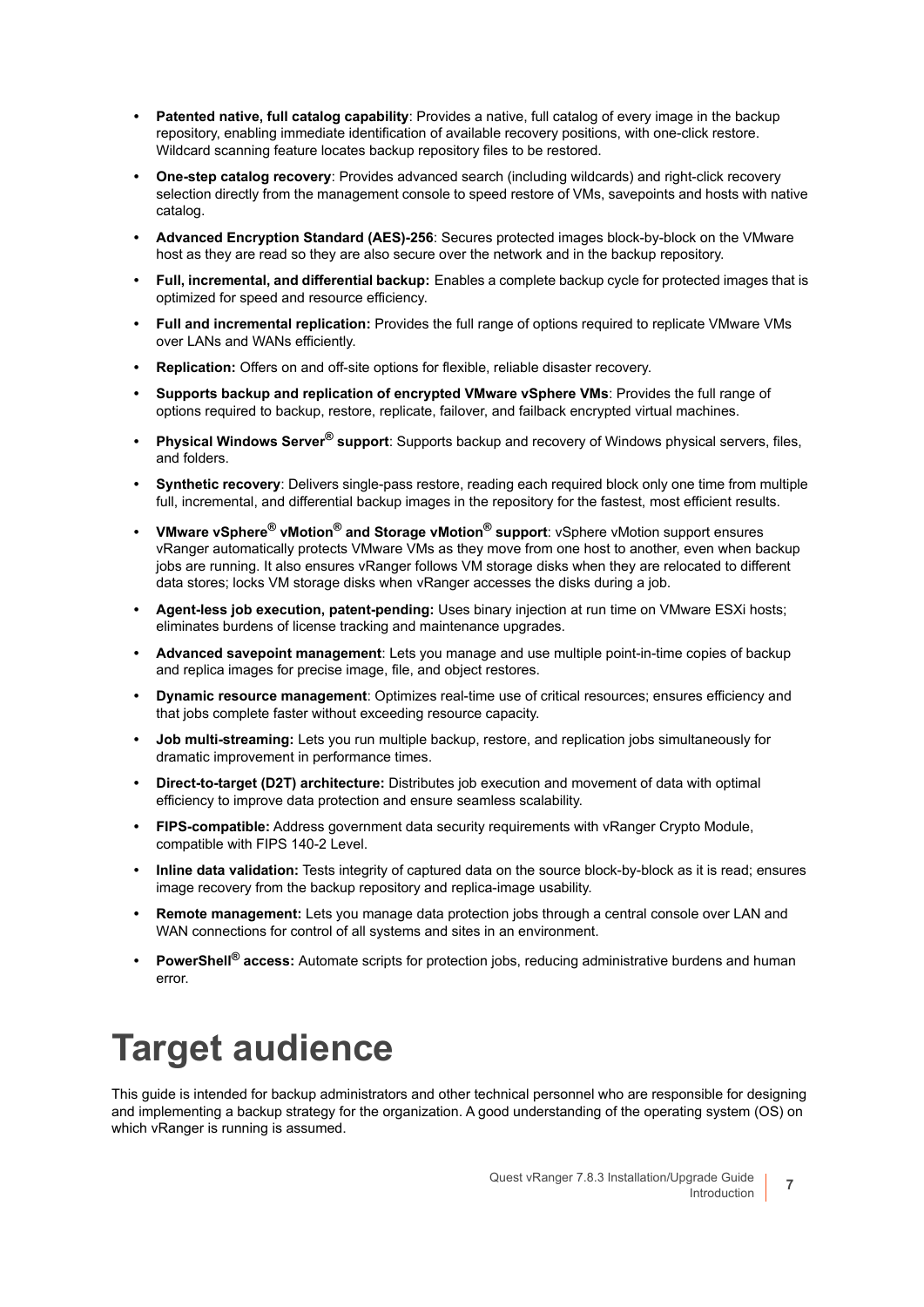- **Patented native, full catalog capability**: Provides a native, full catalog of every image in the backup repository, enabling immediate identification of available recovery positions, with one-click restore. Wildcard scanning feature locates backup repository files to be restored.
- **One-step catalog recovery**: Provides advanced search (including wildcards) and right-click recovery selection directly from the management console to speed restore of VMs, savepoints and hosts with native catalog.
- **Advanced Encryption Standard (AES)-256**: Secures protected images block-by-block on the VMware host as they are read so they are also secure over the network and in the backup repository.
- **Full, incremental, and differential backup:** Enables a complete backup cycle for protected images that is optimized for speed and resource efficiency.
- **Full and incremental replication:** Provides the full range of options required to replicate VMware VMs over LANs and WANs efficiently.
- **Replication:** Offers on and off-site options for flexible, reliable disaster recovery.
- **Supports backup and replication of encrypted VMware vSphere VMs**: Provides the full range of options required to backup, restore, replicate, failover, and failback encrypted virtual machines.
- **Physical Windows Server® support**: Supports backup and recovery of Windows physical servers, files, and folders.
- **Synthetic recovery**: Delivers single-pass restore, reading each required block only one time from multiple full, incremental, and differential backup images in the repository for the fastest, most efficient results.
- **VMware vSphere® vMotion® and Storage vMotion® support**: vSphere vMotion support ensures vRanger automatically protects VMware VMs as they move from one host to another, even when backup jobs are running. It also ensures vRanger follows VM storage disks when they are relocated to different data stores; locks VM storage disks when vRanger accesses the disks during a job.
- **Agent-less job execution, patent-pending:** Uses binary injection at run time on VMware ESXi hosts; eliminates burdens of license tracking and maintenance upgrades.
- **Advanced savepoint management**: Lets you manage and use multiple point-in-time copies of backup and replica images for precise image, file, and object restores.
- **Dynamic resource management**: Optimizes real-time use of critical resources; ensures efficiency and that jobs complete faster without exceeding resource capacity.
- **Job multi-streaming:** Lets you run multiple backup, restore, and replication jobs simultaneously for dramatic improvement in performance times.
- **Direct-to-target (D2T) architecture:** Distributes job execution and movement of data with optimal efficiency to improve data protection and ensure seamless scalability.
- **FIPS-compatible:** Address government data security requirements with vRanger Crypto Module, compatible with FIPS 140-2 Level.
- **Inline data validation:** Tests integrity of captured data on the source block-by-block as it is read; ensures image recovery from the backup repository and replica-image usability.
- **Remote management:** Lets you manage data protection jobs through a central console over LAN and WAN connections for control of all systems and sites in an environment.
- **PowerShell® access:** Automate scripts for protection jobs, reducing administrative burdens and human error.

# Target audience

This guide is intended for backup administrators and other technical personnel who are responsible for designing and implementing a backup strategy for the organization. A good understanding of the operating system (OS) on which vRanger is running is assumed.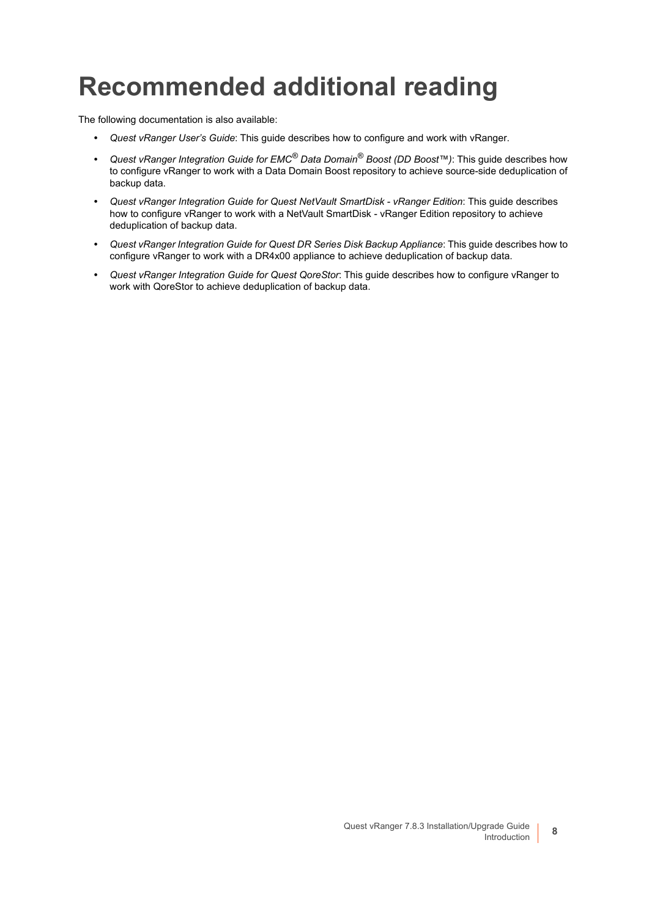# Recommended additional reading

The following documentation is also available:

- *Quest vRanger User's Guide*: This guide describes how to configure and work with vRanger.
- *Quest vRanger Integration Guide for EMC® Data Domain® Boost (DD Boost™)*: This guide describes how to configure vRanger to work with a Data Domain Boost repository to achieve source-side deduplication of backup data.
- *Quest vRanger Integration Guide for Quest NetVault SmartDisk - vRanger Edition*: This guide describes how to configure vRanger to work with a NetVault SmartDisk - vRanger Edition repository to achieve deduplication of backup data.
- *Quest vRanger Integration Guide for Quest DR Series Disk Backup Appliance*: This guide describes how to configure vRanger to work with a DR4x00 appliance to achieve deduplication of backup data.
- *Quest vRanger Integration Guide for Quest QoreStor*: This guide describes how to configure vRanger to work with QoreStor to achieve deduplication of backup data.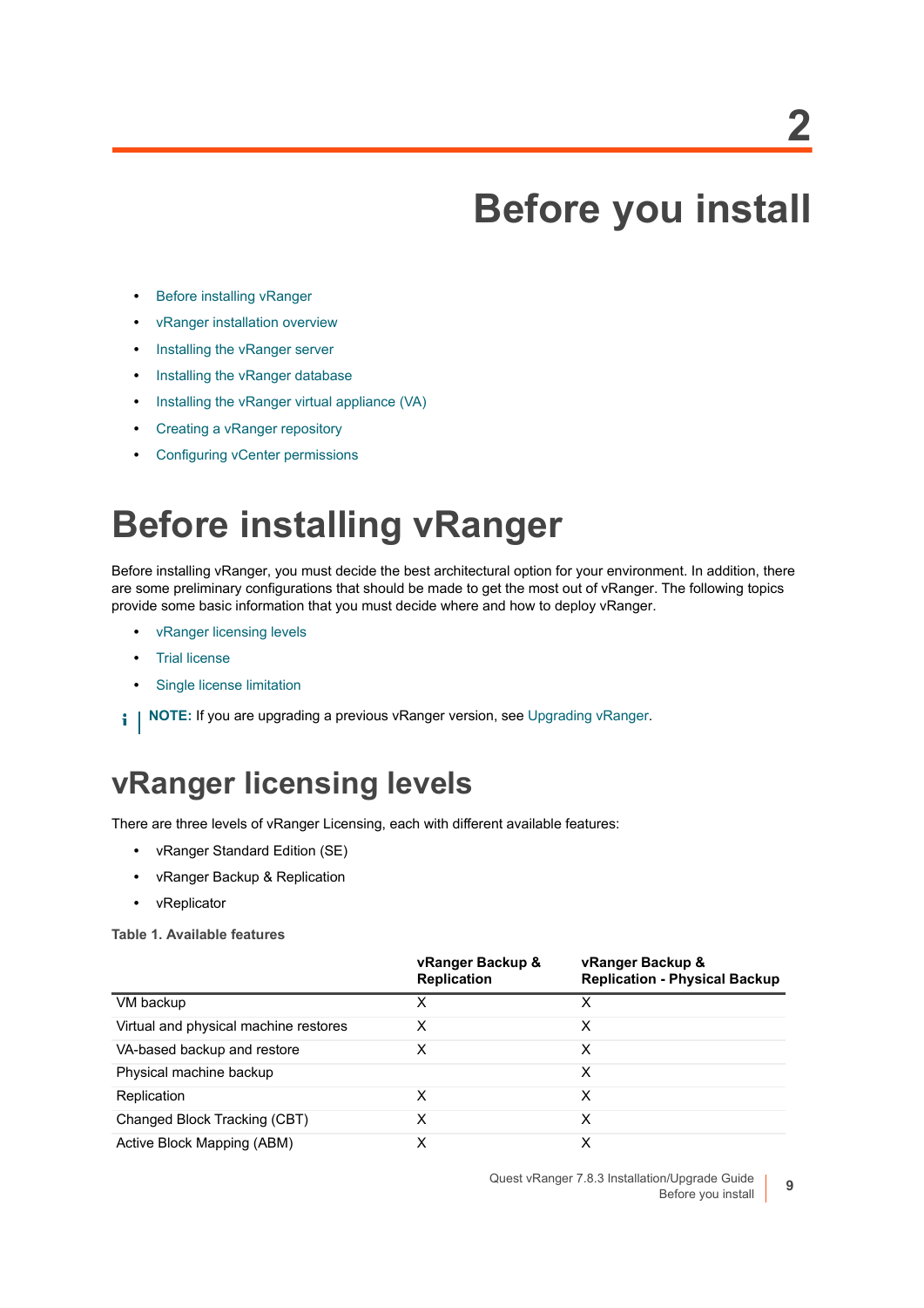# 2

# Before you install

- Before installing vRanger
- vRanger installation overview
- Installing the vRanger server
- Installing the vRanger database
- Installing the vRanger virtual appliance (VA)
- Creating a vRanger repository
- Configuring vCenter permissions

# Before installing vRanger

Before installing vRanger, you must decide the best architectural option for your environment. In addition, there are some preliminary configurations that should be made to get the most out of vRanger. The following topics provide some basic information that you must decide where and how to deploy vRanger.

- vRanger licensing levels
- Trial license
- Single license limitation

**NOTE:** If you are upgrading a previous vRanger version, see Upgrading vRanger.

## vRanger licensing levels

There are three levels of vRanger Licensing, each with different available features:

- vRanger Standard Edition (SE)
- vRanger Backup & Replication
- vReplicator

**Table 1. Available features**

| | vRanger Backup & Replication | vRanger Backup & Replication - Physical Backup |
|---|---|---|
| VM backup | X | X |
| Virtual and physical machine restores | X | X |
| VA-based backup and restore | X | X |
| Physical machine backup | | X |
| Replication | X | X |
| Changed Block Tracking (CBT) | X | X |
| Active Block Mapping (ABM) | X | X |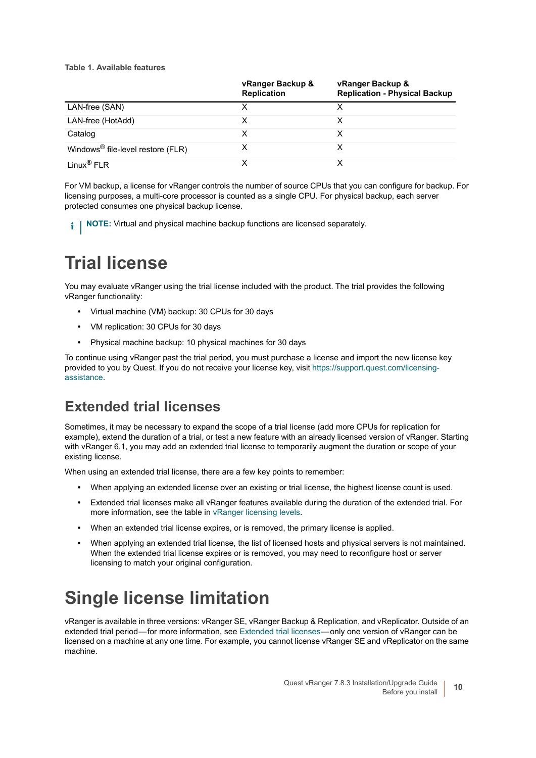**Table 1. Available features**

| | vRanger Backup & Replication | vRanger Backup & Replication - Physical Backup |
|---|---|---|
| LAN-free (SAN) | X | X |
| LAN-free (HotAdd) | X | X |
| Catalog | X | X |
| Windows® file-level restore (FLR) | X | X |
| Linux® FLR | X | X |

For VM backup, a license for vRanger controls the number of source CPUs that you can configure for backup. For licensing purposes, a multi-core processor is counted as a single CPU. For physical backup, each server protected consumes one physical backup license.

**NOTE:** Virtual and physical machine backup functions are licensed separately.

# Trial license

You may evaluate vRanger using the trial license included with the product. The trial provides the following vRanger functionality:

- Virtual machine (VM) backup: 30 CPUs for 30 days
- VM replication: 30 CPUs for 30 days
- Physical machine backup: 10 physical machines for 30 days

To continue using vRanger past the trial period, you must purchase a license and import the new license key provided to you by Quest. If you do not receive your license key, visit https://support.quest.com/licensing-assistance.

## Extended trial licenses

Sometimes, it may be necessary to expand the scope of a trial license (add more CPUs for replication for example), extend the duration of a trial, or test a new feature with an already licensed version of vRanger. Starting with vRanger 6.1, you may add an extended trial license to temporarily augment the duration or scope of your existing license.

When using an extended trial license, there are a few key points to remember:

- When applying an extended license over an existing or trial license, the highest license count is used.
- Extended trial licenses make all vRanger features available during the duration of the extended trial. For more information, see the table in vRanger licensing levels.
- When an extended trial license expires, or is removed, the primary license is applied.
- When applying an extended trial license, the list of licensed hosts and physical servers is not maintained. When the extended trial license expires or is removed, you may need to reconfigure host or server licensing to match your original configuration.

# Single license limitation

vRanger is available in three versions: vRanger SE, vRanger Backup & Replication, and vReplicator. Outside of an extended trial period—for more information, see Extended trial licenses—only one version of vRanger can be licensed on a machine at any one time. For example, you cannot license vRanger SE and vReplicator on the same machine.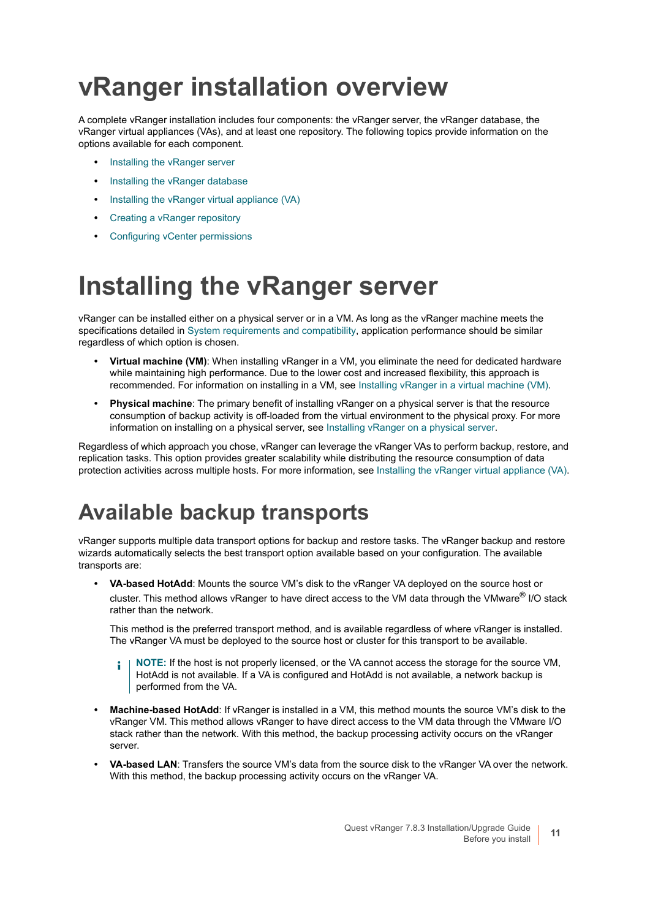# vRanger installation overview

A complete vRanger installation includes four components: the vRanger server, the vRanger database, the vRanger virtual appliances (VAs), and at least one repository. The following topics provide information on the options available for each component.

- Installing the vRanger server
- Installing the vRanger database
- Installing the vRanger virtual appliance (VA)
- Creating a vRanger repository
- Configuring vCenter permissions

# Installing the vRanger server

vRanger can be installed either on a physical server or in a VM. As long as the vRanger machine meets the specifications detailed in System requirements and compatibility, application performance should be similar regardless of which option is chosen.

- **Virtual machine (VM)**: When installing vRanger in a VM, you eliminate the need for dedicated hardware while maintaining high performance. Due to the lower cost and increased flexibility, this approach is recommended. For information on installing in a VM, see Installing vRanger in a virtual machine (VM).
- **Physical machine**: The primary benefit of installing vRanger on a physical server is that the resource consumption of backup activity is off-loaded from the virtual environment to the physical proxy. For more information on installing on a physical server, see Installing vRanger on a physical server.

Regardless of which approach you chose, vRanger can leverage the vRanger VAs to perform backup, restore, and replication tasks. This option provides greater scalability while distributing the resource consumption of data protection activities across multiple hosts. For more information, see Installing the vRanger virtual appliance (VA).

## Available backup transports

vRanger supports multiple data transport options for backup and restore tasks. The vRanger backup and restore wizards automatically selects the best transport option available based on your configuration. The available transports are:

- **VA-based HotAdd**: Mounts the source VM's disk to the vRanger VA deployed on the source host or cluster. This method allows vRanger to have direct access to the VM data through the VMware® I/O stack rather than the network.

  This method is the preferred transport method, and is available regardless of where vRanger is installed. The vRanger VA must be deployed to the source host or cluster for this transport to be available.

  > **NOTE:** If the host is not properly licensed, or the VA cannot access the storage for the source VM, HotAdd is not available. If a VA is configured and HotAdd is not available, a network backup is performed from the VA.

- **Machine-based HotAdd**: If vRanger is installed in a VM, this method mounts the source VM's disk to the vRanger VM. This method allows vRanger to have direct access to the VM data through the VMware I/O stack rather than the network. With this method, the backup processing activity occurs on the vRanger server.
- **VA-based LAN**: Transfers the source VM's data from the source disk to the vRanger VA over the network. With this method, the backup processing activity occurs on the vRanger VA.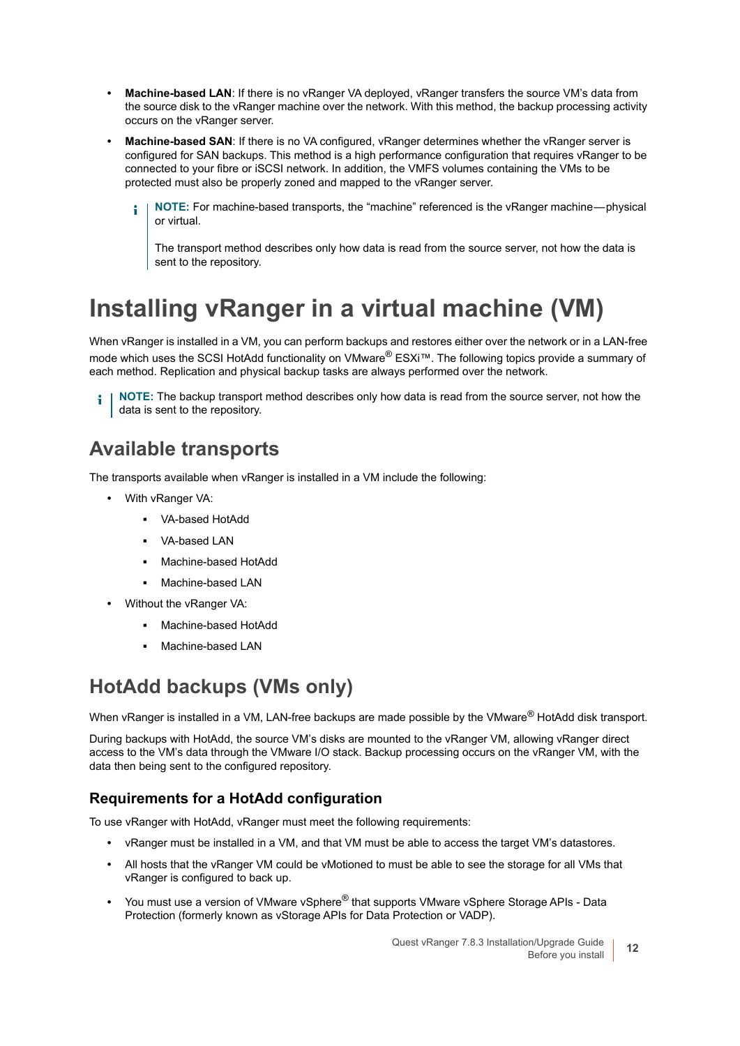- **Machine-based LAN**: If there is no vRanger VA deployed, vRanger transfers the source VM's data from the source disk to the vRanger machine over the network. With this method, the backup processing activity occurs on the vRanger server.
- **Machine-based SAN**: If there is no VA configured, vRanger determines whether the vRanger server is configured for SAN backups. This method is a high performance configuration that requires vRanger to be connected to your fibre or iSCSI network. In addition, the VMFS volumes containing the VMs to be protected must also be properly zoned and mapped to the vRanger server.

> **NOTE:** For machine-based transports, the "machine" referenced is the vRanger machine—physical or virtual.
>
> The transport method describes only how data is read from the source server, not how the data is sent to the repository.

# Installing vRanger in a virtual machine (VM)

When vRanger is installed in a VM, you can perform backups and restores either over the network or in a LAN-free mode which uses the SCSI HotAdd functionality on VMware® ESXi™. The following topics provide a summary of each method. Replication and physical backup tasks are always performed over the network.

> **NOTE:** The backup transport method describes only how data is read from the source server, not how the data is sent to the repository.

## Available transports

The transports available when vRanger is installed in a VM include the following:

- With vRanger VA:
  - VA-based HotAdd
  - VA-based LAN
  - Machine-based HotAdd
  - Machine-based LAN
- Without the vRanger VA:
  - Machine-based HotAdd
  - Machine-based LAN

## HotAdd backups (VMs only)

When vRanger is installed in a VM, LAN-free backups are made possible by the VMware® HotAdd disk transport.

During backups with HotAdd, the source VM's disks are mounted to the vRanger VM, allowing vRanger direct access to the VM's data through the VMware I/O stack. Backup processing occurs on the vRanger VM, with the data then being sent to the configured repository.

### Requirements for a HotAdd configuration

To use vRanger with HotAdd, vRanger must meet the following requirements:

- vRanger must be installed in a VM, and that VM must be able to access the target VM's datastores.
- All hosts that the vRanger VM could be vMotioned to must be able to see the storage for all VMs that vRanger is configured to back up.
- You must use a version of VMware vSphere® that supports VMware vSphere Storage APIs - Data Protection (formerly known as vStorage APIs for Data Protection or VADP).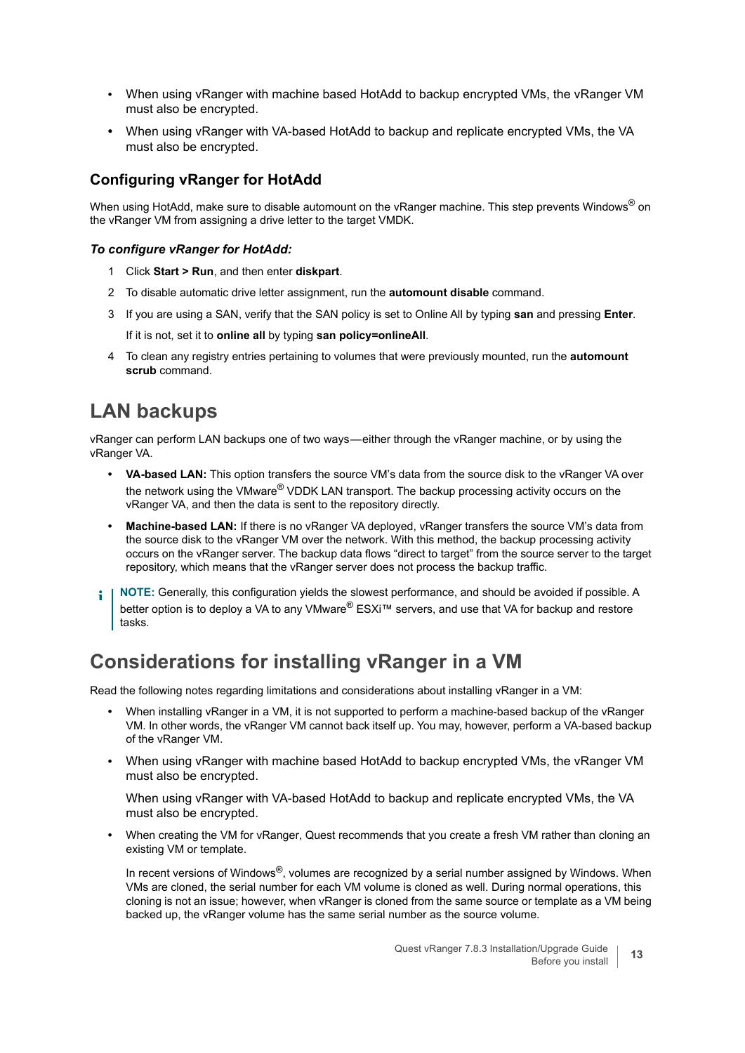- When using vRanger with machine based HotAdd to backup encrypted VMs, the vRanger VM must also be encrypted.
- When using vRanger with VA-based HotAdd to backup and replicate encrypted VMs, the VA must also be encrypted.

### Configuring vRanger for HotAdd

When using HotAdd, make sure to disable automount on the vRanger machine. This step prevents Windows® on the vRanger VM from assigning a drive letter to the target VMDK.

#### *To configure vRanger for HotAdd:*

1. Click **Start > Run**, and then enter **diskpart**.
2. To disable automatic drive letter assignment, run the **automount disable** command.
3. If you are using a SAN, verify that the SAN policy is set to Online All by typing **san** and pressing **Enter**.

   If it is not, set it to **online all** by typing **san policy=onlineAll**.
4. To clean any registry entries pertaining to volumes that were previously mounted, run the **automount scrub** command.

## LAN backups

vRanger can perform LAN backups one of two ways—either through the vRanger machine, or by using the vRanger VA.

- **VA-based LAN:** This option transfers the source VM's data from the source disk to the vRanger VA over the network using the VMware® VDDK LAN transport. The backup processing activity occurs on the vRanger VA, and then the data is sent to the repository directly.
- **Machine-based LAN:** If there is no vRanger VA deployed, vRanger transfers the source VM's data from the source disk to the vRanger VM over the network. With this method, the backup processing activity occurs on the vRanger server. The backup data flows "direct to target" from the source server to the target repository, which means that the vRanger server does not process the backup traffic.

> **NOTE:** Generally, this configuration yields the slowest performance, and should be avoided if possible. A better option is to deploy a VA to any VMware® ESXi™ servers, and use that VA for backup and restore tasks.

## Considerations for installing vRanger in a VM

Read the following notes regarding limitations and considerations about installing vRanger in a VM:

- When installing vRanger in a VM, it is not supported to perform a machine-based backup of the vRanger VM. In other words, the vRanger VM cannot back itself up. You may, however, perform a VA-based backup of the vRanger VM.
- When using vRanger with machine based HotAdd to backup encrypted VMs, the vRanger VM must also be encrypted.

  When using vRanger with VA-based HotAdd to backup and replicate encrypted VMs, the VA must also be encrypted.
- When creating the VM for vRanger, Quest recommends that you create a fresh VM rather than cloning an existing VM or template.

  In recent versions of Windows®, volumes are recognized by a serial number assigned by Windows. When VMs are cloned, the serial number for each VM volume is cloned as well. During normal operations, this cloning is not an issue; however, when vRanger is cloned from the same source or template as a VM being backed up, the vRanger volume has the same serial number as the source volume.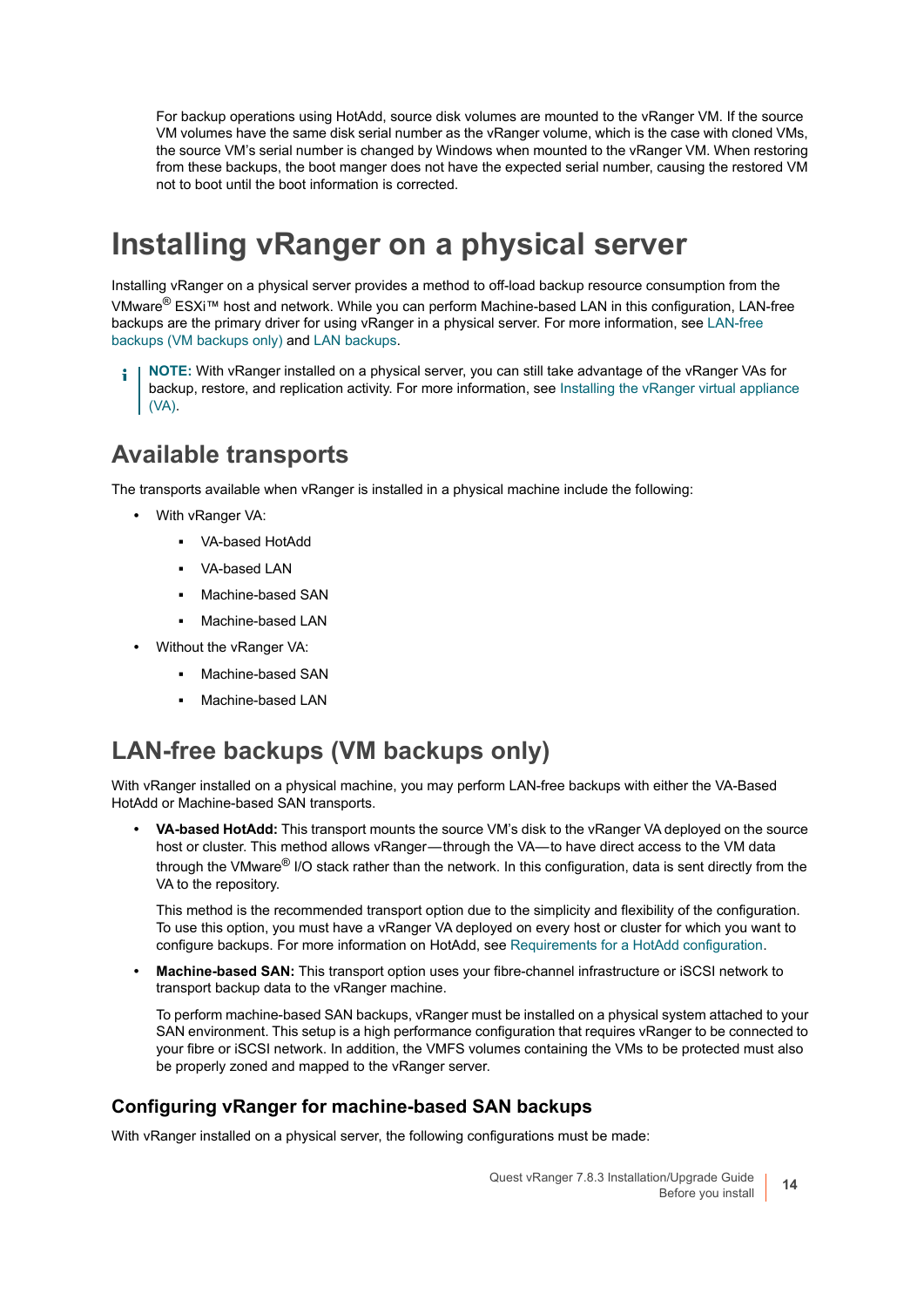For backup operations using HotAdd, source disk volumes are mounted to the vRanger VM. If the source VM volumes have the same disk serial number as the vRanger volume, which is the case with cloned VMs, the source VM's serial number is changed by Windows when mounted to the vRanger VM. When restoring from these backups, the boot manger does not have the expected serial number, causing the restored VM not to boot until the boot information is corrected.

# Installing vRanger on a physical server

Installing vRanger on a physical server provides a method to off-load backup resource consumption from the VMware® ESXi™ host and network. While you can perform Machine-based LAN in this configuration, LAN-free backups are the primary driver for using vRanger in a physical server. For more information, see LAN-free backups (VM backups only) and LAN backups.

> **NOTE:** With vRanger installed on a physical server, you can still take advantage of the vRanger VAs for backup, restore, and replication activity. For more information, see Installing the vRanger virtual appliance (VA).

## Available transports

The transports available when vRanger is installed in a physical machine include the following:

- With vRanger VA:
  - VA-based HotAdd
  - VA-based LAN
  - Machine-based SAN
  - Machine-based LAN
- Without the vRanger VA:
  - Machine-based SAN
  - Machine-based LAN

## LAN-free backups (VM backups only)

With vRanger installed on a physical machine, you may perform LAN-free backups with either the VA-Based HotAdd or Machine-based SAN transports.

- **VA-based HotAdd:** This transport mounts the source VM's disk to the vRanger VA deployed on the source host or cluster. This method allows vRanger—through the VA—to have direct access to the VM data through the VMware® I/O stack rather than the network. In this configuration, data is sent directly from the VA to the repository.

  This method is the recommended transport option due to the simplicity and flexibility of the configuration. To use this option, you must have a vRanger VA deployed on every host or cluster for which you want to configure backups. For more information on HotAdd, see Requirements for a HotAdd configuration.

- **Machine-based SAN:** This transport option uses your fibre-channel infrastructure or iSCSI network to transport backup data to the vRanger machine.

  To perform machine-based SAN backups, vRanger must be installed on a physical system attached to your SAN environment. This setup is a high performance configuration that requires vRanger to be connected to your fibre or iSCSI network. In addition, the VMFS volumes containing the VMs to be protected must also be properly zoned and mapped to the vRanger server.

### Configuring vRanger for machine-based SAN backups

With vRanger installed on a physical server, the following configurations must be made: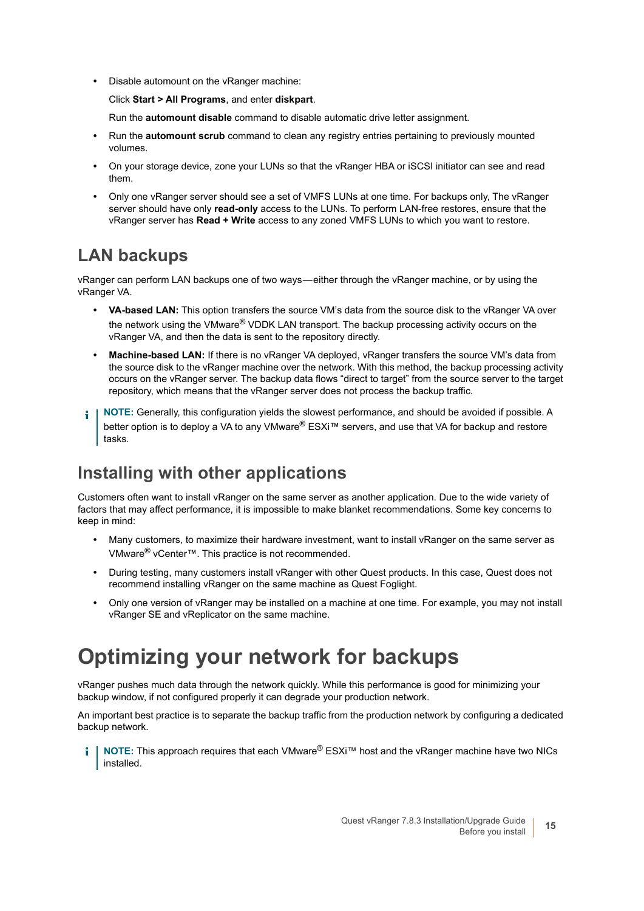- Disable automount on the vRanger machine:

  Click **Start > All Programs**, and enter **diskpart**.

  Run the **automount disable** command to disable automatic drive letter assignment.

- Run the **automount scrub** command to clean any registry entries pertaining to previously mounted volumes.
- On your storage device, zone your LUNs so that the vRanger HBA or iSCSI initiator can see and read them.
- Only one vRanger server should see a set of VMFS LUNs at one time. For backups only, The vRanger server should have only **read-only** access to the LUNs. To perform LAN-free restores, ensure that the vRanger server has **Read + Write** access to any zoned VMFS LUNs to which you want to restore.

## LAN backups

vRanger can perform LAN backups one of two ways—either through the vRanger machine, or by using the vRanger VA.

- **VA-based LAN:** This option transfers the source VM's data from the source disk to the vRanger VA over the network using the VMware® VDDK LAN transport. The backup processing activity occurs on the vRanger VA, and then the data is sent to the repository directly.
- **Machine-based LAN:** If there is no vRanger VA deployed, vRanger transfers the source VM's data from the source disk to the vRanger machine over the network. With this method, the backup processing activity occurs on the vRanger server. The backup data flows "direct to target" from the source server to the target repository, which means that the vRanger server does not process the backup traffic.

> **NOTE:** Generally, this configuration yields the slowest performance, and should be avoided if possible. A better option is to deploy a VA to any VMware® ESXi™ servers, and use that VA for backup and restore tasks.

## Installing with other applications

Customers often want to install vRanger on the same server as another application. Due to the wide variety of factors that may affect performance, it is impossible to make blanket recommendations. Some key concerns to keep in mind:

- Many customers, to maximize their hardware investment, want to install vRanger on the same server as VMware® vCenter™. This practice is not recommended.
- During testing, many customers install vRanger with other Quest products. In this case, Quest does not recommend installing vRanger on the same machine as Quest Foglight.
- Only one version of vRanger may be installed on a machine at one time. For example, you may not install vRanger SE and vReplicator on the same machine.

# Optimizing your network for backups

vRanger pushes much data through the network quickly. While this performance is good for minimizing your backup window, if not configured properly it can degrade your production network.

An important best practice is to separate the backup traffic from the production network by configuring a dedicated backup network.

> **NOTE:** This approach requires that each VMware® ESXi™ host and the vRanger machine have two NICs installed.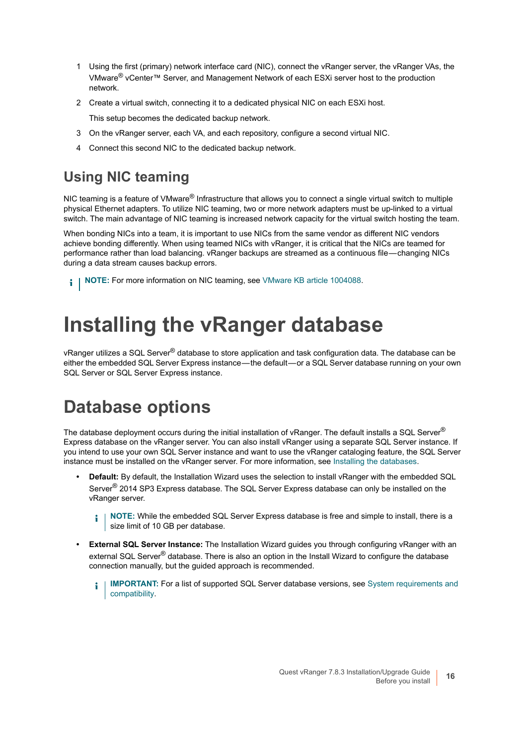1. Using the first (primary) network interface card (NIC), connect the vRanger server, the vRanger VAs, the VMware® vCenter™ Server, and Management Network of each ESXi server host to the production network.
2. Create a virtual switch, connecting it to a dedicated physical NIC on each ESXi host.

   This setup becomes the dedicated backup network.
3. On the vRanger server, each VA, and each repository, configure a second virtual NIC.
4. Connect this second NIC to the dedicated backup network.

## Using NIC teaming

NIC teaming is a feature of VMware® Infrastructure that allows you to connect a single virtual switch to multiple physical Ethernet adapters. To utilize NIC teaming, two or more network adapters must be up-linked to a virtual switch. The main advantage of NIC teaming is increased network capacity for the virtual switch hosting the team.

When bonding NICs into a team, it is important to use NICs from the same vendor as different NIC vendors achieve bonding differently. When using teamed NICs with vRanger, it is critical that the NICs are teamed for performance rather than load balancing. vRanger backups are streamed as a continuous file—changing NICs during a data stream causes backup errors.

> **NOTE:** For more information on NIC teaming, see VMware KB article 1004088.

# Installing the vRanger database

vRanger utilizes a SQL Server® database to store application and task configuration data. The database can be either the embedded SQL Server Express instance—the default—or a SQL Server database running on your own SQL Server or SQL Server Express instance.

# Database options

The database deployment occurs during the initial installation of vRanger. The default installs a SQL Server® Express database on the vRanger server. You can also install vRanger using a separate SQL Server instance. If you intend to use your own SQL Server instance and want to use the vRanger cataloging feature, the SQL Server instance must be installed on the vRanger server. For more information, see Installing the databases.

- **Default:** By default, the Installation Wizard uses the selection to install vRanger with the embedded SQL Server® 2014 SP3 Express database. The SQL Server Express database can only be installed on the vRanger server.

  > **NOTE:** While the embedded SQL Server Express database is free and simple to install, there is a size limit of 10 GB per database.

- **External SQL Server Instance:** The Installation Wizard guides you through configuring vRanger with an external SQL Server® database. There is also an option in the Install Wizard to configure the database connection manually, but the guided approach is recommended.

  > **IMPORTANT:** For a list of supported SQL Server database versions, see System requirements and compatibility.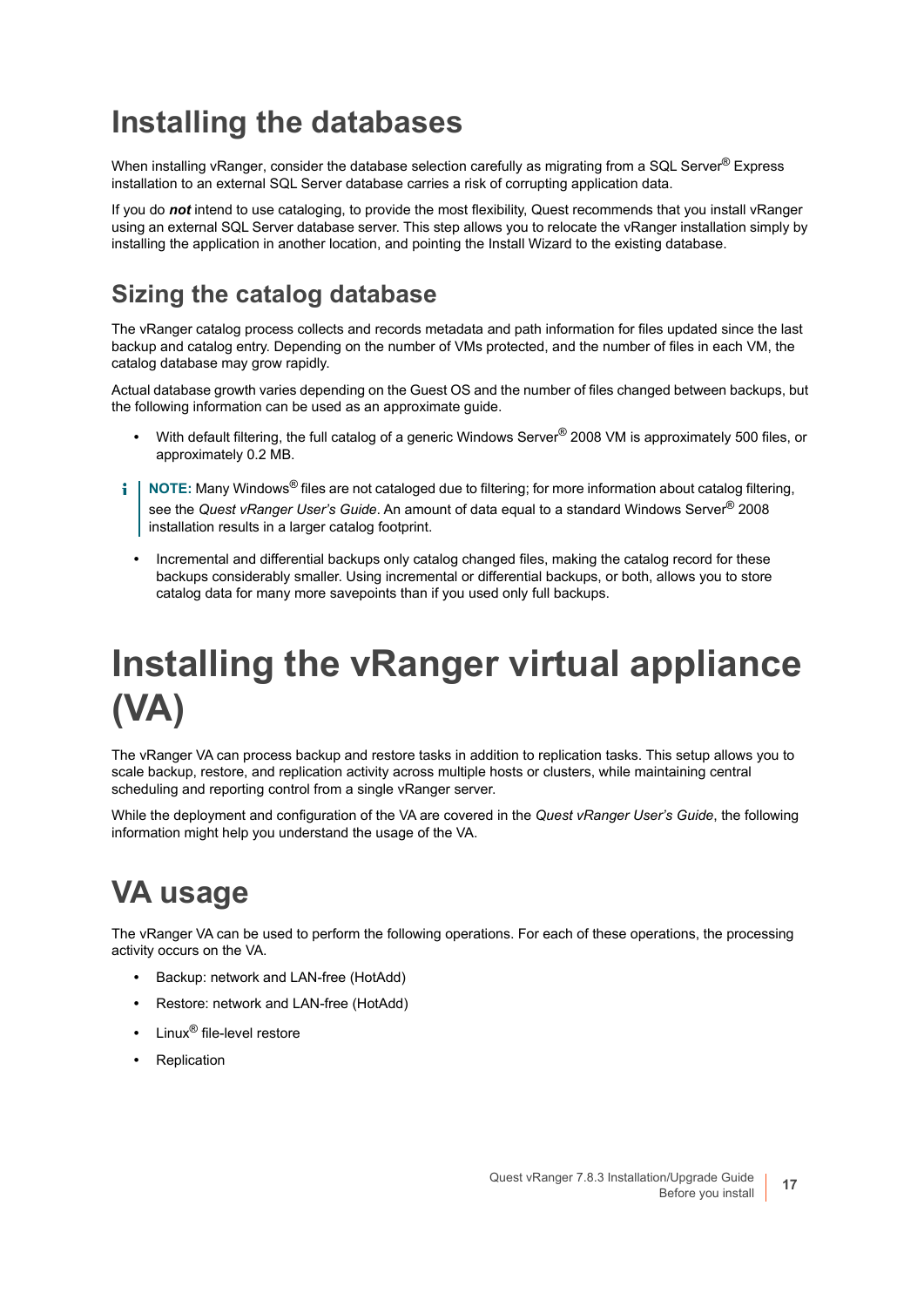# Installing the databases

When installing vRanger, consider the database selection carefully as migrating from a SQL Server® Express installation to an external SQL Server database carries a risk of corrupting application data.

If you do ***not*** intend to use cataloging, to provide the most flexibility, Quest recommends that you install vRanger using an external SQL Server database server. This step allows you to relocate the vRanger installation simply by installing the application in another location, and pointing the Install Wizard to the existing database.

## Sizing the catalog database

The vRanger catalog process collects and records metadata and path information for files updated since the last backup and catalog entry. Depending on the number of VMs protected, and the number of files in each VM, the catalog database may grow rapidly.

Actual database growth varies depending on the Guest OS and the number of files changed between backups, but the following information can be used as an approximate guide.

- With default filtering, the full catalog of a generic Windows Server® 2008 VM is approximately 500 files, or approximately 0.2 MB.

> **NOTE:** Many Windows® files are not cataloged due to filtering; for more information about catalog filtering, see the *Quest vRanger User's Guide*. An amount of data equal to a standard Windows Server® 2008 installation results in a larger catalog footprint.

- Incremental and differential backups only catalog changed files, making the catalog record for these backups considerably smaller. Using incremental or differential backups, or both, allows you to store catalog data for many more savepoints than if you used only full backups.

# Installing the vRanger virtual appliance (VA)

The vRanger VA can process backup and restore tasks in addition to replication tasks. This setup allows you to scale backup, restore, and replication activity across multiple hosts or clusters, while maintaining central scheduling and reporting control from a single vRanger server.

While the deployment and configuration of the VA are covered in the *Quest vRanger User's Guide*, the following information might help you understand the usage of the VA.

# VA usage

The vRanger VA can be used to perform the following operations. For each of these operations, the processing activity occurs on the VA.

- Backup: network and LAN-free (HotAdd)
- Restore: network and LAN-free (HotAdd)
- Linux® file-level restore
- Replication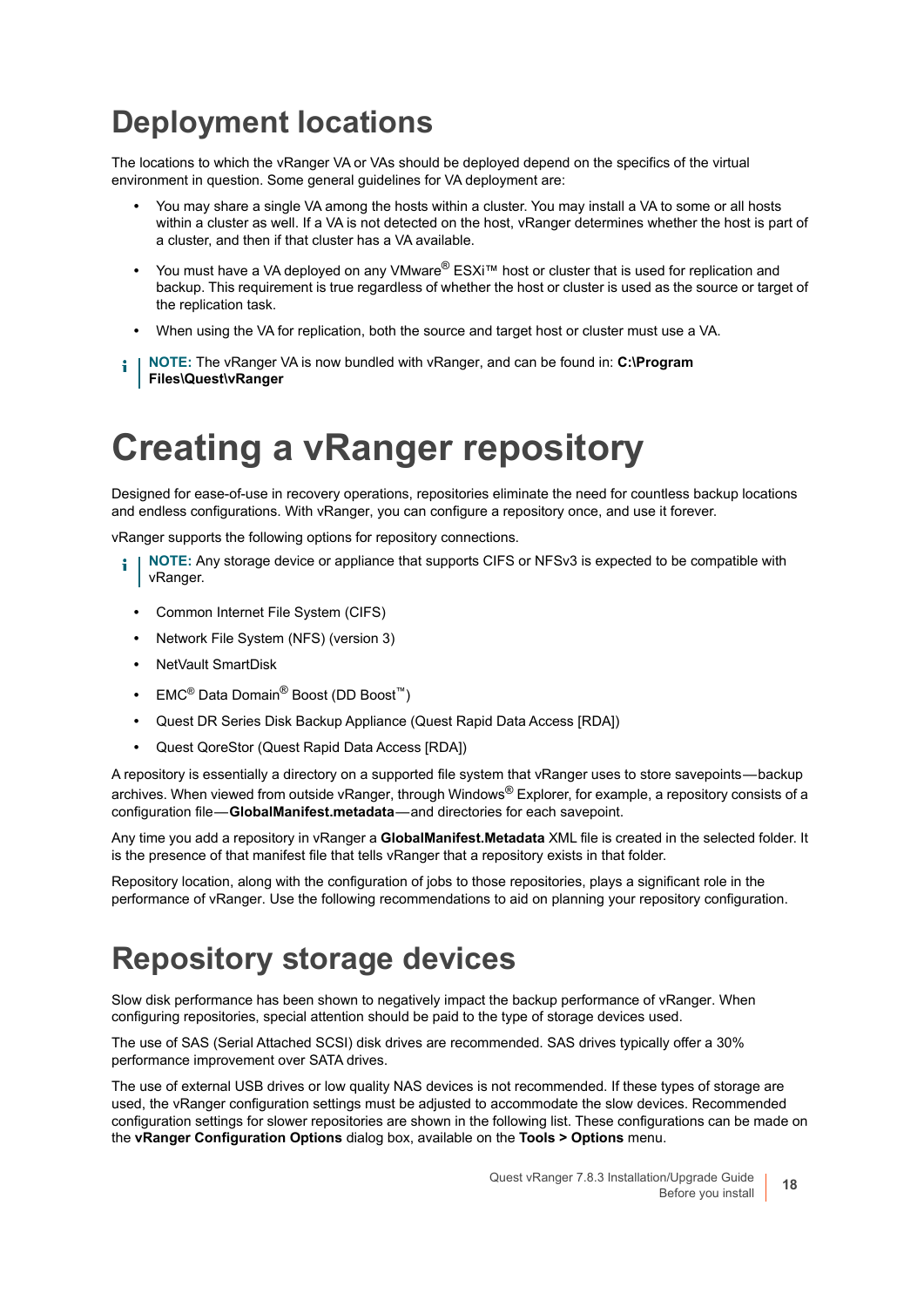## Deployment locations

The locations to which the vRanger VA or VAs should be deployed depend on the specifics of the virtual environment in question. Some general guidelines for VA deployment are:

- You may share a single VA among the hosts within a cluster. You may install a VA to some or all hosts within a cluster as well. If a VA is not detected on the host, vRanger determines whether the host is part of a cluster, and then if that cluster has a VA available.
- You must have a VA deployed on any VMware® ESXi™ host or cluster that is used for replication and backup. This requirement is true regardless of whether the host or cluster is used as the source or target of the replication task.
- When using the VA for replication, both the source and target host or cluster must use a VA.

**NOTE:** The vRanger VA is now bundled with vRanger, and can be found in: **C:\Program Files\Quest\vRanger**

# Creating a vRanger repository

Designed for ease-of-use in recovery operations, repositories eliminate the need for countless backup locations and endless configurations. With vRanger, you can configure a repository once, and use it forever.

vRanger supports the following options for repository connections.

**NOTE:** Any storage device or appliance that supports CIFS or NFSv3 is expected to be compatible with vRanger.

- Common Internet File System (CIFS)
- Network File System (NFS) (version 3)
- NetVault SmartDisk
- EMC® Data Domain® Boost (DD Boost™)
- Quest DR Series Disk Backup Appliance (Quest Rapid Data Access [RDA])
- Quest QoreStor (Quest Rapid Data Access [RDA])

A repository is essentially a directory on a supported file system that vRanger uses to store savepoints—backup archives. When viewed from outside vRanger, through Windows® Explorer, for example, a repository consists of a configuration file—**GlobalManifest.metadata**—and directories for each savepoint.

Any time you add a repository in vRanger a **GlobalManifest.Metadata** XML file is created in the selected folder. It is the presence of that manifest file that tells vRanger that a repository exists in that folder.

Repository location, along with the configuration of jobs to those repositories, plays a significant role in the performance of vRanger. Use the following recommendations to aid on planning your repository configuration.

## Repository storage devices

Slow disk performance has been shown to negatively impact the backup performance of vRanger. When configuring repositories, special attention should be paid to the type of storage devices used.

The use of SAS (Serial Attached SCSI) disk drives are recommended. SAS drives typically offer a 30% performance improvement over SATA drives.

The use of external USB drives or low quality NAS devices is not recommended. If these types of storage are used, the vRanger configuration settings must be adjusted to accommodate the slow devices. Recommended configuration settings for slower repositories are shown in the following list. These configurations can be made on the **vRanger Configuration Options** dialog box, available on the **Tools > Options** menu.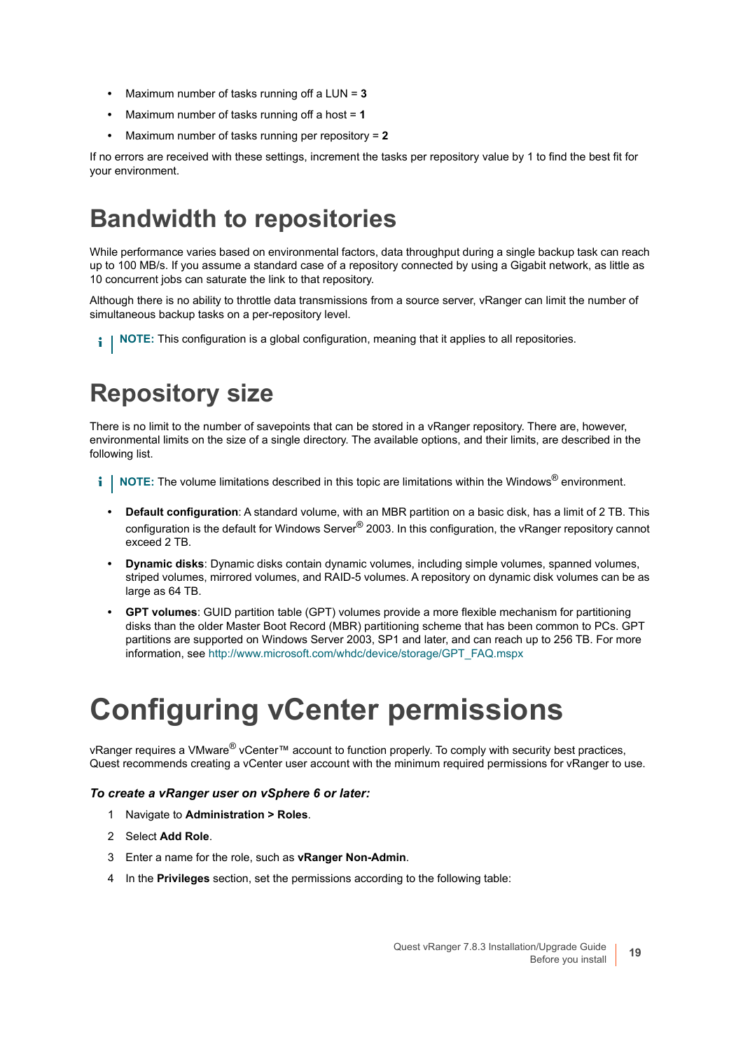- Maximum number of tasks running off a LUN = **3**
- Maximum number of tasks running off a host = **1**
- Maximum number of tasks running per repository = **2**

If no errors are received with these settings, increment the tasks per repository value by 1 to find the best fit for your environment.

## Bandwidth to repositories

While performance varies based on environmental factors, data throughput during a single backup task can reach up to 100 MB/s. If you assume a standard case of a repository connected by using a Gigabit network, as little as 10 concurrent jobs can saturate the link to that repository.

Although there is no ability to throttle data transmissions from a source server, vRanger can limit the number of simultaneous backup tasks on a per-repository level.

**NOTE:** This configuration is a global configuration, meaning that it applies to all repositories.

## Repository size

There is no limit to the number of savepoints that can be stored in a vRanger repository. There are, however, environmental limits on the size of a single directory. The available options, and their limits, are described in the following list.

**NOTE:** The volume limitations described in this topic are limitations within the Windows® environment.

- **Default configuration**: A standard volume, with an MBR partition on a basic disk, has a limit of 2 TB. This configuration is the default for Windows Server® 2003. In this configuration, the vRanger repository cannot exceed 2 TB.
- **Dynamic disks**: Dynamic disks contain dynamic volumes, including simple volumes, spanned volumes, striped volumes, mirrored volumes, and RAID-5 volumes. A repository on dynamic disk volumes can be as large as 64 TB.
- **GPT volumes**: GUID partition table (GPT) volumes provide a more flexible mechanism for partitioning disks than the older Master Boot Record (MBR) partitioning scheme that has been common to PCs. GPT partitions are supported on Windows Server 2003, SP1 and later, and can reach up to 256 TB. For more information, see http://www.microsoft.com/whdc/device/storage/GPT_FAQ.mspx

# Configuring vCenter permissions

vRanger requires a VMware® vCenter™ account to function properly. To comply with security best practices, Quest recommends creating a vCenter user account with the minimum required permissions for vRanger to use.

***To create a vRanger user on vSphere 6 or later:***

1. Navigate to **Administration > Roles**.
2. Select **Add Role**.
3. Enter a name for the role, such as **vRanger Non-Admin**.
4. In the **Privileges** section, set the permissions according to the following table: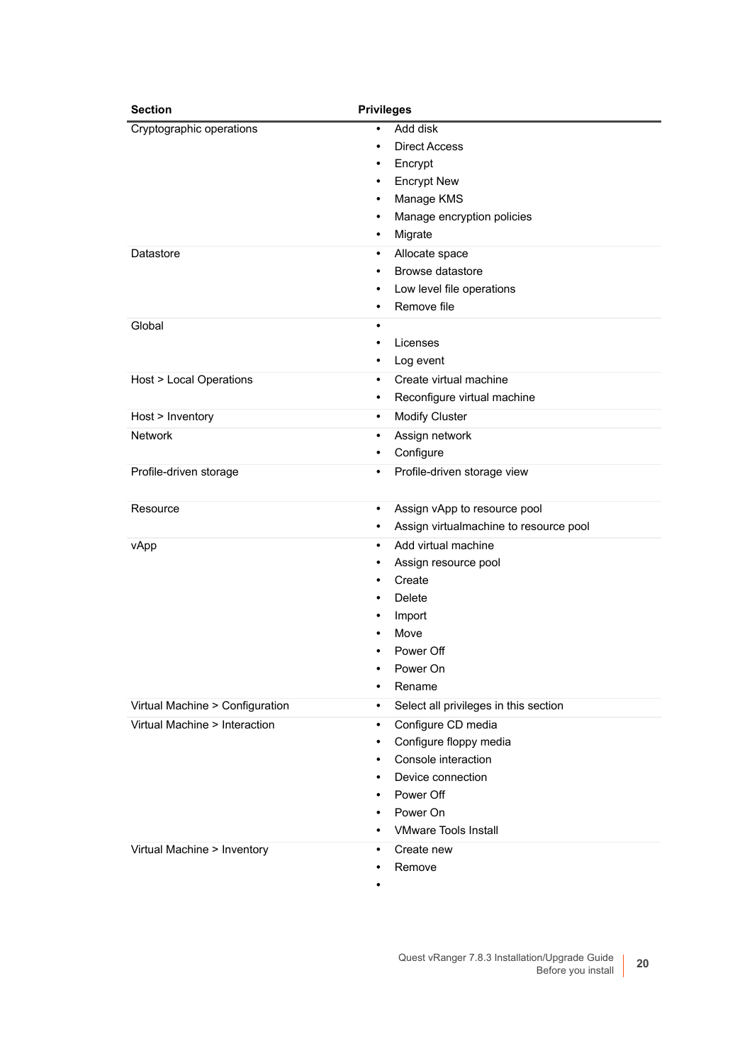| Section | Privileges |
| --- | --- |
| Cryptographic operations | • Add disk<br>• Direct Access<br>• Encrypt<br>• Encrypt New<br>• Manage KMS<br>• Manage encryption policies<br>• Migrate |
| Datastore | • Allocate space<br>• Browse datastore<br>• Low level file operations<br>• Remove file |
| Global | •<br>• Licenses<br>• Log event |
| Host > Local Operations | • Create virtual machine<br>• Reconfigure virtual machine |
| Host > Inventory | • Modify Cluster |
| Network | • Assign network<br>• Configure |
| Profile-driven storage | • Profile-driven storage view |
| Resource | • Assign vApp to resource pool<br>• Assign virtualmachine to resource pool |
| vApp | • Add virtual machine<br>• Assign resource pool<br>• Create<br>• Delete<br>• Import<br>• Move<br>• Power Off<br>• Power On<br>• Rename |
| Virtual Machine > Configuration | • Select all privileges in this section |
| Virtual Machine > Interaction | • Configure CD media<br>• Configure floppy media<br>• Console interaction<br>• Device connection<br>• Power Off<br>• Power On<br>• VMware Tools Install |
| Virtual Machine > Inventory | • Create new<br>• Remove<br>• |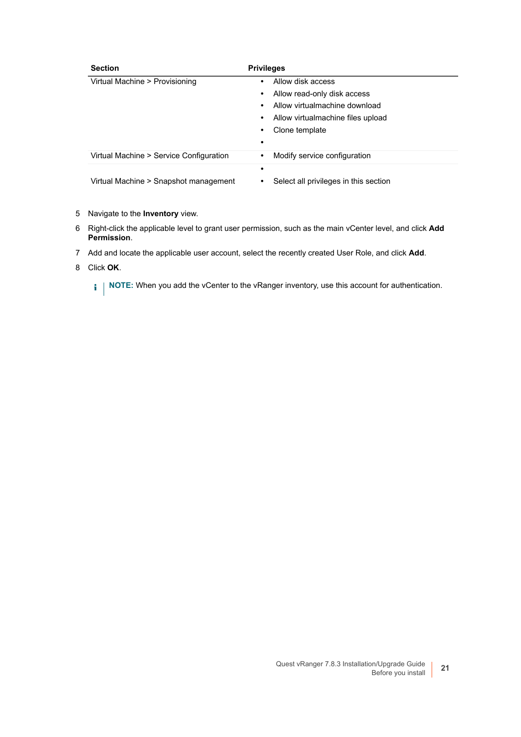| Section | Privileges |
| --- | --- |
| Virtual Machine > Provisioning | • Allow disk access<br>• Allow read-only disk access<br>• Allow virtualmachine download<br>• Allow virtualmachine files upload<br>• Clone template<br>• |
| Virtual Machine > Service Configuration | • Modify service configuration |
| Virtual Machine > Snapshot management | •<br>• Select all privileges in this section |

5 Navigate to the **Inventory** view.

6 Right-click the applicable level to grant user permission, such as the main vCenter level, and click **Add Permission**.

7 Add and locate the applicable user account, select the recently created User Role, and click **Add**.

8 Click **OK**.

**NOTE:** When you add the vCenter to the vRanger inventory, use this account for authentication.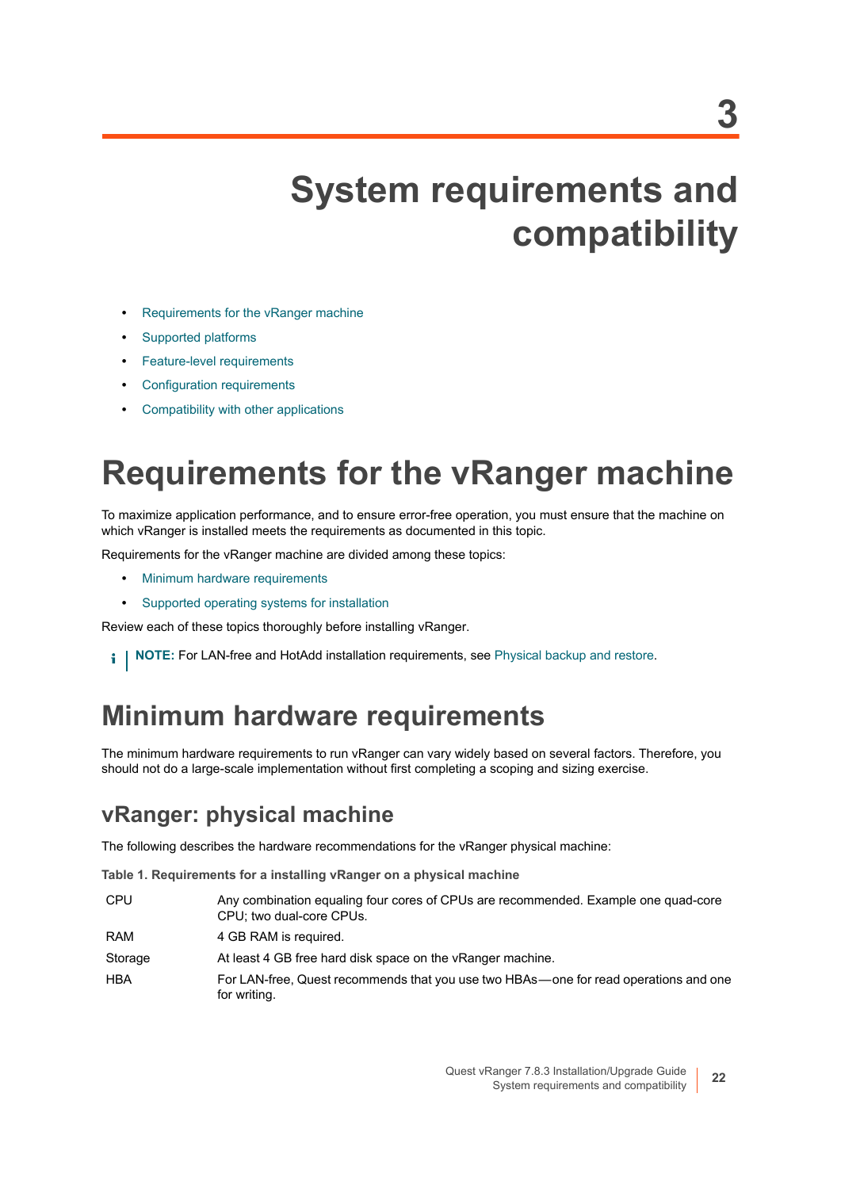3

# System requirements and compatibility

- Requirements for the vRanger machine
- Supported platforms
- Feature-level requirements
- Configuration requirements
- Compatibility with other applications

# Requirements for the vRanger machine

To maximize application performance, and to ensure error-free operation, you must ensure that the machine on which vRanger is installed meets the requirements as documented in this topic.

Requirements for the vRanger machine are divided among these topics:

- Minimum hardware requirements
- Supported operating systems for installation

Review each of these topics thoroughly before installing vRanger.

**NOTE:** For LAN-free and HotAdd installation requirements, see Physical backup and restore.

## Minimum hardware requirements

The minimum hardware requirements to run vRanger can vary widely based on several factors. Therefore, you should not do a large-scale implementation without first completing a scoping and sizing exercise.

### vRanger: physical machine

The following describes the hardware recommendations for the vRanger physical machine:

**Table 1. Requirements for a installing vRanger on a physical machine**

| | |
|---|---|
| CPU | Any combination equaling four cores of CPUs are recommended. Example one quad-core CPU; two dual-core CPUs. |
| RAM | 4 GB RAM is required. |
| Storage | At least 4 GB free hard disk space on the vRanger machine. |
| HBA | For LAN-free, Quest recommends that you use two HBAs—one for read operations and one for writing. |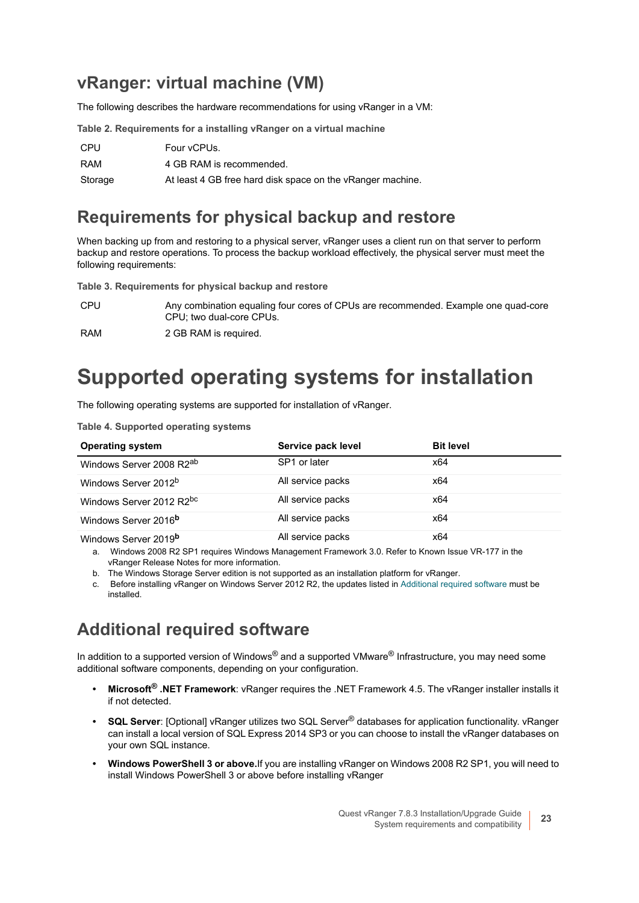## vRanger: virtual machine (VM)

The following describes the hardware recommendations for using vRanger in a VM:

**Table 2. Requirements for a installing vRanger on a virtual machine**

| | |
|---|---|
| CPU | Four vCPUs. |
| RAM | 4 GB RAM is recommended. |
| Storage | At least 4 GB free hard disk space on the vRanger machine. |

## Requirements for physical backup and restore

When backing up from and restoring to a physical server, vRanger uses a client run on that server to perform backup and restore operations. To process the backup workload effectively, the physical server must meet the following requirements:

**Table 3. Requirements for physical backup and restore**

| | |
|---|---|
| CPU | Any combination equaling four cores of CPUs are recommended. Example one quad-core CPU; two dual-core CPUs. |
| RAM | 2 GB RAM is required. |

# Supported operating systems for installation

The following operating systems are supported for installation of vRanger.

**Table 4. Supported operating systems**

| Operating system | Service pack level | Bit level |
|---|---|---|
| Windows Server 2008 R2[ab] | SP1 or later | x64 |
| Windows Server 2012[b] | All service packs | x64 |
| Windows Server 2012 R2[bc] | All service packs | x64 |
| Windows Server 2016[b] | All service packs | x64 |
| Windows Server 2019[b] | All service packs | x64 |

a. Windows 2008 R2 SP1 requires Windows Management Framework 3.0. Refer to Known Issue VR-177 in the vRanger Release Notes for more information.

b. The Windows Storage Server edition is not supported as an installation platform for vRanger.

c. Before installing vRanger on Windows Server 2012 R2, the updates listed in Additional required software must be installed.

## Additional required software

In addition to a supported version of Windows® and a supported VMware® Infrastructure, you may need some additional software components, depending on your configuration.

- **Microsoft® .NET Framework**: vRanger requires the .NET Framework 4.5. The vRanger installer installs it if not detected.
- **SQL Server**: [Optional] vRanger utilizes two SQL Server® databases for application functionality. vRanger can install a local version of SQL Express 2014 SP3 or you can choose to install the vRanger databases on your own SQL instance.
- **Windows PowerShell 3 or above.**If you are installing vRanger on Windows 2008 R2 SP1, you will need to install Windows PowerShell 3 or above before installing vRanger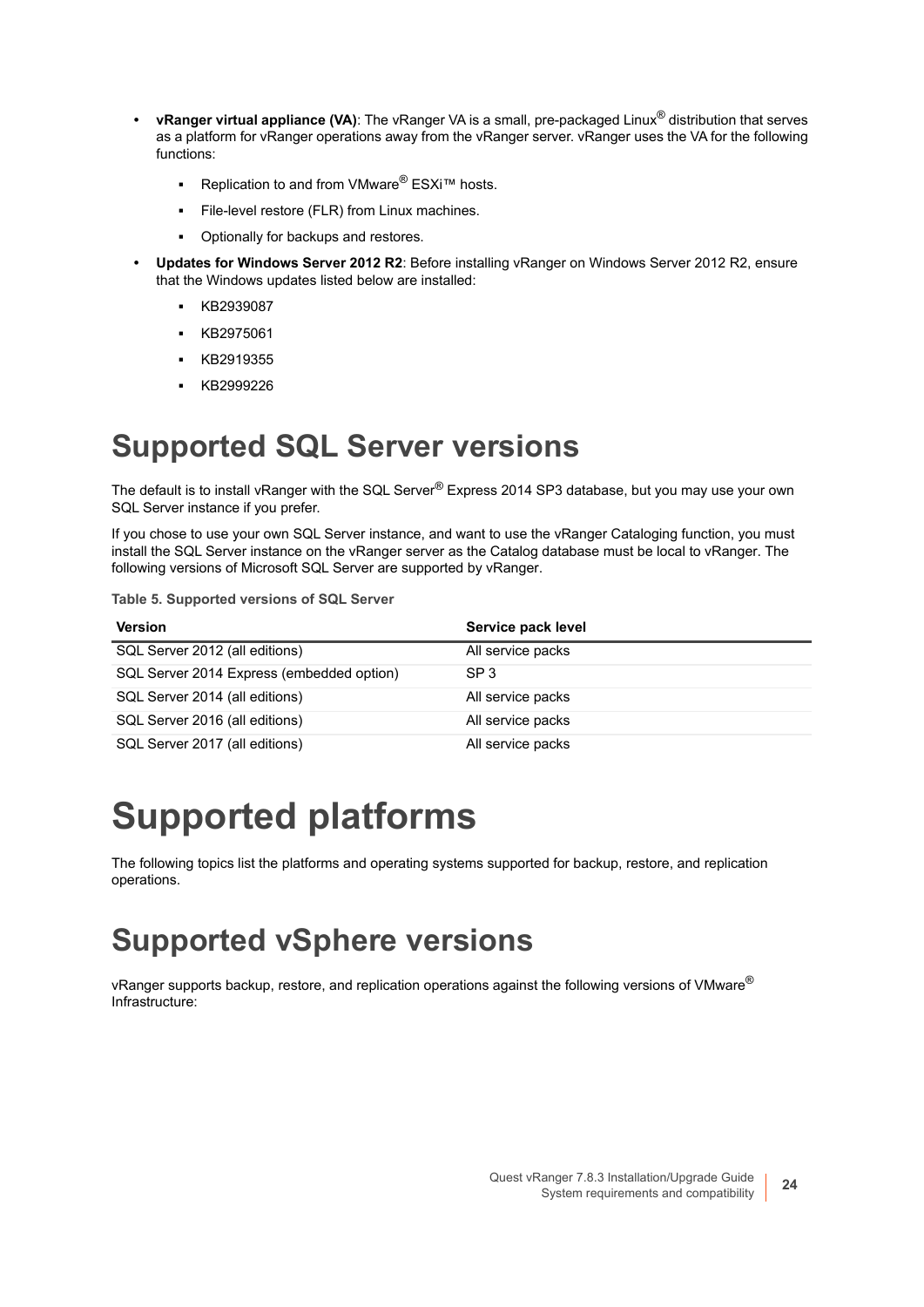- **vRanger virtual appliance (VA)**: The vRanger VA is a small, pre-packaged Linux® distribution that serves as a platform for vRanger operations away from the vRanger server. vRanger uses the VA for the following functions:
  - Replication to and from VMware® ESXi™ hosts.
  - File-level restore (FLR) from Linux machines.
  - Optionally for backups and restores.
- **Updates for Windows Server 2012 R2**: Before installing vRanger on Windows Server 2012 R2, ensure that the Windows updates listed below are installed:
  - KB2939087
  - KB2975061
  - KB2919355
  - KB2999226

## Supported SQL Server versions

The default is to install vRanger with the SQL Server® Express 2014 SP3 database, but you may use your own SQL Server instance if you prefer.

If you chose to use your own SQL Server instance, and want to use the vRanger Cataloging function, you must install the SQL Server instance on the vRanger server as the Catalog database must be local to vRanger. The following versions of Microsoft SQL Server are supported by vRanger.

**Table 5. Supported versions of SQL Server**

| Version | Service pack level |
|---|---|
| SQL Server 2012 (all editions) | All service packs |
| SQL Server 2014 Express (embedded option) | SP 3 |
| SQL Server 2014 (all editions) | All service packs |
| SQL Server 2016 (all editions) | All service packs |
| SQL Server 2017 (all editions) | All service packs |

# Supported platforms

The following topics list the platforms and operating systems supported for backup, restore, and replication operations.

## Supported vSphere versions

vRanger supports backup, restore, and replication operations against the following versions of VMware® Infrastructure: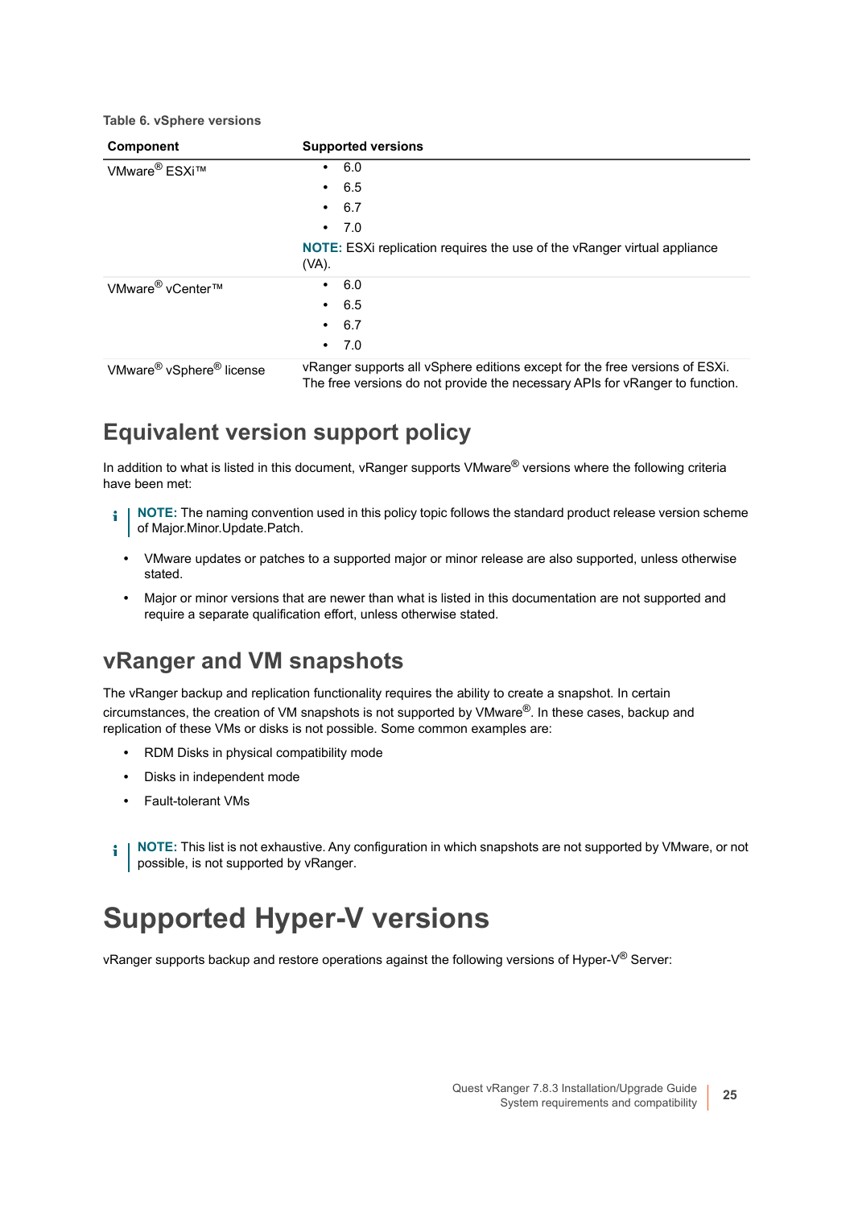Table 6. vSphere versions

| Component | Supported versions |
| --- | --- |
| VMware® ESXi™ | • 6.0<br>• 6.5<br>• 6.7<br>• 7.0<br>**NOTE:** ESXi replication requires the use of the vRanger virtual appliance (VA). |
| VMware® vCenter™ | • 6.0<br>• 6.5<br>• 6.7<br>• 7.0 |
| VMware® vSphere® license | vRanger supports all vSphere editions except for the free versions of ESXi. The free versions do not provide the necessary APIs for vRanger to function. |

## Equivalent version support policy

In addition to what is listed in this document, vRanger supports VMware® versions where the following criteria have been met:

> **NOTE:** The naming convention used in this policy topic follows the standard product release version scheme of Major.Minor.Update.Patch.

- VMware updates or patches to a supported major or minor release are also supported, unless otherwise stated.
- Major or minor versions that are newer than what is listed in this documentation are not supported and require a separate qualification effort, unless otherwise stated.

## vRanger and VM snapshots

The vRanger backup and replication functionality requires the ability to create a snapshot. In certain circumstances, the creation of VM snapshots is not supported by VMware®. In these cases, backup and replication of these VMs or disks is not possible. Some common examples are:

- RDM Disks in physical compatibility mode
- Disks in independent mode
- Fault-tolerant VMs

> **NOTE:** This list is not exhaustive. Any configuration in which snapshots are not supported by VMware, or not possible, is not supported by vRanger.

# Supported Hyper-V versions

vRanger supports backup and restore operations against the following versions of Hyper-V® Server: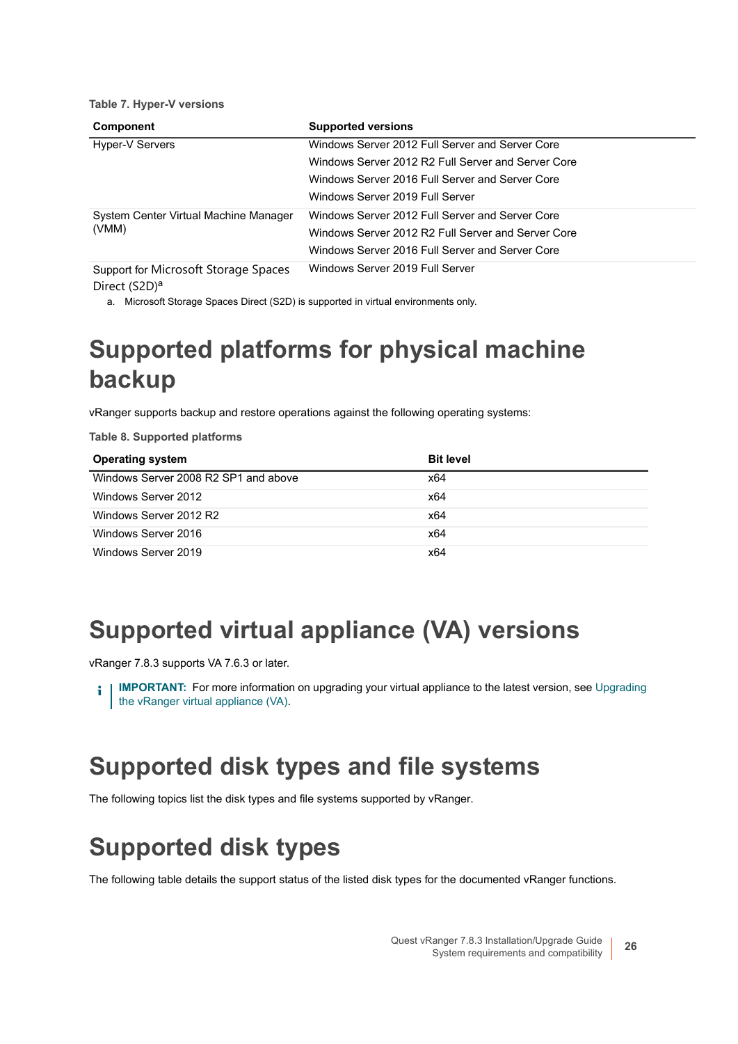**Table 7. Hyper-V versions**

| Component | Supported versions |
|---|---|
| Hyper-V Servers | Windows Server 2012 Full Server and Server Core<br>Windows Server 2012 R2 Full Server and Server Core<br>Windows Server 2016 Full Server and Server Core<br>Windows Server 2019 Full Server |
| System Center Virtual Machine Manager (VMM) | Windows Server 2012 Full Server and Server Core<br>Windows Server 2012 R2 Full Server and Server Core<br>Windows Server 2016 Full Server and Server Core |
| Support for Microsoft Storage Spaces Direct (S2D)[a] | Windows Server 2019 Full Server |

a. Microsoft Storage Spaces Direct (S2D) is supported in virtual environments only.

# Supported platforms for physical machine backup

vRanger supports backup and restore operations against the following operating systems:

**Table 8. Supported platforms**

| Operating system | Bit level |
|---|---|
| Windows Server 2008 R2 SP1 and above | x64 |
| Windows Server 2012 | x64 |
| Windows Server 2012 R2 | x64 |
| Windows Server 2016 | x64 |
| Windows Server 2019 | x64 |

# Supported virtual appliance (VA) versions

vRanger 7.8.3 supports VA 7.6.3 or later.

**IMPORTANT:** For more information on upgrading your virtual appliance to the latest version, see Upgrading the vRanger virtual appliance (VA).

# Supported disk types and file systems

The following topics list the disk types and file systems supported by vRanger.

# Supported disk types

The following table details the support status of the listed disk types for the documented vRanger functions.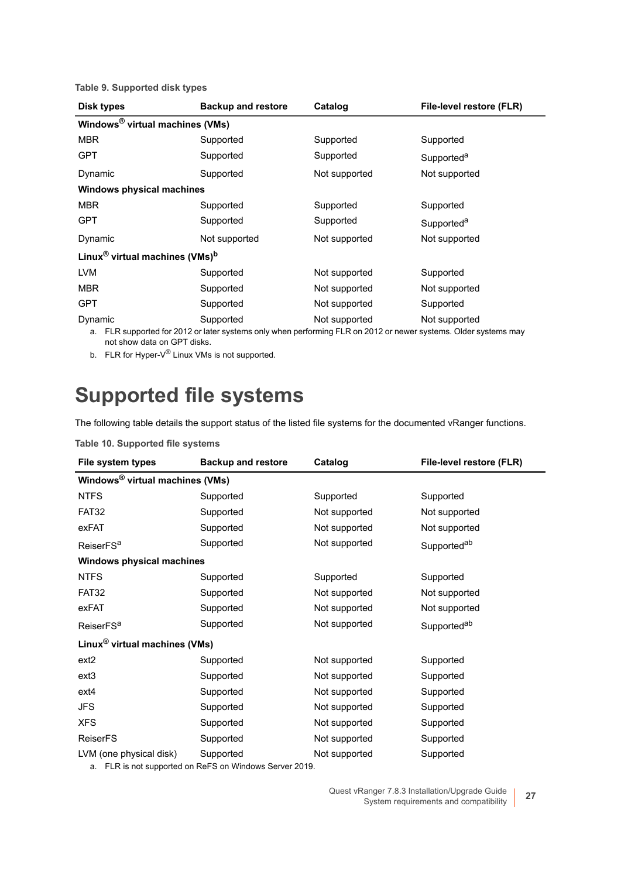**Table 9. Supported disk types**

| Disk types | Backup and restore | Catalog | File-level restore (FLR) |
|---|---|---|---|
| **Windows® virtual machines (VMs)** | | | |
| MBR | Supported | Supported | Supported |
| GPT | Supported | Supported | Supported[a] |
| Dynamic | Supported | Not supported | Not supported |
| **Windows physical machines** | | | |
| MBR | Supported | Supported | Supported |
| GPT | Supported | Supported | Supported[a] |
| Dynamic | Not supported | Not supported | Not supported |
| **Linux® virtual machines (VMs)[b]** | | | |
| LVM | Supported | Not supported | Supported |
| MBR | Supported | Not supported | Not supported |
| GPT | Supported | Not supported | Supported |
| Dynamic | Supported | Not supported | Not supported |

a. FLR supported for 2012 or later systems only when performing FLR on 2012 or newer systems. Older systems may not show data on GPT disks.

b. FLR for Hyper-V® Linux VMs is not supported.

# Supported file systems

The following table details the support status of the listed file systems for the documented vRanger functions.

**Table 10. Supported file systems**

| File system types | Backup and restore | Catalog | File-level restore (FLR) |
|---|---|---|---|
| **Windows® virtual machines (VMs)** | | | |
| NTFS | Supported | Supported | Supported |
| FAT32 | Supported | Not supported | Not supported |
| exFAT | Supported | Not supported | Not supported |
| ReiserFS[a] | Supported | Not supported | Supported[ab] |
| **Windows physical machines** | | | |
| NTFS | Supported | Supported | Supported |
| FAT32 | Supported | Not supported | Not supported |
| exFAT | Supported | Not supported | Not supported |
| ReiserFS[a] | Supported | Not supported | Supported[ab] |
| **Linux® virtual machines (VMs)** | | | |
| ext2 | Supported | Not supported | Supported |
| ext3 | Supported | Not supported | Supported |
| ext4 | Supported | Not supported | Supported |
| JFS | Supported | Not supported | Supported |
| XFS | Supported | Not supported | Supported |
| ReiserFS | Supported | Not supported | Supported |
| LVM (one physical disk) | Supported | Not supported | Supported |

a. FLR is not supported on ReFS on Windows Server 2019.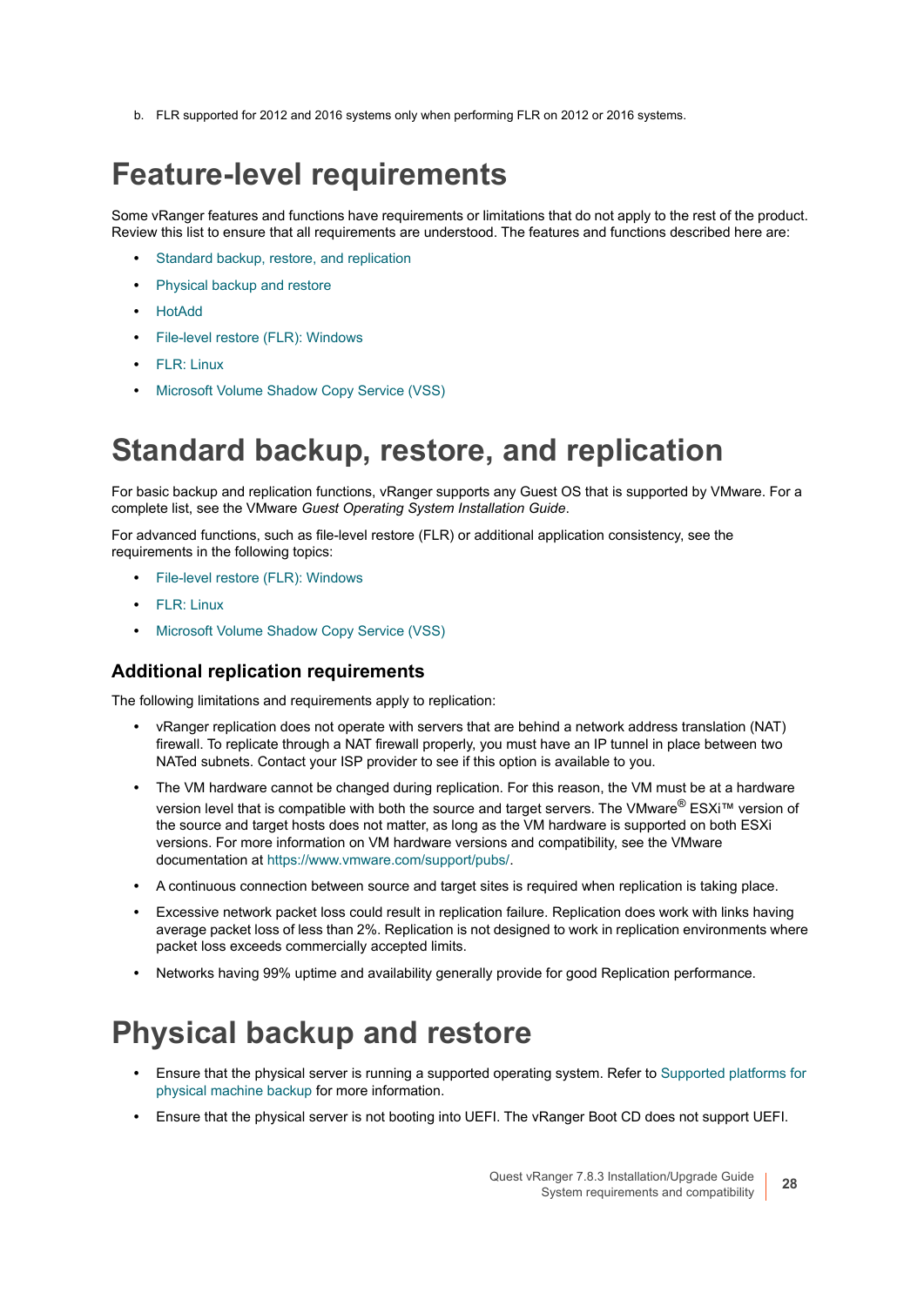b. FLR supported for 2012 and 2016 systems only when performing FLR on 2012 or 2016 systems.

# Feature-level requirements

Some vRanger features and functions have requirements or limitations that do not apply to the rest of the product. Review this list to ensure that all requirements are understood. The features and functions described here are:

- Standard backup, restore, and replication
- Physical backup and restore
- HotAdd
- File-level restore (FLR): Windows
- FLR: Linux
- Microsoft Volume Shadow Copy Service (VSS)

# Standard backup, restore, and replication

For basic backup and replication functions, vRanger supports any Guest OS that is supported by VMware. For a complete list, see the VMware *Guest Operating System Installation Guide*.

For advanced functions, such as file-level restore (FLR) or additional application consistency, see the requirements in the following topics:

- File-level restore (FLR): Windows
- FLR: Linux
- Microsoft Volume Shadow Copy Service (VSS)

### Additional replication requirements

The following limitations and requirements apply to replication:

- vRanger replication does not operate with servers that are behind a network address translation (NAT) firewall. To replicate through a NAT firewall properly, you must have an IP tunnel in place between two NATed subnets. Contact your ISP provider to see if this option is available to you.
- The VM hardware cannot be changed during replication. For this reason, the VM must be at a hardware version level that is compatible with both the source and target servers. The VMware® ESXi™ version of the source and target hosts does not matter, as long as the VM hardware is supported on both ESXi versions. For more information on VM hardware versions and compatibility, see the VMware documentation at https://www.vmware.com/support/pubs/.
- A continuous connection between source and target sites is required when replication is taking place.
- Excessive network packet loss could result in replication failure. Replication does work with links having average packet loss of less than 2%. Replication is not designed to work in replication environments where packet loss exceeds commercially accepted limits.
- Networks having 99% uptime and availability generally provide for good Replication performance.

# Physical backup and restore

- Ensure that the physical server is running a supported operating system. Refer to Supported platforms for physical machine backup for more information.
- Ensure that the physical server is not booting into UEFI. The vRanger Boot CD does not support UEFI.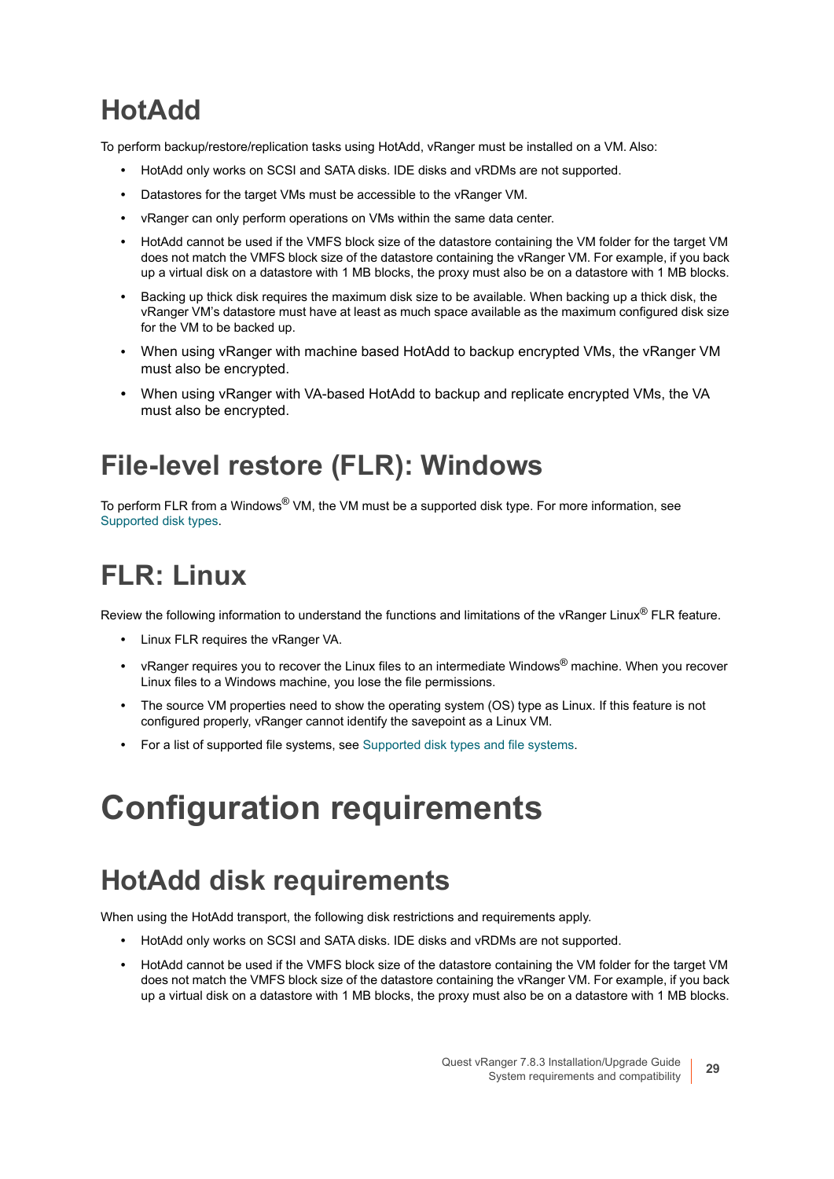## HotAdd

To perform backup/restore/replication tasks using HotAdd, vRanger must be installed on a VM. Also:

- HotAdd only works on SCSI and SATA disks. IDE disks and vRDMs are not supported.
- Datastores for the target VMs must be accessible to the vRanger VM.
- vRanger can only perform operations on VMs within the same data center.
- HotAdd cannot be used if the VMFS block size of the datastore containing the VM folder for the target VM does not match the VMFS block size of the datastore containing the vRanger VM. For example, if you back up a virtual disk on a datastore with 1 MB blocks, the proxy must also be on a datastore with 1 MB blocks.
- Backing up thick disk requires the maximum disk size to be available. When backing up a thick disk, the vRanger VM's datastore must have at least as much space available as the maximum configured disk size for the VM to be backed up.
- When using vRanger with machine based HotAdd to backup encrypted VMs, the vRanger VM must also be encrypted.
- When using vRanger with VA-based HotAdd to backup and replicate encrypted VMs, the VA must also be encrypted.

## File-level restore (FLR): Windows

To perform FLR from a Windows® VM, the VM must be a supported disk type. For more information, see Supported disk types.

## FLR: Linux

Review the following information to understand the functions and limitations of the vRanger Linux® FLR feature.

- Linux FLR requires the vRanger VA.
- vRanger requires you to recover the Linux files to an intermediate Windows® machine. When you recover Linux files to a Windows machine, you lose the file permissions.
- The source VM properties need to show the operating system (OS) type as Linux. If this feature is not configured properly, vRanger cannot identify the savepoint as a Linux VM.
- For a list of supported file systems, see Supported disk types and file systems.

# Configuration requirements

## HotAdd disk requirements

When using the HotAdd transport, the following disk restrictions and requirements apply.

- HotAdd only works on SCSI and SATA disks. IDE disks and vRDMs are not supported.
- HotAdd cannot be used if the VMFS block size of the datastore containing the VM folder for the target VM does not match the VMFS block size of the datastore containing the vRanger VM. For example, if you back up a virtual disk on a datastore with 1 MB blocks, the proxy must also be on a datastore with 1 MB blocks.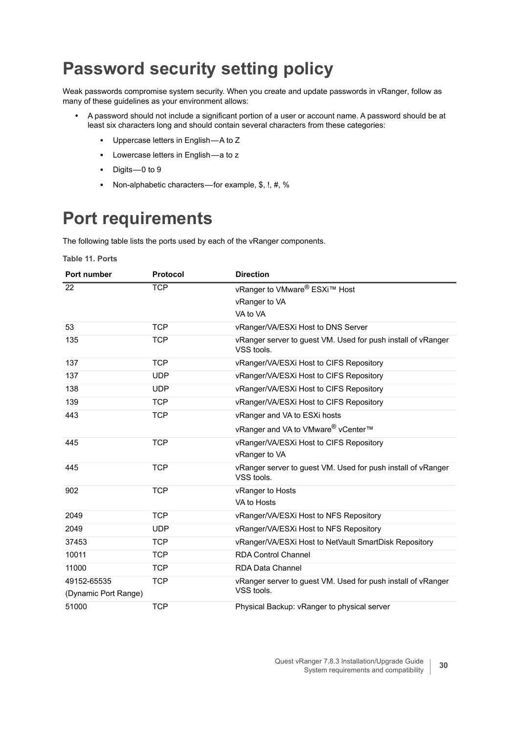# Password security setting policy

Weak passwords compromise system security. When you create and update passwords in vRanger, follow as many of these guidelines as your environment allows:

- A password should not include a significant portion of a user or account name. A password should be at least six characters long and should contain several characters from these categories:
  - Uppercase letters in English—A to Z
  - Lowercase letters in English—a to z
  - Digits—0 to 9
  - Non-alphabetic characters—for example, $, !, #, %

# Port requirements

The following table lists the ports used by each of the vRanger components.

**Table 11. Ports**

| Port number | Protocol | Direction |
|---|---|---|
| 22 | TCP | vRanger to VMware® ESXi™ Host<br>vRanger to VA<br>VA to VA |
| 53 | TCP | vRanger/VA/ESXi Host to DNS Server |
| 135 | TCP | vRanger server to guest VM. Used for push install of vRanger VSS tools. |
| 137 | TCP | vRanger/VA/ESXi Host to CIFS Repository |
| 137 | UDP | vRanger/VA/ESXi Host to CIFS Repository |
| 138 | UDP | vRanger/VA/ESXi Host to CIFS Repository |
| 139 | TCP | vRanger/VA/ESXi Host to CIFS Repository |
| 443 | TCP | vRanger and VA to ESXi hosts<br>vRanger and VA to VMware® vCenter™ |
| 445 | TCP | vRanger/VA/ESXi Host to CIFS Repository<br>vRanger to VA |
| 445 | TCP | vRanger server to guest VM. Used for push install of vRanger VSS tools. |
| 902 | TCP | vRanger to Hosts<br>VA to Hosts |
| 2049 | TCP | vRanger/VA/ESXi Host to NFS Repository |
| 2049 | UDP | vRanger/VA/ESXi Host to NFS Repository |
| 37453 | TCP | vRanger/VA/ESXi Host to NetVault SmartDisk Repository |
| 10011 | TCP | RDA Control Channel |
| 11000 | TCP | RDA Data Channel |
| 49152-65535<br>(Dynamic Port Range) | TCP | vRanger server to guest VM. Used for push install of vRanger VSS tools. |
| 51000 | TCP | Physical Backup: vRanger to physical server |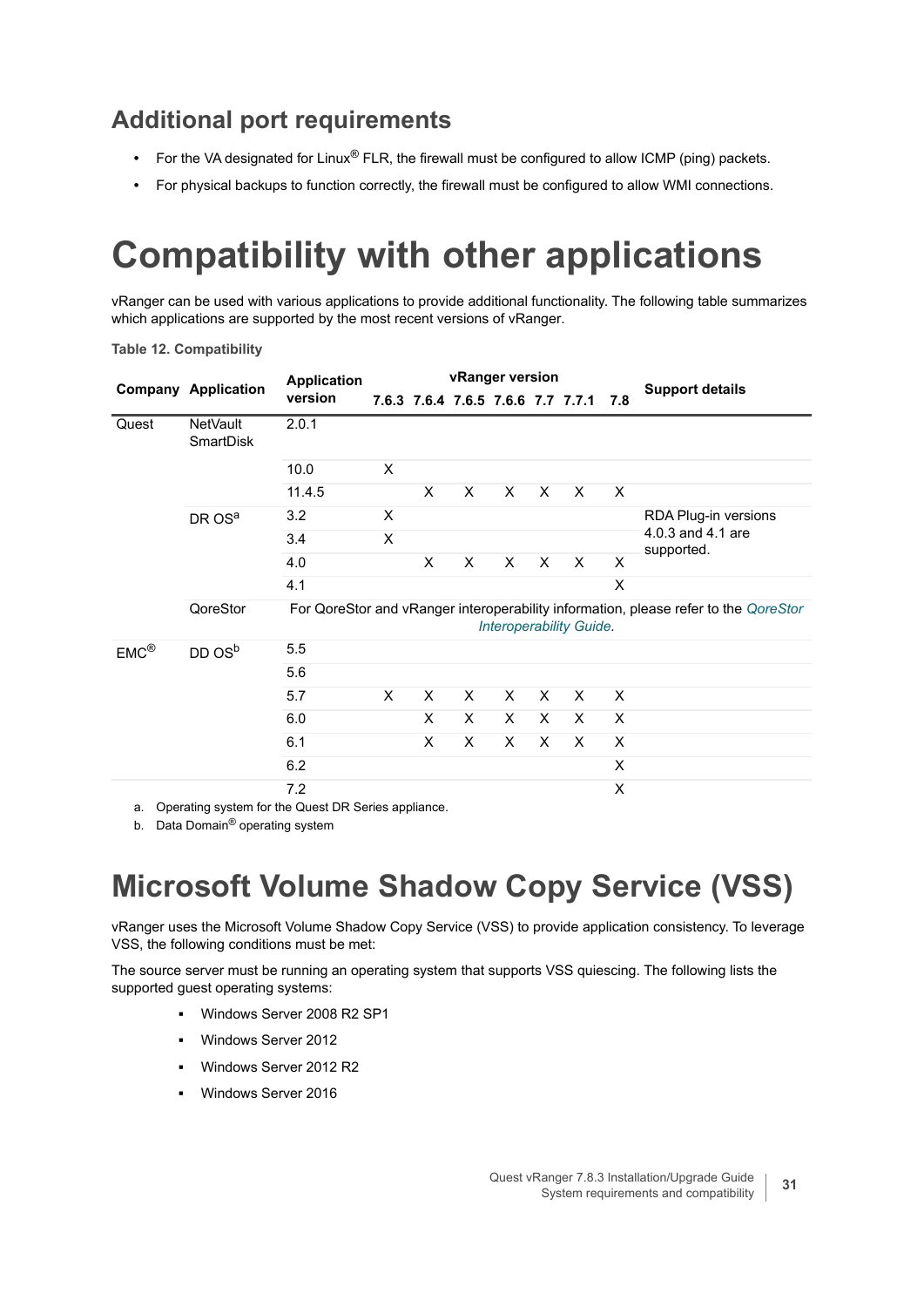## Additional port requirements

- For the VA designated for Linux® FLR, the firewall must be configured to allow ICMP (ping) packets.
- For physical backups to function correctly, the firewall must be configured to allow WMI connections.

# Compatibility with other applications

vRanger can be used with various applications to provide additional functionality. The following table summarizes which applications are supported by the most recent versions of vRanger.

**Table 12. Compatibility**

| Company | Application | Application version | vRanger version | | | | | | | Support details |
|---|---|---|---|---|---|---|---|---|---|---|
| | | | 7.6.3 | 7.6.4 | 7.6.5 | 7.6.6 | 7.7 | 7.7.1 | 7.8 | |
| Quest | NetVault SmartDisk | 2.0.1 | | | | | | | | |
| | | 10.0 | X | | | | | | | |
| | | 11.4.5 | | X | X | X | X | X | X | |
| | DR OS[a] | 3.2 | X | | | | | | | RDA Plug-in versions 4.0.3 and 4.1 are supported. |
| | | 3.4 | X | | | | | | | |
| | | 4.0 | | X | X | X | X | X | X | |
| | | 4.1 | | | | | | | X | |
| | QoreStor | For QoreStor and vRanger interoperability information, please refer to the *QoreStor Interoperability Guide*. | | | | | | | | |
| EMC® | DD OS[b] | 5.5 | | | | | | | | |
| | | 5.6 | | | | | | | | |
| | | 5.7 | X | X | X | X | X | X | X | |
| | | 6.0 | | X | X | X | X | X | X | |
| | | 6.1 | | X | X | X | X | X | X | |
| | | 6.2 | | | | | | | X | |
| | | 7.2 | | | | | | | X | |

a. Operating system for the Quest DR Series appliance.

b. Data Domain® operating system

# Microsoft Volume Shadow Copy Service (VSS)

vRanger uses the Microsoft Volume Shadow Copy Service (VSS) to provide application consistency. To leverage VSS, the following conditions must be met:

The source server must be running an operating system that supports VSS quiescing. The following lists the supported guest operating systems:

- Windows Server 2008 R2 SP1
- Windows Server 2012
- Windows Server 2012 R2
- Windows Server 2016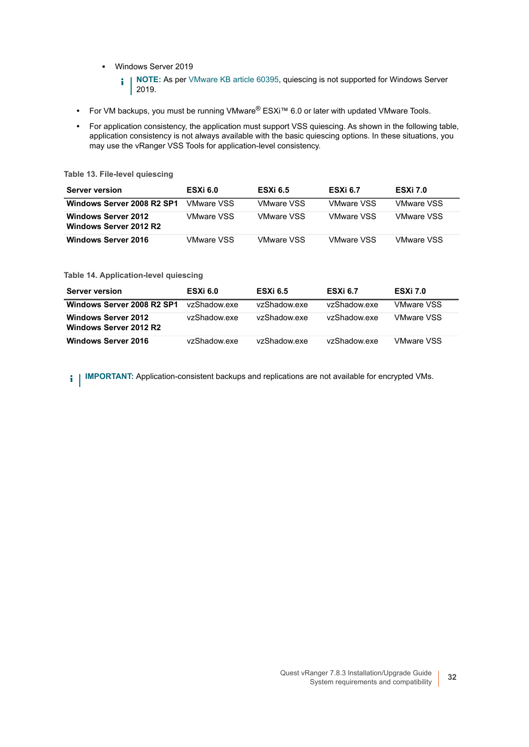- Windows Server 2019

      **NOTE:** As per VMware KB article 60395, quiescing is not supported for Windows Server 2019.

- For VM backups, you must be running VMware® ESXi™ 6.0 or later with updated VMware Tools.
- For application consistency, the application must support VSS quiescing. As shown in the following table, application consistency is not always available with the basic quiescing options. In these situations, you may use the vRanger VSS Tools for application-level consistency.

**Table 13. File-level quiescing**

| Server version | ESXi 6.0 | ESXi 6.5 | ESXi 6.7 | ESXi 7.0 |
|---|---|---|---|---|
| **Windows Server 2008 R2 SP1** | VMware VSS | VMware VSS | VMware VSS | VMware VSS |
| **Windows Server 2012**<br>**Windows Server 2012 R2** | VMware VSS | VMware VSS | VMware VSS | VMware VSS |
| **Windows Server 2016** | VMware VSS | VMware VSS | VMware VSS | VMware VSS |

**Table 14. Application-level quiescing**

| Server version | ESXi 6.0 | ESXi 6.5 | ESXi 6.7 | ESXi 7.0 |
|---|---|---|---|---|
| **Windows Server 2008 R2 SP1** | vzShadow.exe | vzShadow.exe | vzShadow.exe | VMware VSS |
| **Windows Server 2012**<br>**Windows Server 2012 R2** | vzShadow.exe | vzShadow.exe | vzShadow.exe | VMware VSS |
| **Windows Server 2016** | vzShadow.exe | vzShadow.exe | vzShadow.exe | VMware VSS |

**IMPORTANT:** Application-consistent backups and replications are not available for encrypted VMs.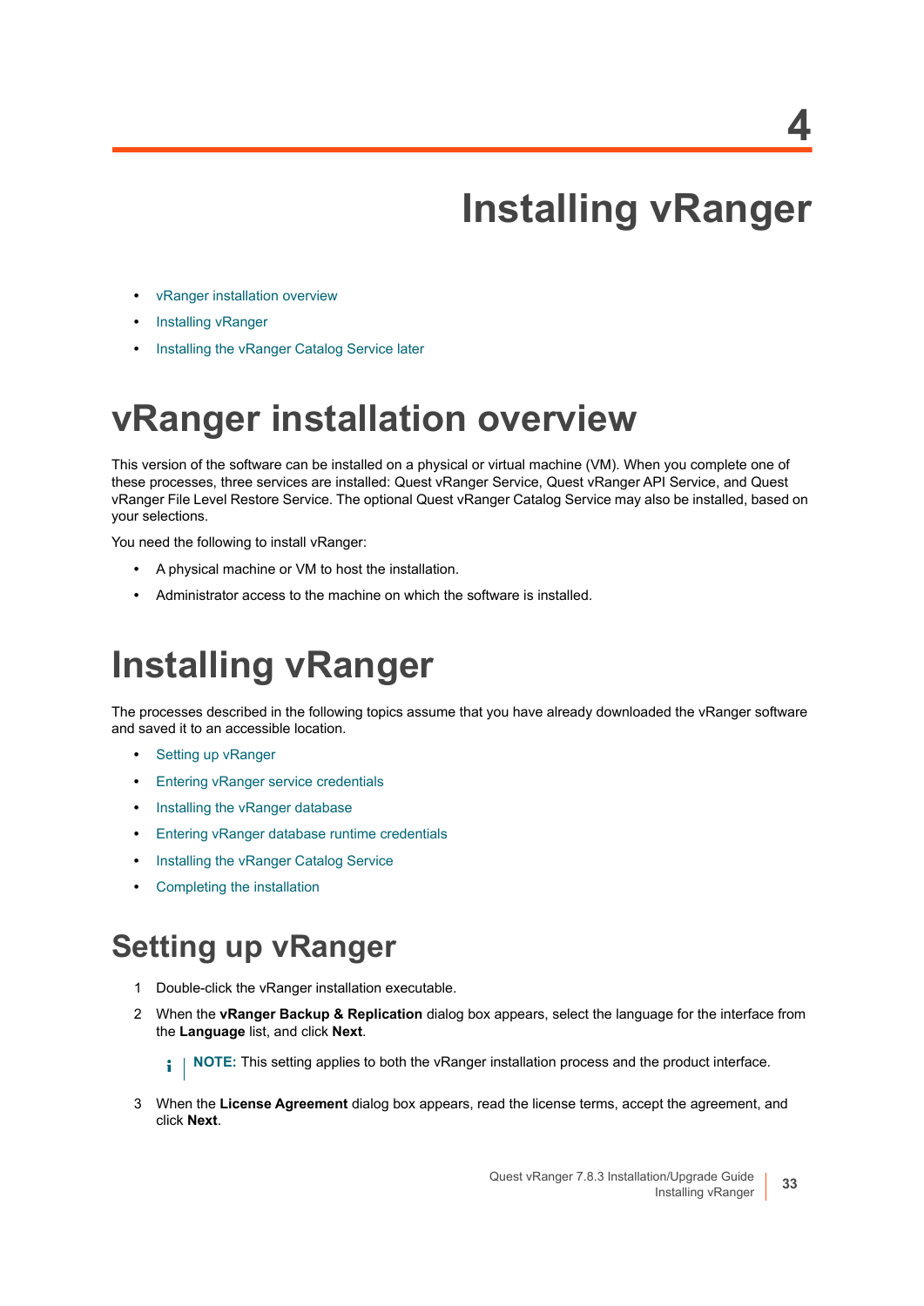# 4

# Installing vRanger

- vRanger installation overview
- Installing vRanger
- Installing the vRanger Catalog Service later

## vRanger installation overview

This version of the software can be installed on a physical or virtual machine (VM). When you complete one of these processes, three services are installed: Quest vRanger Service, Quest vRanger API Service, and Quest vRanger File Level Restore Service. The optional Quest vRanger Catalog Service may also be installed, based on your selections.

You need the following to install vRanger:

- A physical machine or VM to host the installation.
- Administrator access to the machine on which the software is installed.

## Installing vRanger

The processes described in the following topics assume that you have already downloaded the vRanger software and saved it to an accessible location.

- Setting up vRanger
- Entering vRanger service credentials
- Installing the vRanger database
- Entering vRanger database runtime credentials
- Installing the vRanger Catalog Service
- Completing the installation

### Setting up vRanger

1. Double-click the vRanger installation executable.
2. When the **vRanger Backup & Replication** dialog box appears, select the language for the interface from the **Language** list, and click **Next**.

   **NOTE:** This setting applies to both the vRanger installation process and the product interface.

3. When the **License Agreement** dialog box appears, read the license terms, accept the agreement, and click **Next**.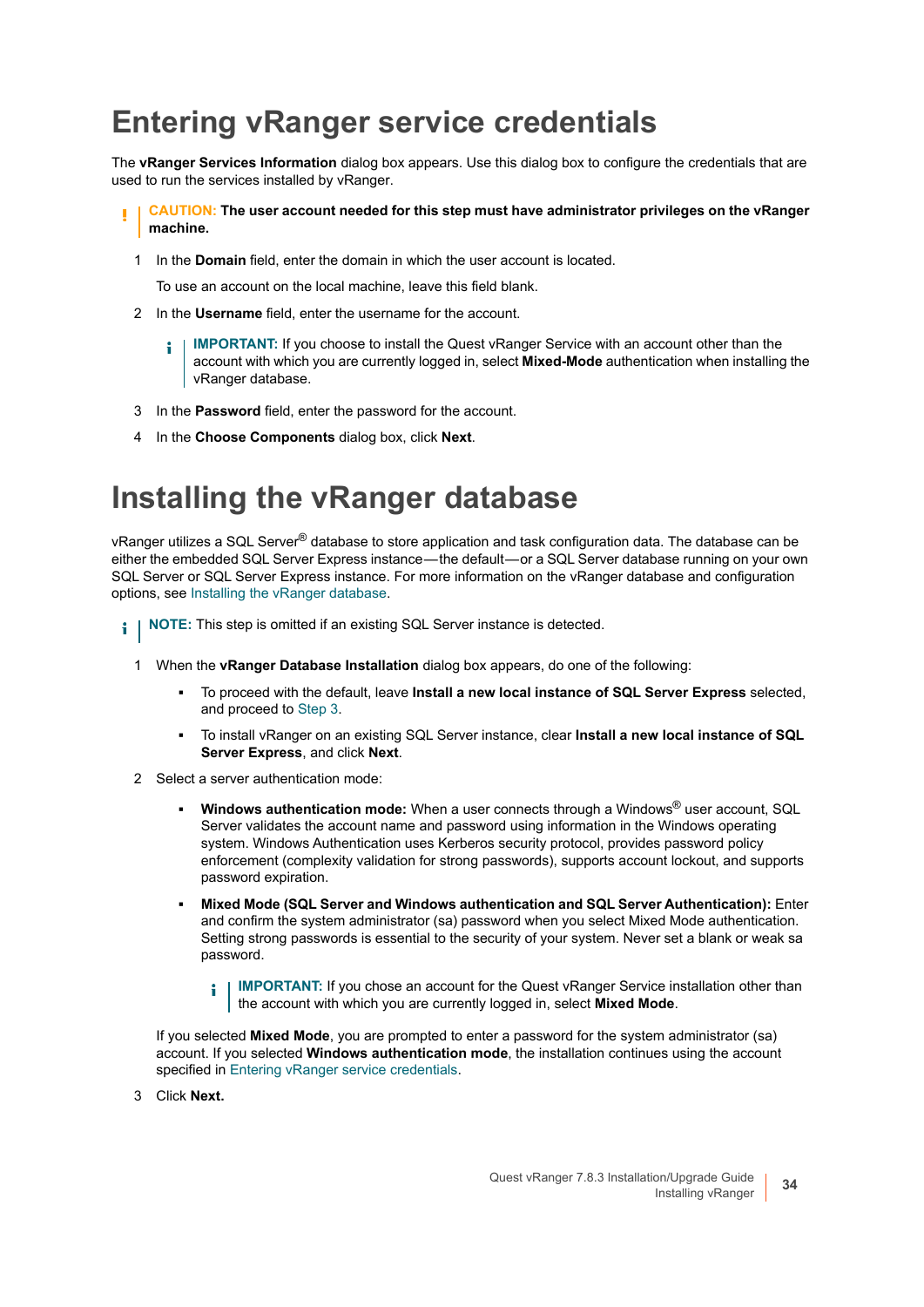# Entering vRanger service credentials

The **vRanger Services Information** dialog box appears. Use this dialog box to configure the credentials that are used to run the services installed by vRanger.

> **CAUTION: The user account needed for this step must have administrator privileges on the vRanger machine.**

1. In the **Domain** field, enter the domain in which the user account is located.

   To use an account on the local machine, leave this field blank.

2. In the **Username** field, enter the username for the account.

   > **IMPORTANT:** If you choose to install the Quest vRanger Service with an account other than the account with which you are currently logged in, select **Mixed-Mode** authentication when installing the vRanger database.

3. In the **Password** field, enter the password for the account.
4. In the **Choose Components** dialog box, click **Next**.

# Installing the vRanger database

vRanger utilizes a SQL Server® database to store application and task configuration data. The database can be either the embedded SQL Server Express instance—the default—or a SQL Server database running on your own SQL Server or SQL Server Express instance. For more information on the vRanger database and configuration options, see Installing the vRanger database.

> **NOTE:** This step is omitted if an existing SQL Server instance is detected.

1. When the **vRanger Database Installation** dialog box appears, do one of the following:
   - To proceed with the default, leave **Install a new local instance of SQL Server Express** selected, and proceed to Step 3.
   - To install vRanger on an existing SQL Server instance, clear **Install a new local instance of SQL Server Express**, and click **Next**.
2. Select a server authentication mode:
   - **Windows authentication mode:** When a user connects through a Windows® user account, SQL Server validates the account name and password using information in the Windows operating system. Windows Authentication uses Kerberos security protocol, provides password policy enforcement (complexity validation for strong passwords), supports account lockout, and supports password expiration.
   - **Mixed Mode (SQL Server and Windows authentication and SQL Server Authentication):** Enter and confirm the system administrator (sa) password when you select Mixed Mode authentication. Setting strong passwords is essential to the security of your system. Never set a blank or weak sa password.

     > **IMPORTANT:** If you chose an account for the Quest vRanger Service installation other than the account with which you are currently logged in, select **Mixed Mode**.

   If you selected **Mixed Mode**, you are prompted to enter a password for the system administrator (sa) account. If you selected **Windows authentication mode**, the installation continues using the account specified in Entering vRanger service credentials.

3. Click **Next.**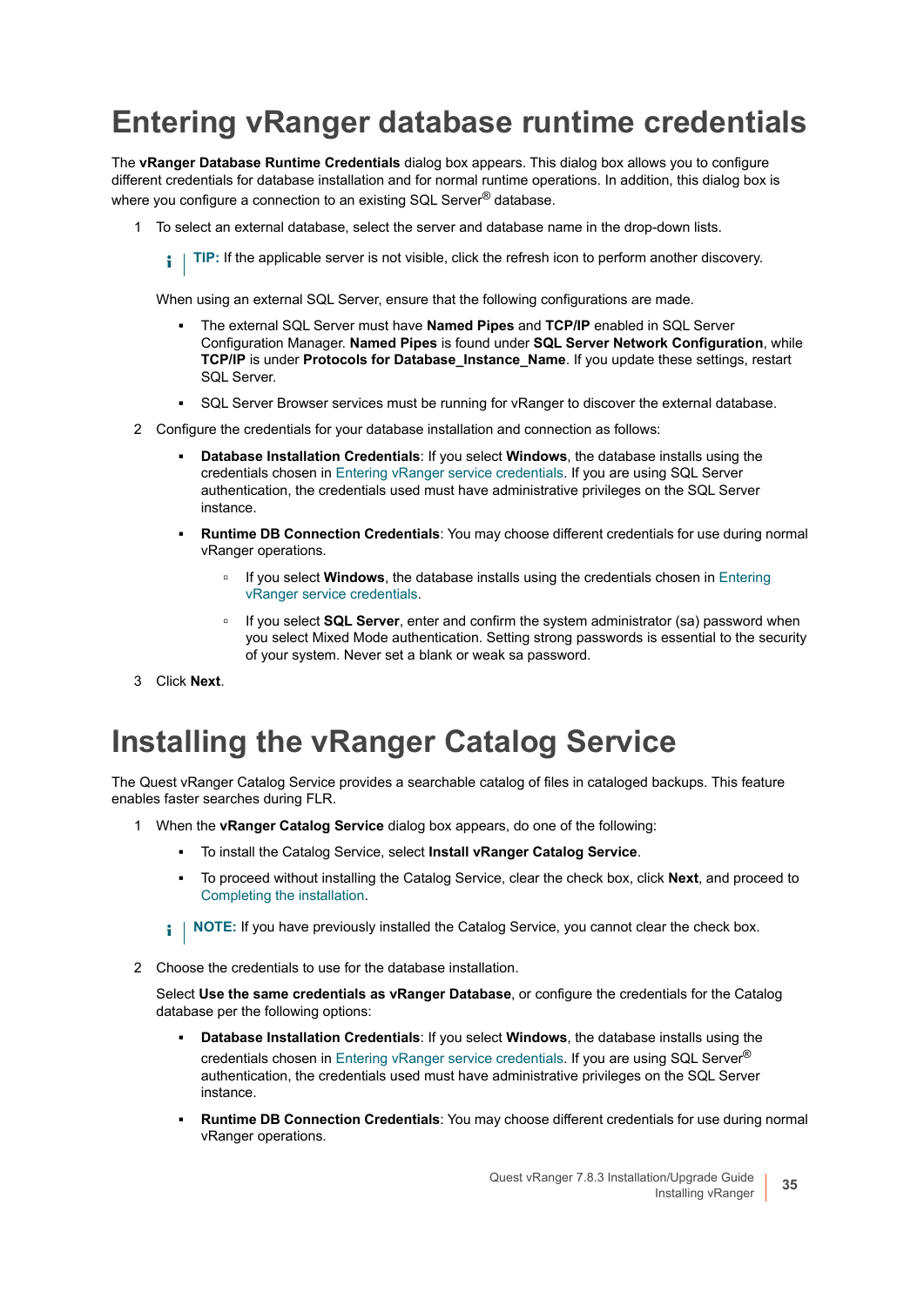# Entering vRanger database runtime credentials

The **vRanger Database Runtime Credentials** dialog box appears. This dialog box allows you to configure different credentials for database installation and for normal runtime operations. In addition, this dialog box is where you configure a connection to an existing SQL Server® database.

1. To select an external database, select the server and database name in the drop-down lists.

   > **TIP:** If the applicable server is not visible, click the refresh icon to perform another discovery.

   When using an external SQL Server, ensure that the following configurations are made.

   - The external SQL Server must have **Named Pipes** and **TCP/IP** enabled in SQL Server Configuration Manager. **Named Pipes** is found under **SQL Server Network Configuration**, while **TCP/IP** is under **Protocols for Database_Instance_Name**. If you update these settings, restart SQL Server.
   - SQL Server Browser services must be running for vRanger to discover the external database.

2. Configure the credentials for your database installation and connection as follows:

   - **Database Installation Credentials**: If you select **Windows**, the database installs using the credentials chosen in Entering vRanger service credentials. If you are using SQL Server authentication, the credentials used must have administrative privileges on the SQL Server instance.
   - **Runtime DB Connection Credentials**: You may choose different credentials for use during normal vRanger operations.
     - If you select **Windows**, the database installs using the credentials chosen in Entering vRanger service credentials.
     - If you select **SQL Server**, enter and confirm the system administrator (sa) password when you select Mixed Mode authentication. Setting strong passwords is essential to the security of your system. Never set a blank or weak sa password.

3. Click **Next**.

# Installing the vRanger Catalog Service

The Quest vRanger Catalog Service provides a searchable catalog of files in cataloged backups. This feature enables faster searches during FLR.

1. When the **vRanger Catalog Service** dialog box appears, do one of the following:

   - To install the Catalog Service, select **Install vRanger Catalog Service**.
   - To proceed without installing the Catalog Service, clear the check box, click **Next**, and proceed to Completing the installation.

   > **NOTE:** If you have previously installed the Catalog Service, you cannot clear the check box.

2. Choose the credentials to use for the database installation.

   Select **Use the same credentials as vRanger Database**, or configure the credentials for the Catalog database per the following options:

   - **Database Installation Credentials**: If you select **Windows**, the database installs using the credentials chosen in Entering vRanger service credentials. If you are using SQL Server® authentication, the credentials used must have administrative privileges on the SQL Server instance.
   - **Runtime DB Connection Credentials**: You may choose different credentials for use during normal vRanger operations.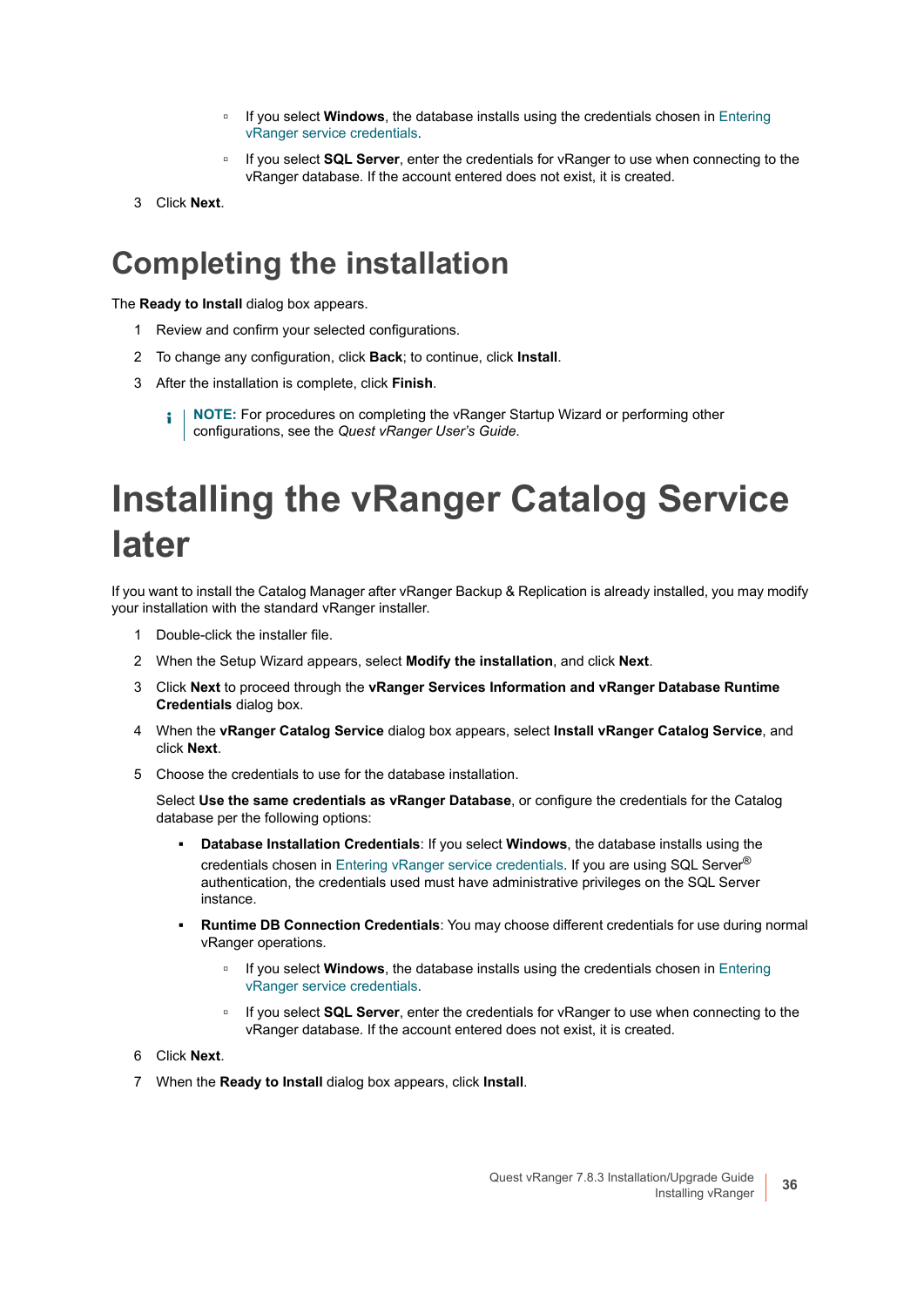- If you select **Windows**, the database installs using the credentials chosen in Entering vRanger service credentials.
- If you select **SQL Server**, enter the credentials for vRanger to use when connecting to the vRanger database. If the account entered does not exist, it is created.

3 Click **Next**.

# Completing the installation

The **Ready to Install** dialog box appears.

1. Review and confirm your selected configurations.
2. To change any configuration, click **Back**; to continue, click **Install**.
3. After the installation is complete, click **Finish**.

> **NOTE:** For procedures on completing the vRanger Startup Wizard or performing other configurations, see the *Quest vRanger User's Guide*.

# Installing the vRanger Catalog Service later

If you want to install the Catalog Manager after vRanger Backup & Replication is already installed, you may modify your installation with the standard vRanger installer.

1. Double-click the installer file.
2. When the Setup Wizard appears, select **Modify the installation**, and click **Next**.
3. Click **Next** to proceed through the **vRanger Services Information and vRanger Database Runtime Credentials** dialog box.
4. When the **vRanger Catalog Service** dialog box appears, select **Install vRanger Catalog Service**, and click **Next**.
5. Choose the credentials to use for the database installation.

   Select **Use the same credentials as vRanger Database**, or configure the credentials for the Catalog database per the following options:

   - **Database Installation Credentials**: If you select **Windows**, the database installs using the credentials chosen in Entering vRanger service credentials. If you are using SQL Server® authentication, the credentials used must have administrative privileges on the SQL Server instance.
   - **Runtime DB Connection Credentials**: You may choose different credentials for use during normal vRanger operations.
     - If you select **Windows**, the database installs using the credentials chosen in Entering vRanger service credentials.
     - If you select **SQL Server**, enter the credentials for vRanger to use when connecting to the vRanger database. If the account entered does not exist, it is created.
6. Click **Next**.
7. When the **Ready to Install** dialog box appears, click **Install**.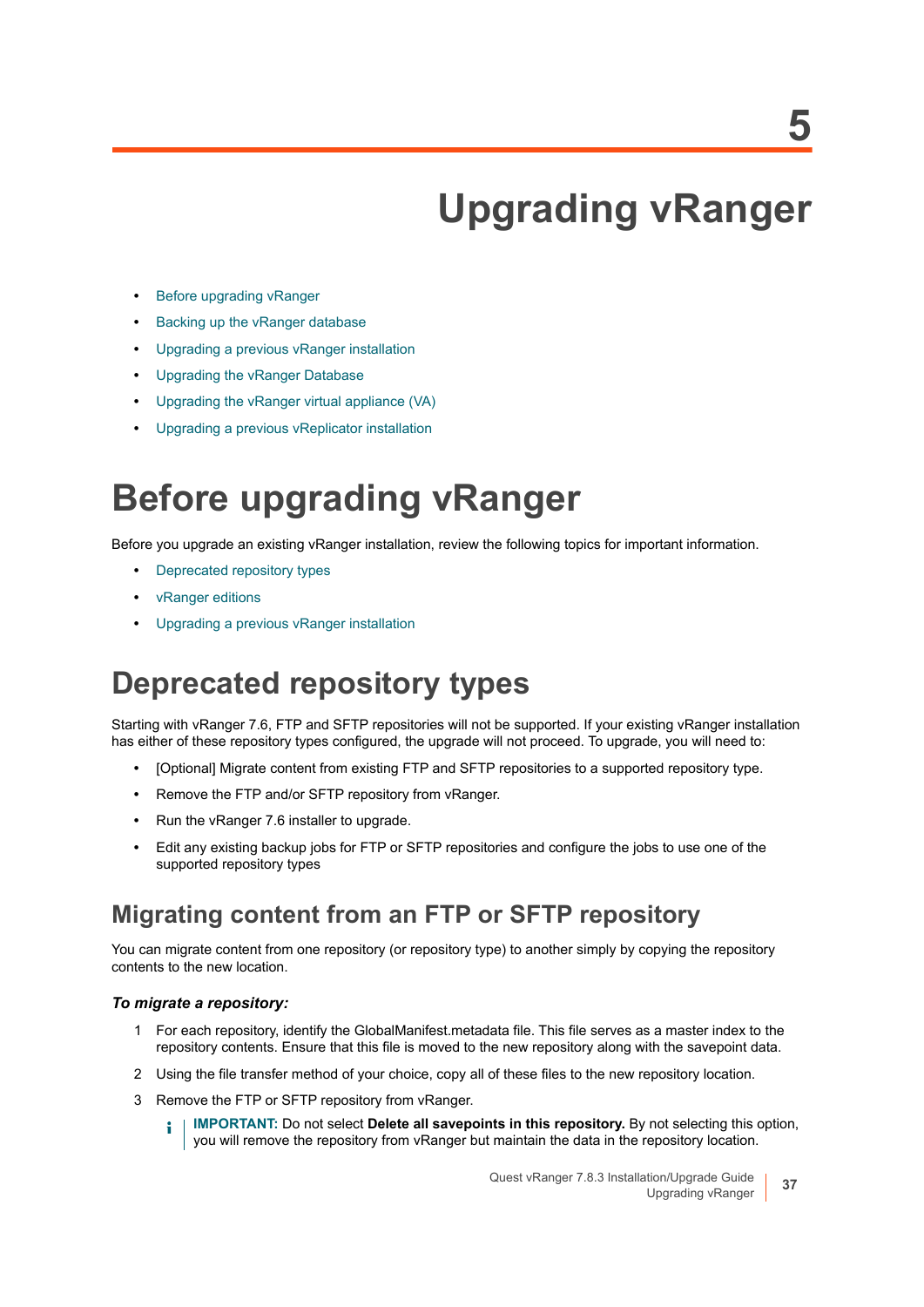# 5

# Upgrading vRanger

- Before upgrading vRanger
- Backing up the vRanger database
- Upgrading a previous vRanger installation
- Upgrading the vRanger Database
- Upgrading the vRanger virtual appliance (VA)
- Upgrading a previous vReplicator installation

# Before upgrading vRanger

Before you upgrade an existing vRanger installation, review the following topics for important information.

- Deprecated repository types
- vRanger editions
- Upgrading a previous vRanger installation

## Deprecated repository types

Starting with vRanger 7.6, FTP and SFTP repositories will not be supported. If your existing vRanger installation has either of these repository types configured, the upgrade will not proceed. To upgrade, you will need to:

- [Optional] Migrate content from existing FTP and SFTP repositories to a supported repository type.
- Remove the FTP and/or SFTP repository from vRanger.
- Run the vRanger 7.6 installer to upgrade.
- Edit any existing backup jobs for FTP or SFTP repositories and configure the jobs to use one of the supported repository types

### Migrating content from an FTP or SFTP repository

You can migrate content from one repository (or repository type) to another simply by copying the repository contents to the new location.

***To migrate a repository:***

1. For each repository, identify the GlobalManifest.metadata file. This file serves as a master index to the repository contents. Ensure that this file is moved to the new repository along with the savepoint data.
2. Using the file transfer method of your choice, copy all of these files to the new repository location.
3. Remove the FTP or SFTP repository from vRanger.

   **IMPORTANT:** Do not select **Delete all savepoints in this repository.** By not selecting this option, you will remove the repository from vRanger but maintain the data in the repository location.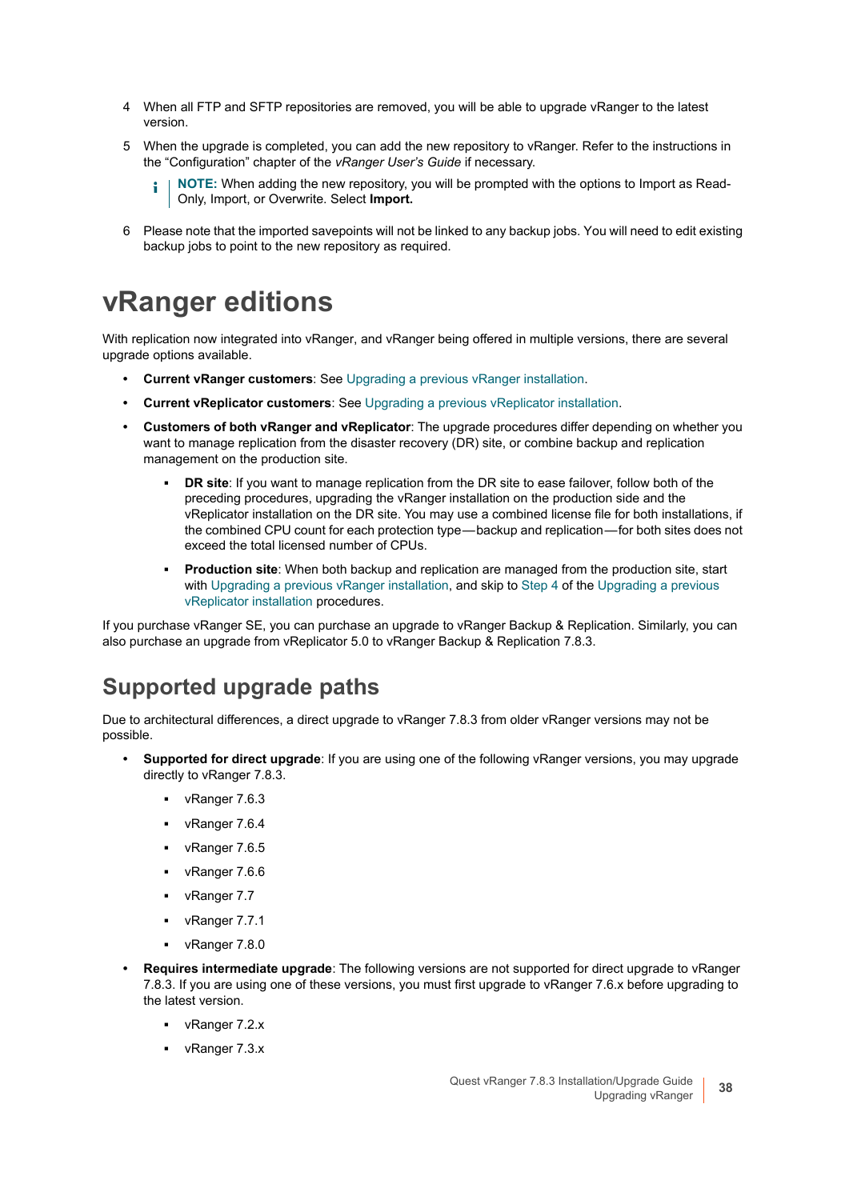4 When all FTP and SFTP repositories are removed, you will be able to upgrade vRanger to the latest version.

5 When the upgrade is completed, you can add the new repository to vRanger. Refer to the instructions in the "Configuration" chapter of the *vRanger User's Guide* if necessary.

> **NOTE:** When adding the new repository, you will be prompted with the options to Import as Read-Only, Import, or Overwrite. Select **Import.**

6 Please note that the imported savepoints will not be linked to any backup jobs. You will need to edit existing backup jobs to point to the new repository as required.

# vRanger editions

With replication now integrated into vRanger, and vRanger being offered in multiple versions, there are several upgrade options available.

- **Current vRanger customers**: See Upgrading a previous vRanger installation.
- **Current vReplicator customers**: See Upgrading a previous vReplicator installation.
- **Customers of both vRanger and vReplicator**: The upgrade procedures differ depending on whether you want to manage replication from the disaster recovery (DR) site, or combine backup and replication management on the production site.
  - **DR site**: If you want to manage replication from the DR site to ease failover, follow both of the preceding procedures, upgrading the vRanger installation on the production side and the vReplicator installation on the DR site. You may use a combined license file for both installations, if the combined CPU count for each protection type—backup and replication—for both sites does not exceed the total licensed number of CPUs.
  - **Production site**: When both backup and replication are managed from the production site, start with Upgrading a previous vRanger installation, and skip to Step 4 of the Upgrading a previous vReplicator installation procedures.

If you purchase vRanger SE, you can purchase an upgrade to vRanger Backup & Replication. Similarly, you can also purchase an upgrade from vReplicator 5.0 to vRanger Backup & Replication 7.8.3.

## Supported upgrade paths

Due to architectural differences, a direct upgrade to vRanger 7.8.3 from older vRanger versions may not be possible.

- **Supported for direct upgrade**: If you are using one of the following vRanger versions, you may upgrade directly to vRanger 7.8.3.
  - vRanger 7.6.3
  - vRanger 7.6.4
  - vRanger 7.6.5
  - vRanger 7.6.6
  - vRanger 7.7
  - vRanger 7.7.1
  - vRanger 7.8.0
- **Requires intermediate upgrade**: The following versions are not supported for direct upgrade to vRanger 7.8.3. If you are using one of these versions, you must first upgrade to vRanger 7.6.x before upgrading to the latest version.
  - vRanger 7.2.x
  - vRanger 7.3.x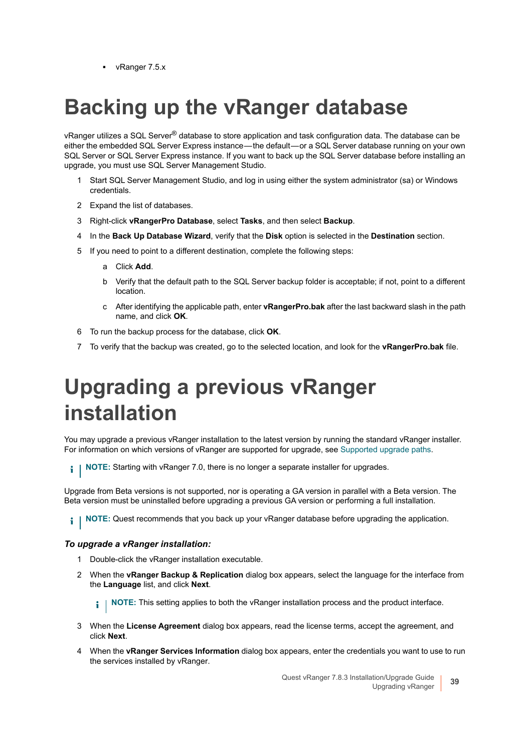- vRanger 7.5.x

# Backing up the vRanger database

vRanger utilizes a SQL Server® database to store application and task configuration data. The database can be either the embedded SQL Server Express instance—the default—or a SQL Server database running on your own SQL Server or SQL Server Express instance. If you want to back up the SQL Server database before installing an upgrade, you must use SQL Server Management Studio.

1. Start SQL Server Management Studio, and log in using either the system administrator (sa) or Windows credentials.
2. Expand the list of databases.
3. Right-click **vRangerPro Database**, select **Tasks**, and then select **Backup**.
4. In the **Back Up Database Wizard**, verify that the **Disk** option is selected in the **Destination** section.
5. If you need to point to a different destination, complete the following steps:
   a. Click **Add**.
   b. Verify that the default path to the SQL Server backup folder is acceptable; if not, point to a different location.
   c. After identifying the applicable path, enter **vRangerPro.bak** after the last backward slash in the path name, and click **OK**.
6. To run the backup process for the database, click **OK**.
7. To verify that the backup was created, go to the selected location, and look for the **vRangerPro.bak** file.

# Upgrading a previous vRanger installation

You may upgrade a previous vRanger installation to the latest version by running the standard vRanger installer. For information on which versions of vRanger are supported for upgrade, see Supported upgrade paths.

> **NOTE:** Starting with vRanger 7.0, there is no longer a separate installer for upgrades.

Upgrade from Beta versions is not supported, nor is operating a GA version in parallel with a Beta version. The Beta version must be uninstalled before upgrading a previous GA version or performing a full installation.

> **NOTE:** Quest recommends that you back up your vRanger database before upgrading the application.

***To upgrade a vRanger installation:***

1. Double-click the vRanger installation executable.
2. When the **vRanger Backup & Replication** dialog box appears, select the language for the interface from the **Language** list, and click **Next**.

   > **NOTE:** This setting applies to both the vRanger installation process and the product interface.

3. When the **License Agreement** dialog box appears, read the license terms, accept the agreement, and click **Next**.
4. When the **vRanger Services Information** dialog box appears, enter the credentials you want to use to run the services installed by vRanger.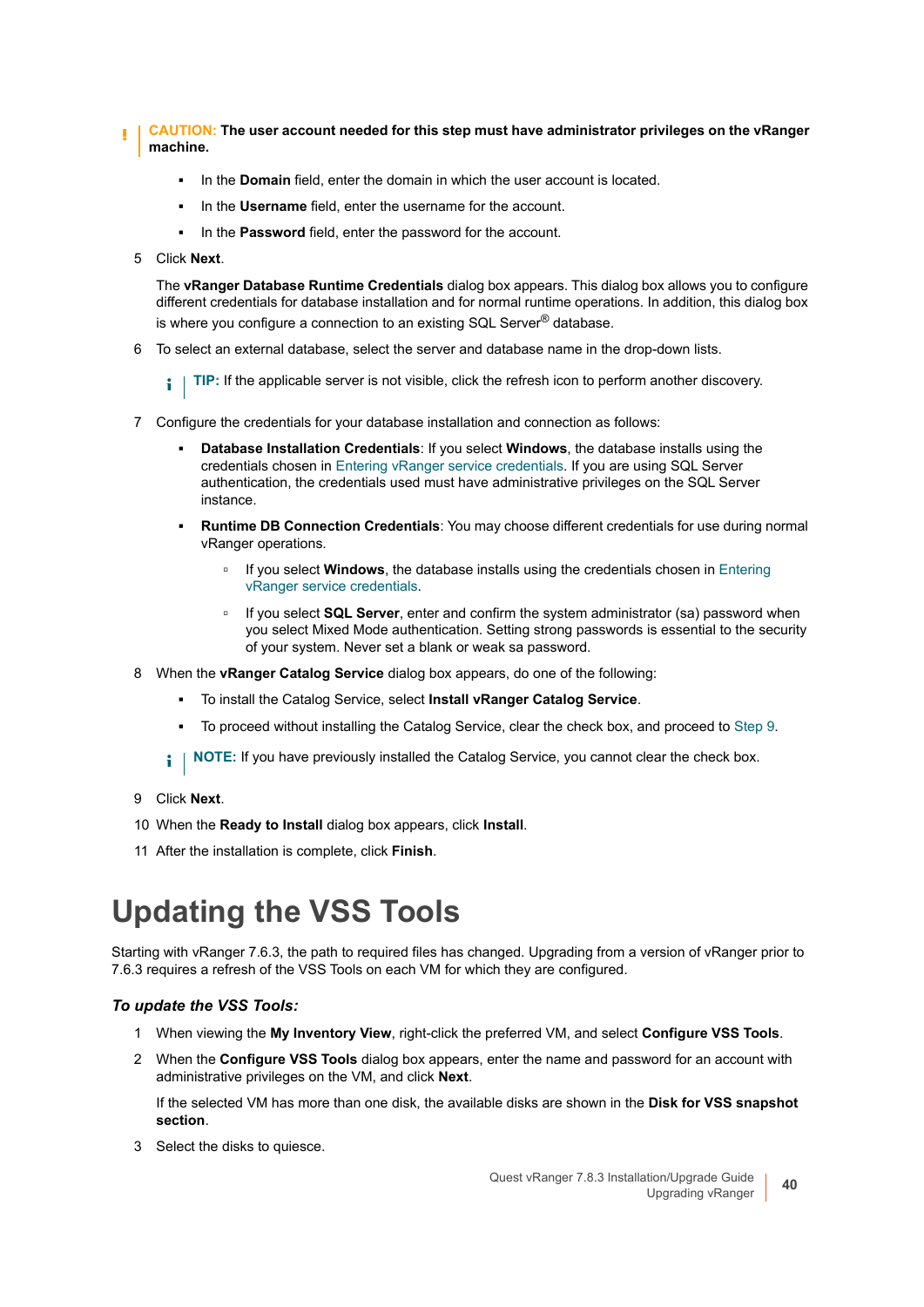**CAUTION: The user account needed for this step must have administrator privileges on the vRanger machine.**

- In the **Domain** field, enter the domain in which the user account is located.
- In the **Username** field, enter the username for the account.
- In the **Password** field, enter the password for the account.

5 Click **Next**.

The **vRanger Database Runtime Credentials** dialog box appears. This dialog box allows you to configure different credentials for database installation and for normal runtime operations. In addition, this dialog box is where you configure a connection to an existing SQL Server® database.

6 To select an external database, select the server and database name in the drop-down lists.

**TIP:** If the applicable server is not visible, click the refresh icon to perform another discovery.

7 Configure the credentials for your database installation and connection as follows:

- **Database Installation Credentials**: If you select **Windows**, the database installs using the credentials chosen in Entering vRanger service credentials. If you are using SQL Server authentication, the credentials used must have administrative privileges on the SQL Server instance.
- **Runtime DB Connection Credentials**: You may choose different credentials for use during normal vRanger operations.
  - If you select **Windows**, the database installs using the credentials chosen in Entering vRanger service credentials.
  - If you select **SQL Server**, enter and confirm the system administrator (sa) password when you select Mixed Mode authentication. Setting strong passwords is essential to the security of your system. Never set a blank or weak sa password.

8 When the **vRanger Catalog Service** dialog box appears, do one of the following:

- To install the Catalog Service, select **Install vRanger Catalog Service**.
- To proceed without installing the Catalog Service, clear the check box, and proceed to Step 9.

**NOTE:** If you have previously installed the Catalog Service, you cannot clear the check box.

9 Click **Next**.

10 When the **Ready to Install** dialog box appears, click **Install**.

11 After the installation is complete, click **Finish**.

# Updating the VSS Tools

Starting with vRanger 7.6.3, the path to required files has changed. Upgrading from a version of vRanger prior to 7.6.3 requires a refresh of the VSS Tools on each VM for which they are configured.

***To update the VSS Tools:***

1 When viewing the **My Inventory View**, right-click the preferred VM, and select **Configure VSS Tools**.

2 When the **Configure VSS Tools** dialog box appears, enter the name and password for an account with administrative privileges on the VM, and click **Next**.

If the selected VM has more than one disk, the available disks are shown in the **Disk for VSS snapshot section**.

3 Select the disks to quiesce.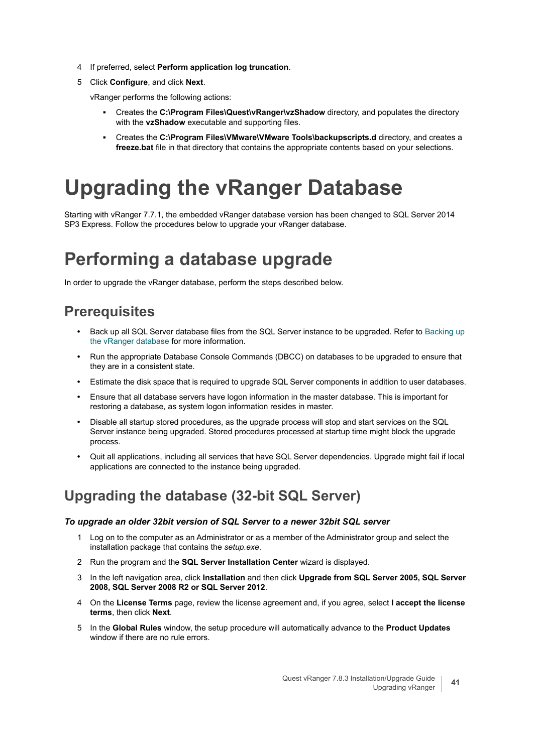4 If preferred, select **Perform application log truncation**.

5 Click **Configure**, and click **Next**.

   vRanger performs the following actions:

   - Creates the **C:\Program Files\Quest\vRanger\vzShadow** directory, and populates the directory with the **vzShadow** executable and supporting files.
   - Creates the **C:\Program Files\VMware\VMware Tools\backupscripts.d** directory, and creates a **freeze.bat** file in that directory that contains the appropriate contents based on your selections.

# Upgrading the vRanger Database

Starting with vRanger 7.7.1, the embedded vRanger database version has been changed to SQL Server 2014 SP3 Express. Follow the procedures below to upgrade your vRanger database.

## Performing a database upgrade

In order to upgrade the vRanger database, perform the steps described below.

### Prerequisites

- Back up all SQL Server database files from the SQL Server instance to be upgraded. Refer to Backing up the vRanger database for more information.
- Run the appropriate Database Console Commands (DBCC) on databases to be upgraded to ensure that they are in a consistent state.
- Estimate the disk space that is required to upgrade SQL Server components in addition to user databases.
- Ensure that all database servers have logon information in the master database. This is important for restoring a database, as system logon information resides in master.
- Disable all startup stored procedures, as the upgrade process will stop and start services on the SQL Server instance being upgraded. Stored procedures processed at startup time might block the upgrade process.
- Quit all applications, including all services that have SQL Server dependencies. Upgrade might fail if local applications are connected to the instance being upgraded.

### Upgrading the database (32-bit SQL Server)

***To upgrade an older 32bit version of SQL Server to a newer 32bit SQL server***

1 Log on to the computer as an Administrator or as a member of the Administrator group and select the installation package that contains the *setup.exe*.

2 Run the program and the **SQL Server Installation Center** wizard is displayed.

3 In the left navigation area, click **Installation** and then click **Upgrade from SQL Server 2005, SQL Server 2008, SQL Server 2008 R2 or SQL Server 2012**.

4 On the **License Terms** page, review the license agreement and, if you agree, select **I accept the license terms**, then click **Next**.

5 In the **Global Rules** window, the setup procedure will automatically advance to the **Product Updates** window if there are no rule errors.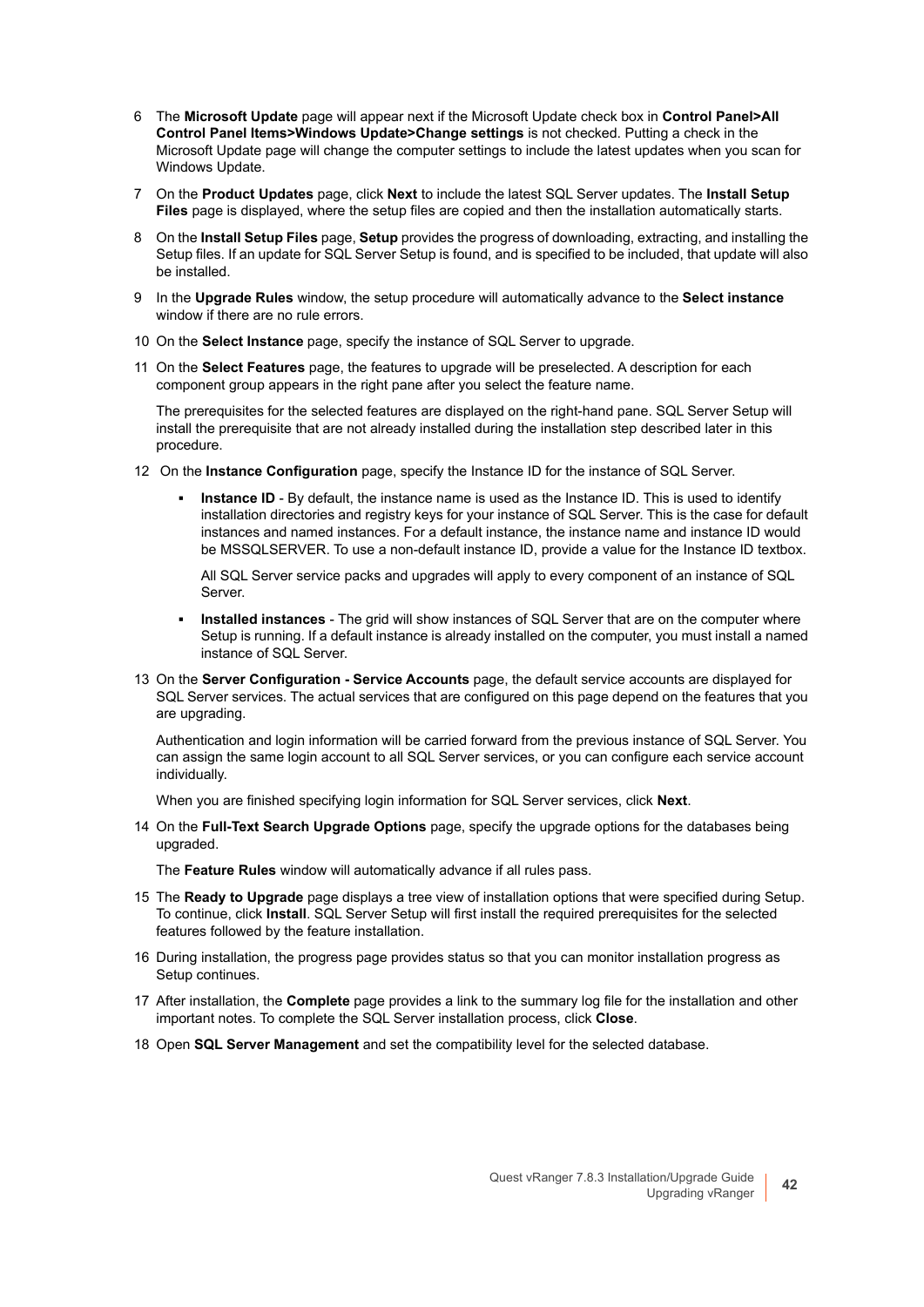6 The **Microsoft Update** page will appear next if the Microsoft Update check box in **Control Panel>All Control Panel Items>Windows Update>Change settings** is not checked. Putting a check in the Microsoft Update page will change the computer settings to include the latest updates when you scan for Windows Update.

7 On the **Product Updates** page, click **Next** to include the latest SQL Server updates. The **Install Setup Files** page is displayed, where the setup files are copied and then the installation automatically starts.

8 On the **Install Setup Files** page, **Setup** provides the progress of downloading, extracting, and installing the Setup files. If an update for SQL Server Setup is found, and is specified to be included, that update will also be installed.

9 In the **Upgrade Rules** window, the setup procedure will automatically advance to the **Select instance** window if there are no rule errors.

10 On the **Select Instance** page, specify the instance of SQL Server to upgrade.

11 On the **Select Features** page, the features to upgrade will be preselected. A description for each component group appears in the right pane after you select the feature name.

   The prerequisites for the selected features are displayed on the right-hand pane. SQL Server Setup will install the prerequisite that are not already installed during the installation step described later in this procedure.

12 On the **Instance Configuration** page, specify the Instance ID for the instance of SQL Server.

   - **Instance ID** - By default, the instance name is used as the Instance ID. This is used to identify installation directories and registry keys for your instance of SQL Server. This is the case for default instances and named instances. For a default instance, the instance name and instance ID would be MSSQLSERVER. To use a non-default instance ID, provide a value for the Instance ID textbox.

     All SQL Server service packs and upgrades will apply to every component of an instance of SQL Server.

   - **Installed instances** - The grid will show instances of SQL Server that are on the computer where Setup is running. If a default instance is already installed on the computer, you must install a named instance of SQL Server.

13 On the **Server Configuration - Service Accounts** page, the default service accounts are displayed for SQL Server services. The actual services that are configured on this page depend on the features that you are upgrading.

   Authentication and login information will be carried forward from the previous instance of SQL Server. You can assign the same login account to all SQL Server services, or you can configure each service account individually.

   When you are finished specifying login information for SQL Server services, click **Next**.

14 On the **Full-Text Search Upgrade Options** page, specify the upgrade options for the databases being upgraded.

   The **Feature Rules** window will automatically advance if all rules pass.

15 The **Ready to Upgrade** page displays a tree view of installation options that were specified during Setup. To continue, click **Install**. SQL Server Setup will first install the required prerequisites for the selected features followed by the feature installation.

16 During installation, the progress page provides status so that you can monitor installation progress as Setup continues.

17 After installation, the **Complete** page provides a link to the summary log file for the installation and other important notes. To complete the SQL Server installation process, click **Close**.

18 Open **SQL Server Management** and set the compatibility level for the selected database.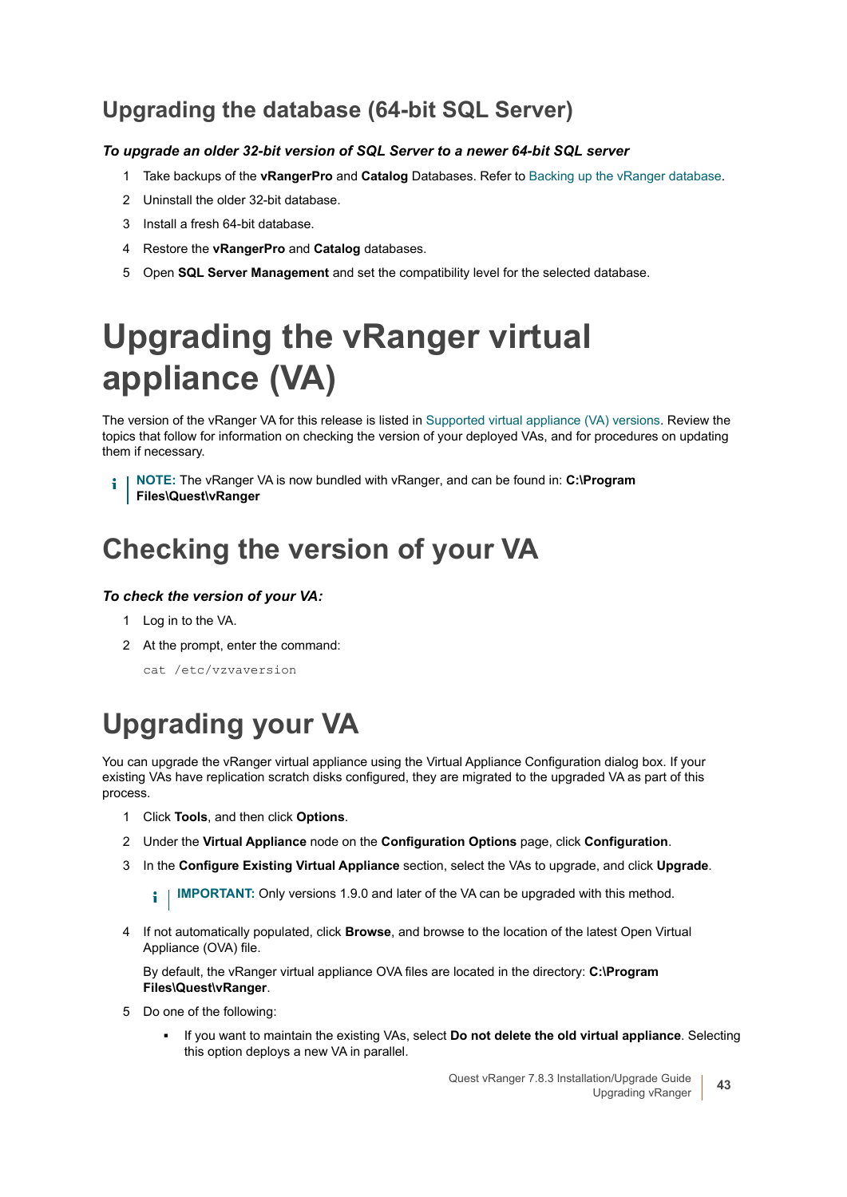## Upgrading the database (64-bit SQL Server)

***To upgrade an older 32-bit version of SQL Server to a newer 64-bit SQL server***

1. Take backups of the **vRangerPro** and **Catalog** Databases. Refer to Backing up the vRanger database.
2. Uninstall the older 32-bit database.
3. Install a fresh 64-bit database.
4. Restore the **vRangerPro** and **Catalog** databases.
5. Open **SQL Server Management** and set the compatibility level for the selected database.

# Upgrading the vRanger virtual appliance (VA)

The version of the vRanger VA for this release is listed in Supported virtual appliance (VA) versions. Review the topics that follow for information on checking the version of your deployed VAs, and for procedures on updating them if necessary.

> **NOTE:** The vRanger VA is now bundled with vRanger, and can be found in: **C:\Program Files\Quest\vRanger**

## Checking the version of your VA

***To check the version of your VA:***

1. Log in to the VA.
2. At the prompt, enter the command:

```
cat /etc/vzvaversion
```

## Upgrading your VA

You can upgrade the vRanger virtual appliance using the Virtual Appliance Configuration dialog box. If your existing VAs have replication scratch disks configured, they are migrated to the upgraded VA as part of this process.

1. Click **Tools**, and then click **Options**.
2. Under the **Virtual Appliance** node on the **Configuration Options** page, click **Configuration**.
3. In the **Configure Existing Virtual Appliance** section, select the VAs to upgrade, and click **Upgrade**.

   > **IMPORTANT:** Only versions 1.9.0 and later of the VA can be upgraded with this method.

4. If not automatically populated, click **Browse**, and browse to the location of the latest Open Virtual Appliance (OVA) file.

   By default, the vRanger virtual appliance OVA files are located in the directory: **C:\Program Files\Quest\vRanger**.

5. Do one of the following:
   - If you want to maintain the existing VAs, select **Do not delete the old virtual appliance**. Selecting this option deploys a new VA in parallel.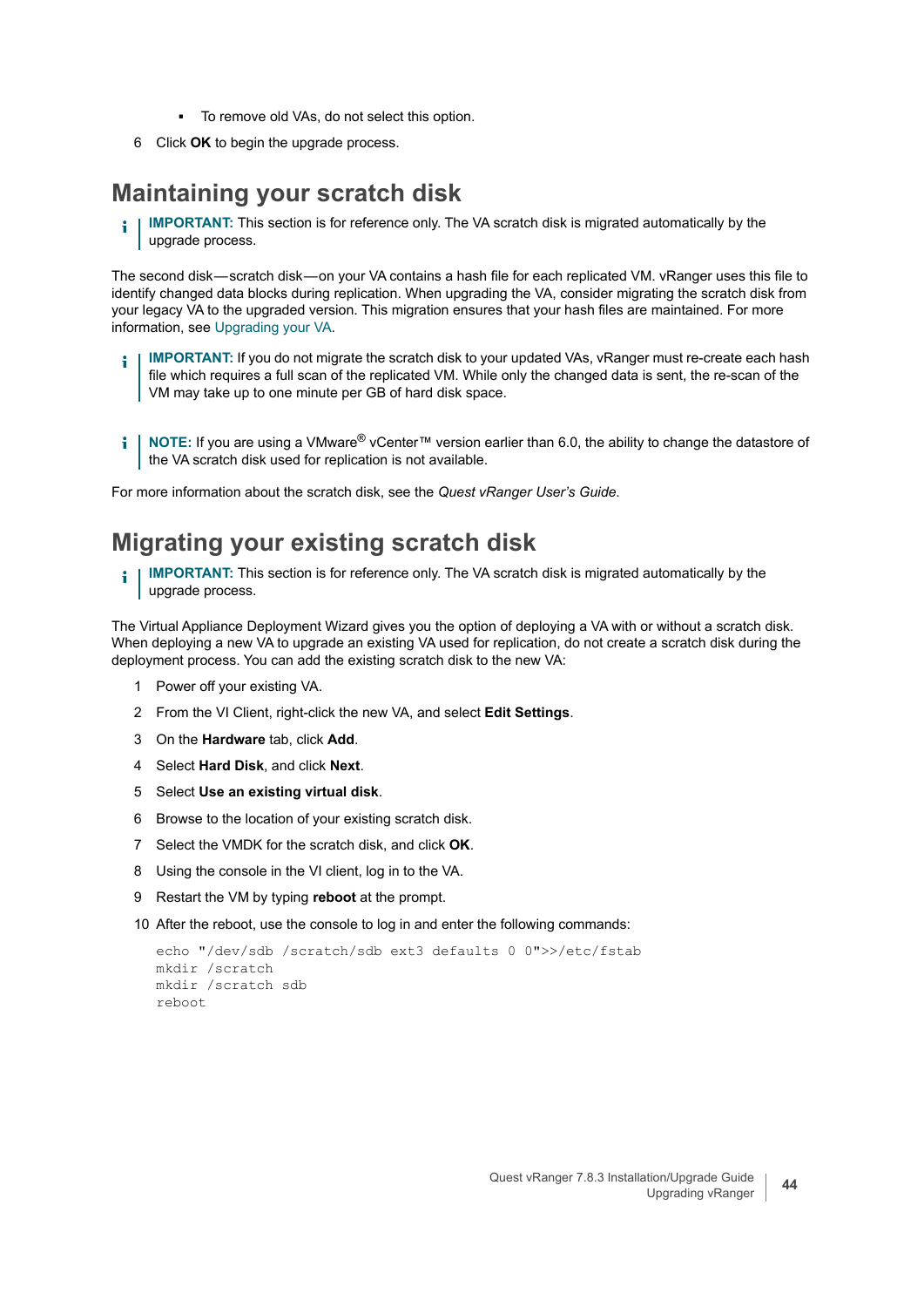- To remove old VAs, do not select this option.

6 Click **OK** to begin the upgrade process.

## Maintaining your scratch disk

**IMPORTANT:** This section is for reference only. The VA scratch disk is migrated automatically by the upgrade process.

The second disk—scratch disk—on your VA contains a hash file for each replicated VM. vRanger uses this file to identify changed data blocks during replication. When upgrading the VA, consider migrating the scratch disk from your legacy VA to the upgraded version. This migration ensures that your hash files are maintained. For more information, see Upgrading your VA.

**IMPORTANT:** If you do not migrate the scratch disk to your updated VAs, vRanger must re-create each hash file which requires a full scan of the replicated VM. While only the changed data is sent, the re-scan of the VM may take up to one minute per GB of hard disk space.

**NOTE:** If you are using a VMware® vCenter™ version earlier than 6.0, the ability to change the datastore of the VA scratch disk used for replication is not available.

For more information about the scratch disk, see the *Quest vRanger User's Guide*.

## Migrating your existing scratch disk

**IMPORTANT:** This section is for reference only. The VA scratch disk is migrated automatically by the upgrade process.

The Virtual Appliance Deployment Wizard gives you the option of deploying a VA with or without a scratch disk. When deploying a new VA to upgrade an existing VA used for replication, do not create a scratch disk during the deployment process. You can add the existing scratch disk to the new VA:

1. Power off your existing VA.
2. From the VI Client, right-click the new VA, and select **Edit Settings**.
3. On the **Hardware** tab, click **Add**.
4. Select **Hard Disk**, and click **Next**.
5. Select **Use an existing virtual disk**.
6. Browse to the location of your existing scratch disk.
7. Select the VMDK for the scratch disk, and click **OK**.
8. Using the console in the VI client, log in to the VA.
9. Restart the VM by typing **reboot** at the prompt.
10. After the reboot, use the console to log in and enter the following commands:

```
echo "/dev/sdb /scratch/sdb ext3 defaults 0 0">>/etc/fstab
mkdir /scratch
mkdir /scratch sdb
reboot
```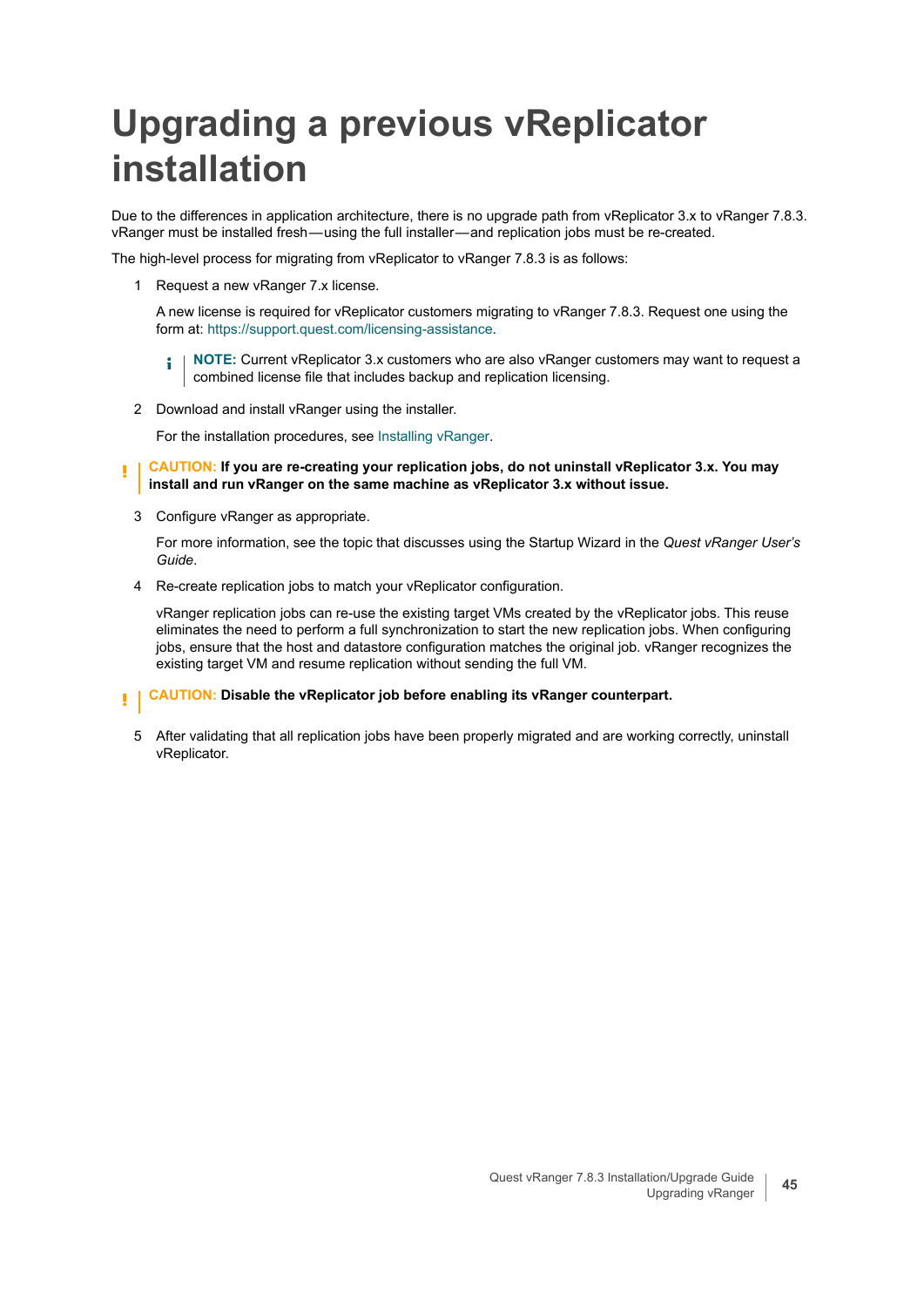# Upgrading a previous vReplicator installation

Due to the differences in application architecture, there is no upgrade path from vReplicator 3.x to vRanger 7.8.3. vRanger must be installed fresh—using the full installer—and replication jobs must be re-created.

The high-level process for migrating from vReplicator to vRanger 7.8.3 is as follows:

1. Request a new vRanger 7.x license.

   A new license is required for vReplicator customers migrating to vRanger 7.8.3. Request one using the form at: https://support.quest.com/licensing-assistance.

   > **NOTE:** Current vReplicator 3.x customers who are also vRanger customers may want to request a combined license file that includes backup and replication licensing.

2. Download and install vRanger using the installer.

   For the installation procedures, see Installing vRanger.

> **CAUTION: If you are re-creating your replication jobs, do not uninstall vReplicator 3.x. You may install and run vRanger on the same machine as vReplicator 3.x without issue.**

3. Configure vRanger as appropriate.

   For more information, see the topic that discusses using the Startup Wizard in the *Quest vRanger User's Guide*.

4. Re-create replication jobs to match your vReplicator configuration.

   vRanger replication jobs can re-use the existing target VMs created by the vReplicator jobs. This reuse eliminates the need to perform a full synchronization to start the new replication jobs. When configuring jobs, ensure that the host and datastore configuration matches the original job. vRanger recognizes the existing target VM and resume replication without sending the full VM.

> **CAUTION: Disable the vReplicator job before enabling its vRanger counterpart.**

5. After validating that all replication jobs have been properly migrated and are working correctly, uninstall vReplicator.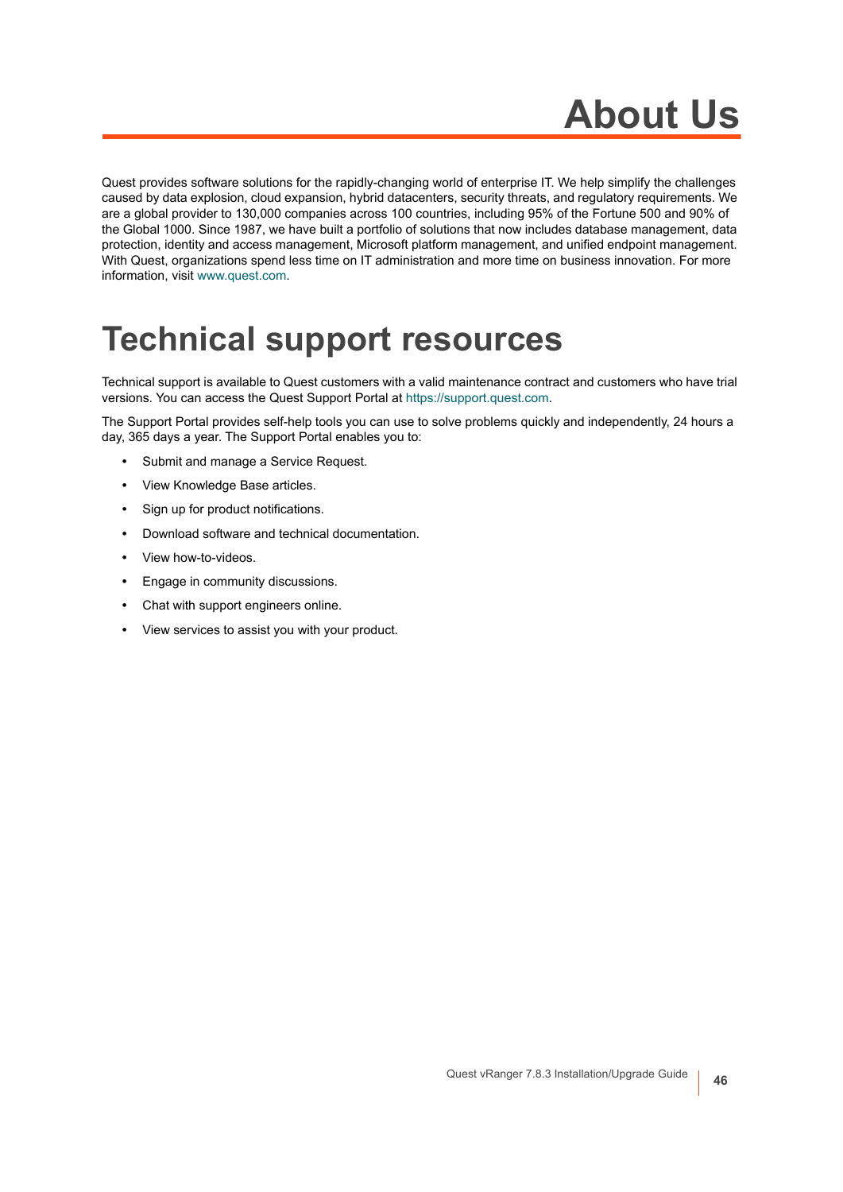# About Us

Quest provides software solutions for the rapidly-changing world of enterprise IT. We help simplify the challenges caused by data explosion, cloud expansion, hybrid datacenters, security threats, and regulatory requirements. We are a global provider to 130,000 companies across 100 countries, including 95% of the Fortune 500 and 90% of the Global 1000. Since 1987, we have built a portfolio of solutions that now includes database management, data protection, identity and access management, Microsoft platform management, and unified endpoint management. With Quest, organizations spend less time on IT administration and more time on business innovation. For more information, visit www.quest.com.

# Technical support resources

Technical support is available to Quest customers with a valid maintenance contract and customers who have trial versions. You can access the Quest Support Portal at https://support.quest.com.

The Support Portal provides self-help tools you can use to solve problems quickly and independently, 24 hours a day, 365 days a year. The Support Portal enables you to:

- Submit and manage a Service Request.
- View Knowledge Base articles.
- Sign up for product notifications.
- Download software and technical documentation.
- View how-to-videos.
- Engage in community discussions.
- Chat with support engineers online.
- View services to assist you with your product.